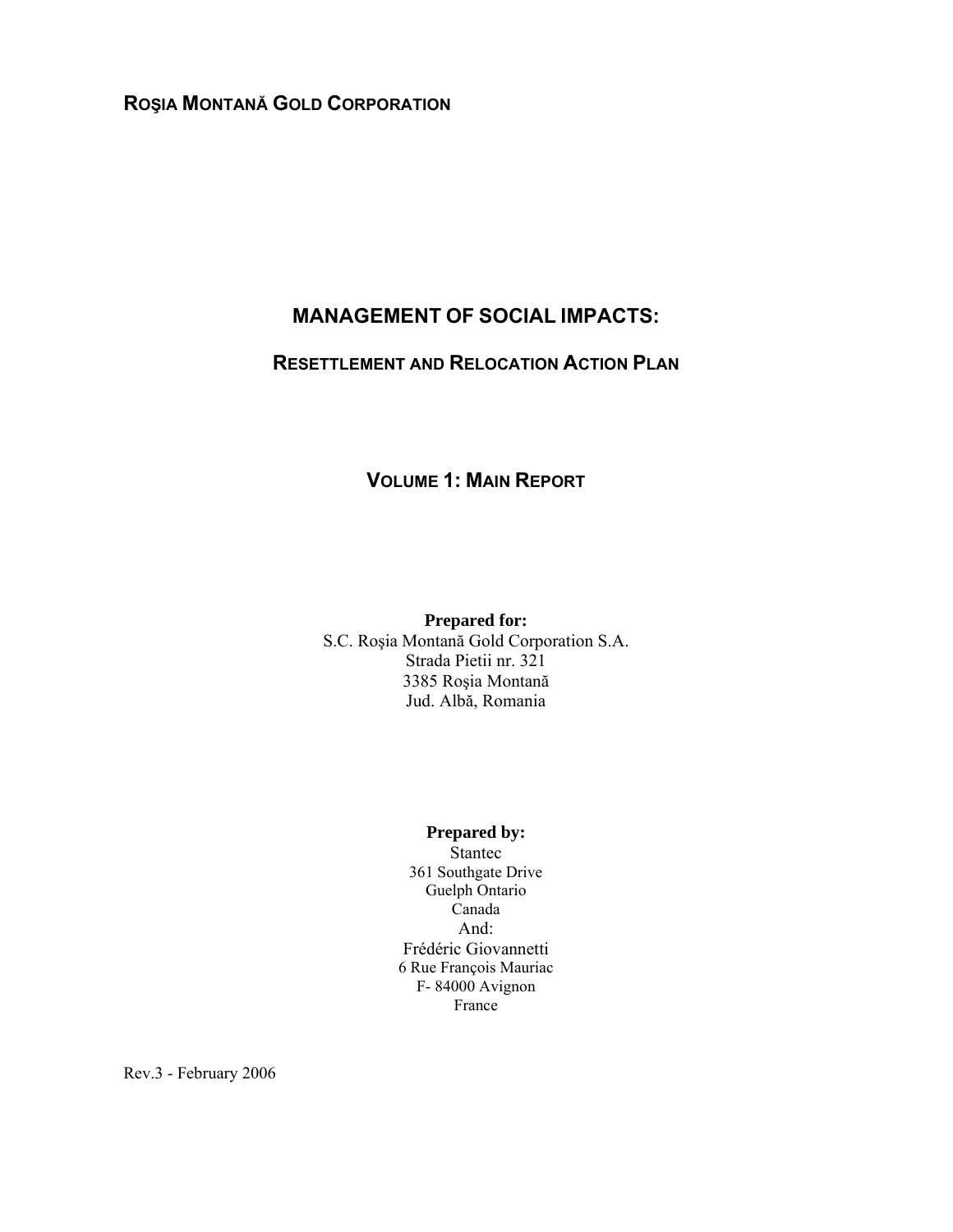**ROŞIA MONTANĂ GOLD CORPORATION**

# MANAGEMENT OF SOCIAL IMPACTS:

## RESETTLEMENT AND RELOCATION ACTION PLAN

## VOLUME 1: MAIN REPORT

**Prepared for:**
S.C. Roşia Montană Gold Corporation S.A.
Strada Pietii nr. 321
3385 Roşia Montană
Jud. Albă, Romania

**Prepared by:**
Stantec
361 Southgate Drive
Guelph Ontario
Canada
And:
Frédéric Giovannetti
6 Rue François Mauriac
F- 84000 Avignon
France

Rev.3 - February 2006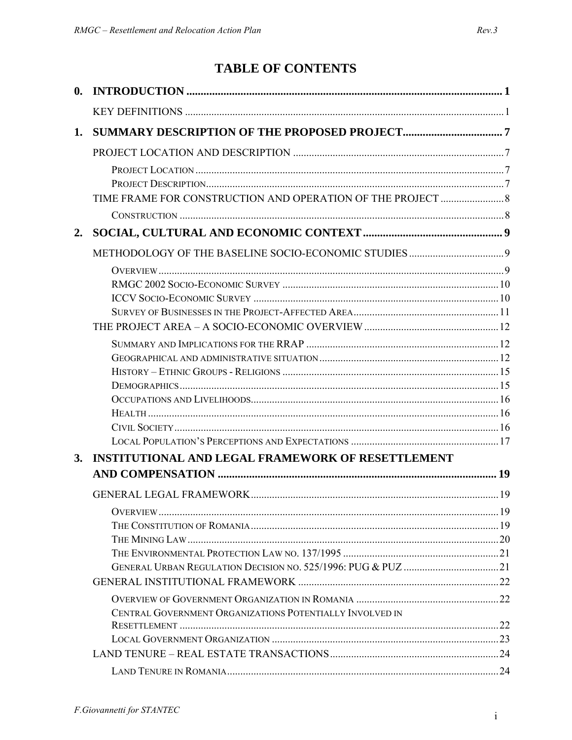# TABLE OF CONTENTS

**0. INTRODUCTION** ........................................................ 1

- KEY DEFINITIONS ........................................................ 1

**1. SUMMARY DESCRIPTION OF THE PROPOSED PROJECT** ........................................................ 7

- PROJECT LOCATION AND DESCRIPTION ........................................................ 7
  - Project Location ........................................................ 7
  - Project Description ........................................................ 7
- TIME FRAME FOR CONSTRUCTION AND OPERATION OF THE PROJECT ........................................................ 8
  - Construction ........................................................ 8

**2. SOCIAL, CULTURAL AND ECONOMIC CONTEXT** ........................................................ 9

- METHODOLOGY OF THE BASELINE SOCIO-ECONOMIC STUDIES ........................................................ 9
  - Overview ........................................................ 9
  - RMGC 2002 Socio-Economic Survey ........................................................ 10
  - ICCV Socio-Economic Survey ........................................................ 10
  - Survey of Businesses in the Project-Affected Area ........................................................ 11
- THE PROJECT AREA – A SOCIO-ECONOMIC OVERVIEW ........................................................ 12
  - Summary and Implications for the RRAP ........................................................ 12
  - Geographical and administrative situation ........................................................ 12
  - History – Ethnic Groups - Religions ........................................................ 15
  - Demographics ........................................................ 15
  - Occupations and Livelihoods ........................................................ 16
  - Health ........................................................ 16
  - Civil Society ........................................................ 16
  - Local Population's Perceptions and Expectations ........................................................ 17

**3. INSTITUTIONAL AND LEGAL FRAMEWORK OF RESETTLEMENT AND COMPENSATION** ........................................................ 19

- GENERAL LEGAL FRAMEWORK ........................................................ 19
  - Overview ........................................................ 19
  - The Constitution of Romania ........................................................ 19
  - The Mining Law ........................................................ 20
  - The Environmental Protection Law no. 137/1995 ........................................................ 21
  - General Urban Regulation Decision no. 525/1996: PUG & PUZ ........................................................ 21
- GENERAL INSTITUTIONAL FRAMEWORK ........................................................ 22
  - Overview of Government Organization in Romania ........................................................ 22
  - Central Government Organizations Potentially Involved in Resettlement ........................................................ 22
  - Local Government Organization ........................................................ 23
- LAND TENURE – REAL ESTATE TRANSACTIONS ........................................................ 24
  - Land Tenure in Romania ........................................................ 24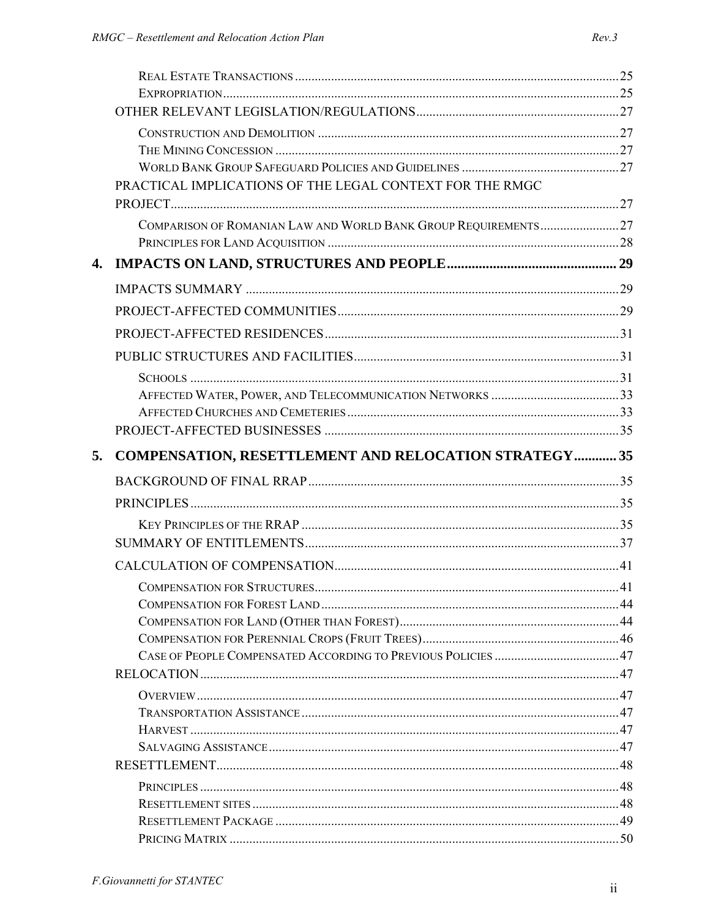REAL ESTATE TRANSACTIONS ..... 25
EXPROPRIATION ..... 25
OTHER RELEVANT LEGISLATION/REGULATIONS ..... 27
CONSTRUCTION AND DEMOLITION ..... 27
THE MINING CONCESSION ..... 27
WORLD BANK GROUP SAFEGUARD POLICIES AND GUIDELINES ..... 27
PRACTICAL IMPLICATIONS OF THE LEGAL CONTEXT FOR THE RMGC PROJECT ..... 27
COMPARISON OF ROMANIAN LAW AND WORLD BANK GROUP REQUIREMENTS ..... 27
PRINCIPLES FOR LAND ACQUISITION ..... 28

**4. IMPACTS ON LAND, STRUCTURES AND PEOPLE ..... 29**

IMPACTS SUMMARY ..... 29
PROJECT-AFFECTED COMMUNITIES ..... 29
PROJECT-AFFECTED RESIDENCES ..... 31
PUBLIC STRUCTURES AND FACILITIES ..... 31
SCHOOLS ..... 31
AFFECTED WATER, POWER, AND TELECOMMUNICATION NETWORKS ..... 33
AFFECTED CHURCHES AND CEMETERIES ..... 33
PROJECT-AFFECTED BUSINESSES ..... 35

**5. COMPENSATION, RESETTLEMENT AND RELOCATION STRATEGY ..... 35**

BACKGROUND OF FINAL RRAP ..... 35
PRINCIPLES ..... 35
KEY PRINCIPLES OF THE RRAP ..... 35
SUMMARY OF ENTITLEMENTS ..... 37
CALCULATION OF COMPENSATION ..... 41
COMPENSATION FOR STRUCTURES ..... 41
COMPENSATION FOR FOREST LAND ..... 44
COMPENSATION FOR LAND (OTHER THAN FOREST) ..... 44
COMPENSATION FOR PERENNIAL CROPS (FRUIT TREES) ..... 46
CASE OF PEOPLE COMPENSATED ACCORDING TO PREVIOUS POLICIES ..... 47
RELOCATION ..... 47
OVERVIEW ..... 47
TRANSPORTATION ASSISTANCE ..... 47
HARVEST ..... 47
SALVAGING ASSISTANCE ..... 47
RESETTLEMENT ..... 48
PRINCIPLES ..... 48
RESETTLEMENT SITES ..... 48
RESETTLEMENT PACKAGE ..... 49
PRICING MATRIX ..... 50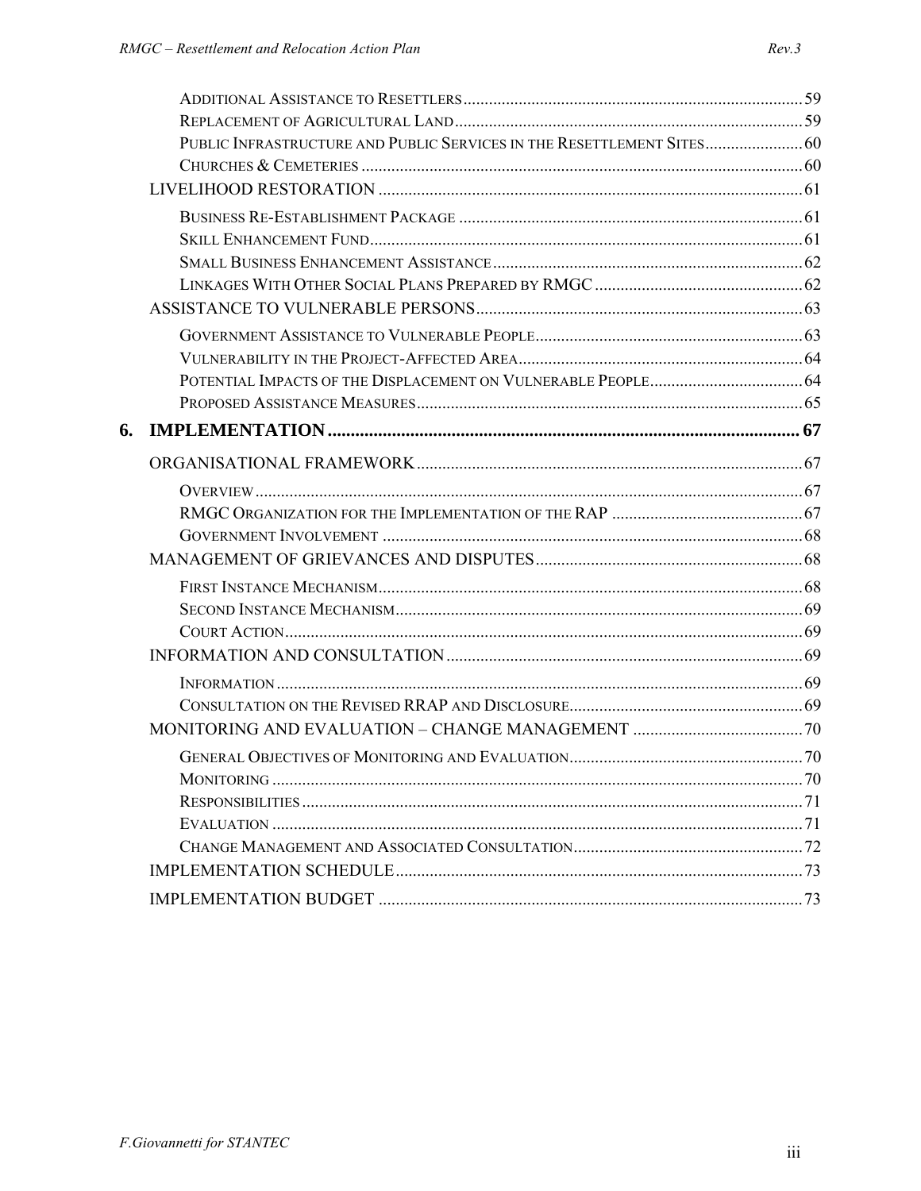Additional Assistance to Resettlers ............................................................ 59
Replacement of Agricultural Land ............................................................ 59
Public Infrastructure and Public Services in the Resettlement Sites ............................ 60
Churches & Cemeteries ............................................................ 60

LIVELIHOOD RESTORATION ............................................................ 61

Business Re-Establishment Package ............................................................ 61
Skill Enhancement Fund ............................................................ 61
Small Business Enhancement Assistance ............................................................ 62
Linkages With Other Social Plans Prepared by RMGC ............................................................ 62

ASSISTANCE TO VULNERABLE PERSONS ............................................................ 63

Government Assistance to Vulnerable People ............................................................ 63
Vulnerability in the Project-Affected Area ............................................................ 64
Potential Impacts of the Displacement on Vulnerable People ............................................................ 64
Proposed Assistance Measures ............................................................ 65

**6. IMPLEMENTATION ............................................................ 67**

ORGANISATIONAL FRAMEWORK ............................................................ 67

Overview ............................................................ 67
RMGC Organization for the Implementation of the RAP ............................................................ 67
Government Involvement ............................................................ 68

MANAGEMENT OF GRIEVANCES AND DISPUTES ............................................................ 68

First Instance Mechanism ............................................................ 68
Second Instance Mechanism ............................................................ 69
Court Action ............................................................ 69

INFORMATION AND CONSULTATION ............................................................ 69

Information ............................................................ 69
Consultation on the Revised RRAP and Disclosure ............................................................ 69

MONITORING AND EVALUATION – CHANGE MANAGEMENT ............................................................ 70

General Objectives of Monitoring and Evaluation ............................................................ 70
Monitoring ............................................................ 70
Responsibilities ............................................................ 71
Evaluation ............................................................ 71
Change Management and Associated Consultation ............................................................ 72

IMPLEMENTATION SCHEDULE ............................................................ 73

IMPLEMENTATION BUDGET ............................................................ 73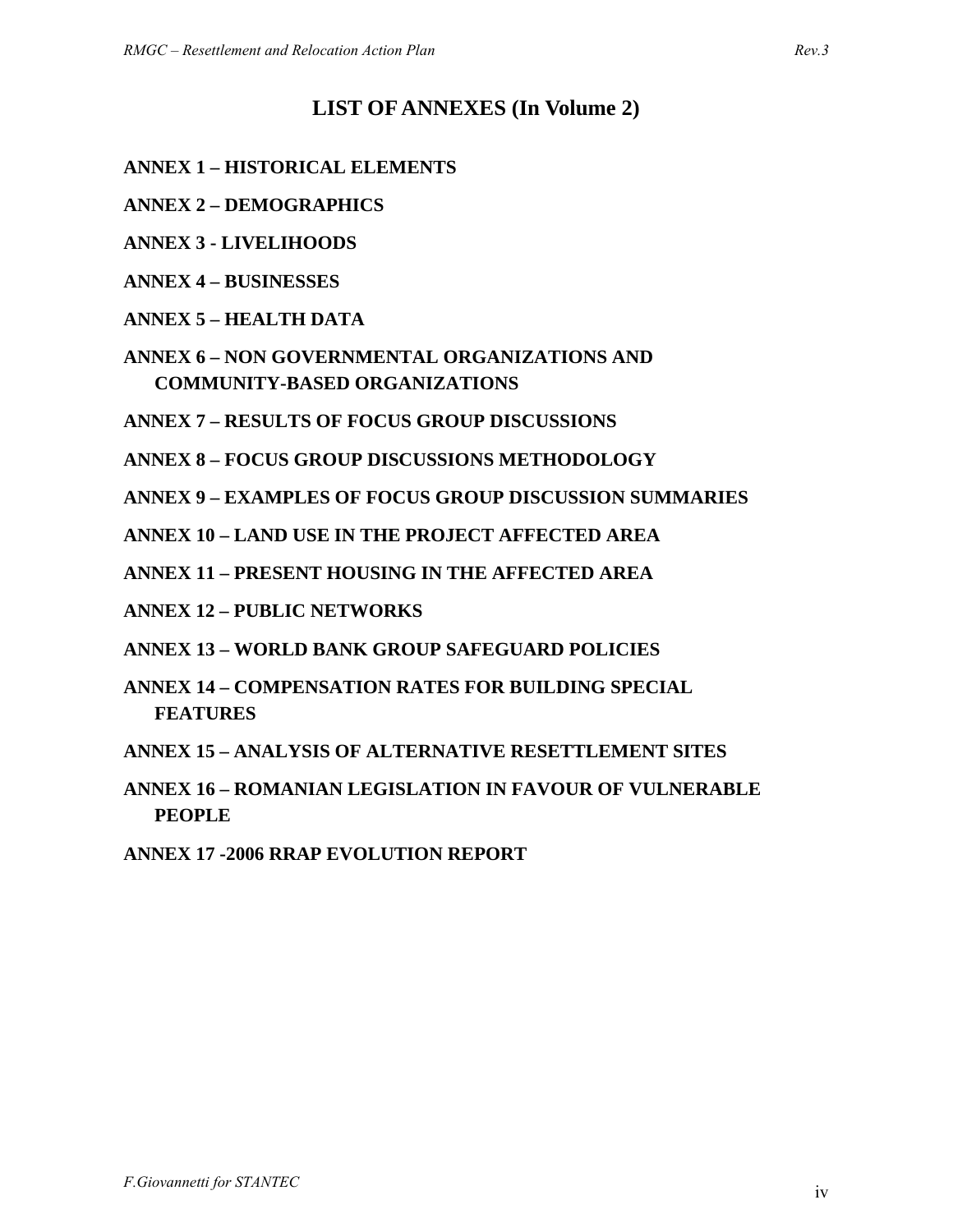# LIST OF ANNEXES (In Volume 2)

**ANNEX 1 – HISTORICAL ELEMENTS**

**ANNEX 2 – DEMOGRAPHICS**

**ANNEX 3 - LIVELIHOODS**

**ANNEX 4 – BUSINESSES**

**ANNEX 5 – HEALTH DATA**

**ANNEX 6 – NON GOVERNMENTAL ORGANIZATIONS AND COMMUNITY-BASED ORGANIZATIONS**

**ANNEX 7 – RESULTS OF FOCUS GROUP DISCUSSIONS**

**ANNEX 8 – FOCUS GROUP DISCUSSIONS METHODOLOGY**

**ANNEX 9 – EXAMPLES OF FOCUS GROUP DISCUSSION SUMMARIES**

**ANNEX 10 – LAND USE IN THE PROJECT AFFECTED AREA**

**ANNEX 11 – PRESENT HOUSING IN THE AFFECTED AREA**

**ANNEX 12 – PUBLIC NETWORKS**

**ANNEX 13 – WORLD BANK GROUP SAFEGUARD POLICIES**

**ANNEX 14 – COMPENSATION RATES FOR BUILDING SPECIAL FEATURES**

**ANNEX 15 – ANALYSIS OF ALTERNATIVE RESETTLEMENT SITES**

**ANNEX 16 – ROMANIAN LEGISLATION IN FAVOUR OF VULNERABLE PEOPLE**

**ANNEX 17 -2006 RRAP EVOLUTION REPORT**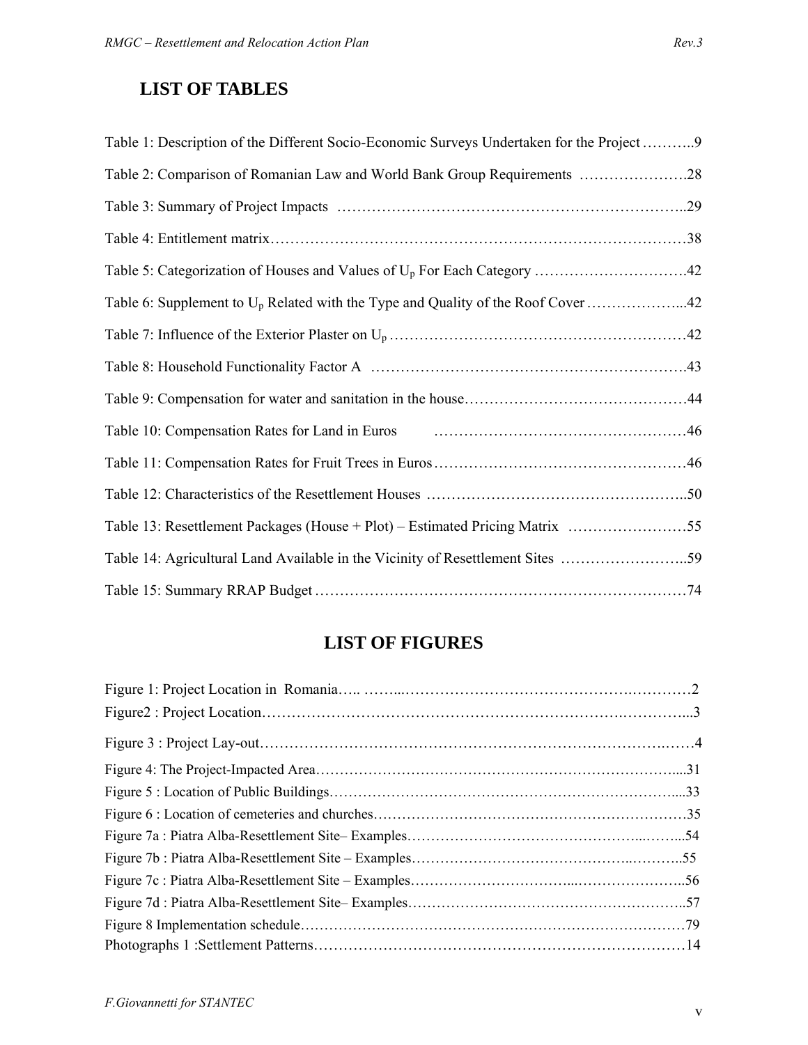## LIST OF TABLES

Table 1: Description of the Different Socio-Economic Surveys Undertaken for the Project ………..9

Table 2: Comparison of Romanian Law and World Bank Group Requirements ………………….28

Table 3: Summary of Project Impacts …………………………………………………………..29

Table 4: Entitlement matrix………………………………………………………………………38

Table 5: Categorization of Houses and Values of $U_p$ For Each Category ………………………….42

Table 6: Supplement to $U_p$ Related with the Type and Quality of the Roof Cover ………………...42

Table 7: Influence of the Exterior Plaster on $U_p$ ……………………………………………………42

Table 8: Household Functionality Factor A ……………………………………………………….43

Table 9: Compensation for water and sanitation in the house………………………………………44

Table 10: Compensation Rates for Land in Euros ……………………………………………46

Table 11: Compensation Rates for Fruit Trees in Euros……………………………………………46

Table 12: Characteristics of the Resettlement Houses ……………………………………………..50

Table 13: Resettlement Packages (House + Plot) – Estimated Pricing Matrix ……………………55

Table 14: Agricultural Land Available in the Vicinity of Resettlement Sites ……………………..59

Table 15: Summary RRAP Budget ………………………………………………………………74

## LIST OF FIGURES

Figure 1: Project Location in Romania….. ……...……………………………….…………2

Figure2 : Project Location……………………………………………………………….………...3

Figure 3 : Project Lay-out…………………………………………………………………….……4

Figure 4: The Project-Impacted Area……………………………………………………………....31

Figure 5 : Location of Public Buildings…………………………………………………………....33

Figure 6 : Location of cemeteries and churches……………………………………………………35

Figure 7a : Piatra Alba-Resettlement Site– Examples……………………………………...……...54

Figure 7b : Piatra Alba-Resettlement Site – Examples…………………………………..………..55

Figure 7c : Piatra Alba-Resettlement Site – Examples…………………….……...……………….56

Figure 7d : Piatra Alba-Resettlement Site– Examples………………………………………………..57

Figure 8 Implementation schedule………………………………………………………………79

Photographs 1 :Settlement Patterns…………………………………………………………………14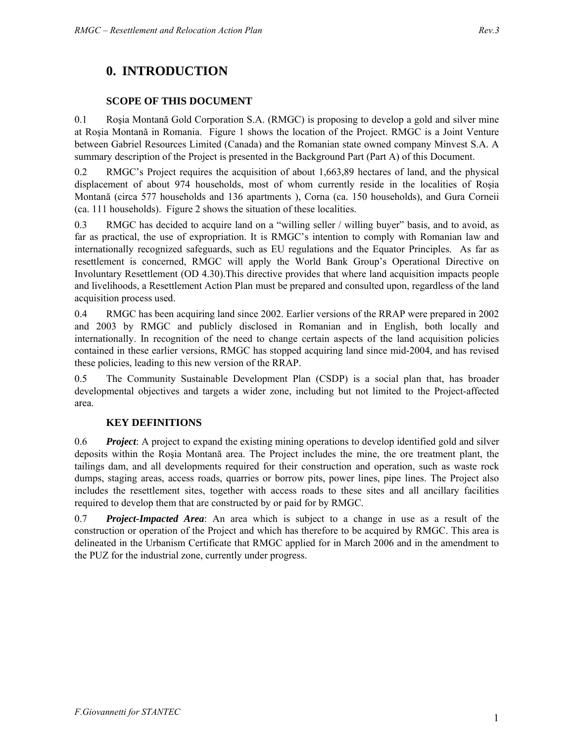# 0. INTRODUCTION

### SCOPE OF THIS DOCUMENT

0.1 Roşia Montană Gold Corporation S.A. (RMGC) is proposing to develop a gold and silver mine at Roşia Montană in Romania. Figure 1 shows the location of the Project. RMGC is a Joint Venture between Gabriel Resources Limited (Canada) and the Romanian state owned company Minvest S.A. A summary description of the Project is presented in the Background Part (Part A) of this Document.

0.2 RMGC's Project requires the acquisition of about 1,663,89 hectares of land, and the physical displacement of about 974 households, most of whom currently reside in the localities of Roşia Montană (circa 577 households and 136 apartments ), Corna (ca. 150 households), and Gura Corneii (ca. 111 households). Figure 2 shows the situation of these localities.

0.3 RMGC has decided to acquire land on a "willing seller / willing buyer" basis, and to avoid, as far as practical, the use of expropriation. It is RMGC's intention to comply with Romanian law and internationally recognized safeguards, such as EU regulations and the Equator Principles. As far as resettlement is concerned, RMGC will apply the World Bank Group's Operational Directive on Involuntary Resettlement (OD 4.30).This directive provides that where land acquisition impacts people and livelihoods, a Resettlement Action Plan must be prepared and consulted upon, regardless of the land acquisition process used.

0.4 RMGC has been acquiring land since 2002. Earlier versions of the RRAP were prepared in 2002 and 2003 by RMGC and publicly disclosed in Romanian and in English, both locally and internationally. In recognition of the need to change certain aspects of the land acquisition policies contained in these earlier versions, RMGC has stopped acquiring land since mid-2004, and has revised these policies, leading to this new version of the RRAP.

0.5 The Community Sustainable Development Plan (CSDP) is a social plan that, has broader developmental objectives and targets a wider zone, including but not limited to the Project-affected area.

### KEY DEFINITIONS

0.6 ***Project***: A project to expand the existing mining operations to develop identified gold and silver deposits within the Roşia Montană area. The Project includes the mine, the ore treatment plant, the tailings dam, and all developments required for their construction and operation, such as waste rock dumps, staging areas, access roads, quarries or borrow pits, power lines, pipe lines. The Project also includes the resettlement sites, together with access roads to these sites and all ancillary facilities required to develop them that are constructed by or paid for by RMGC.

0.7 ***Project-Impacted Area***: An area which is subject to a change in use as a result of the construction or operation of the Project and which has therefore to be acquired by RMGC. This area is delineated in the Urbanism Certificate that RMGC applied for in March 2006 and in the amendment to the PUZ for the industrial zone, currently under progress.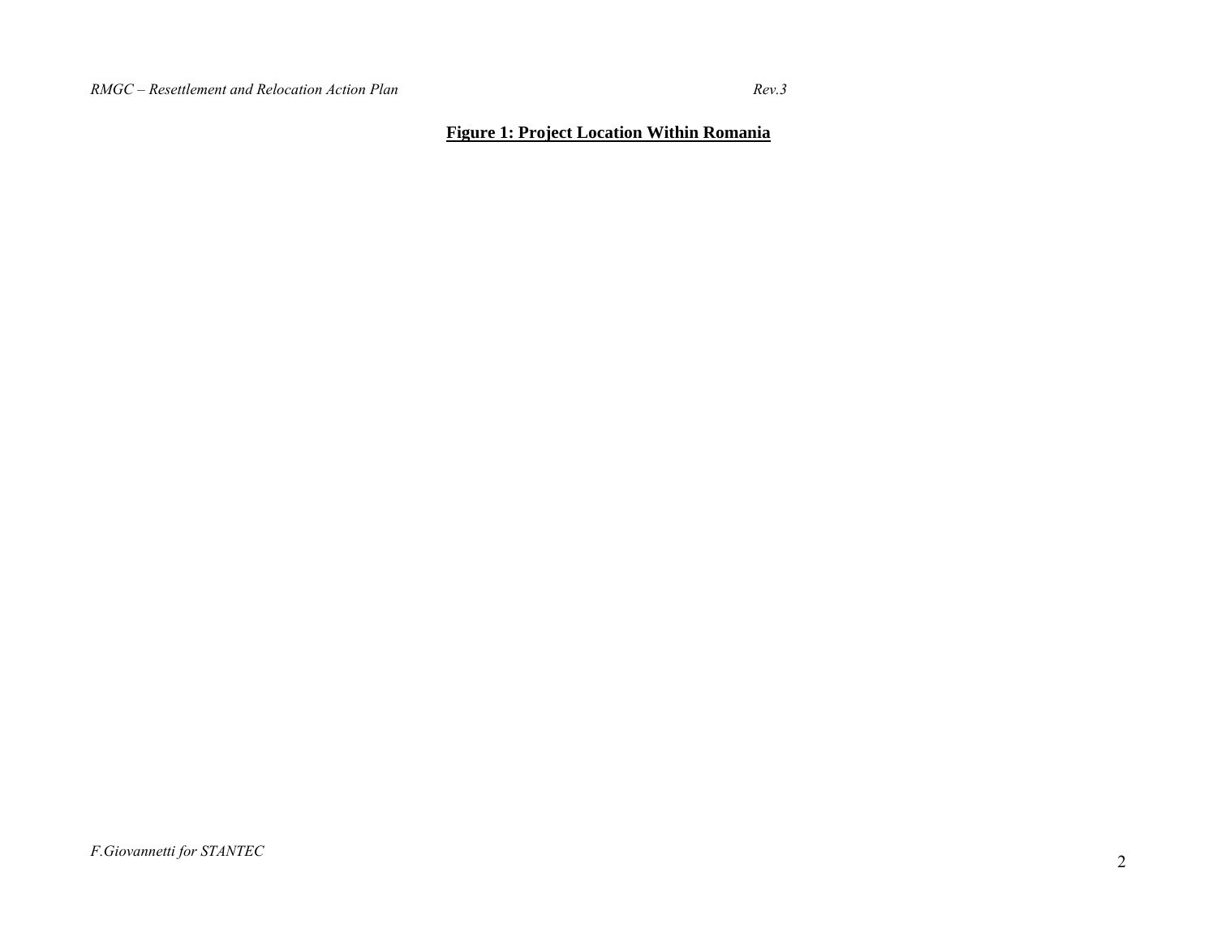**Figure 1: Project Location Within Romania**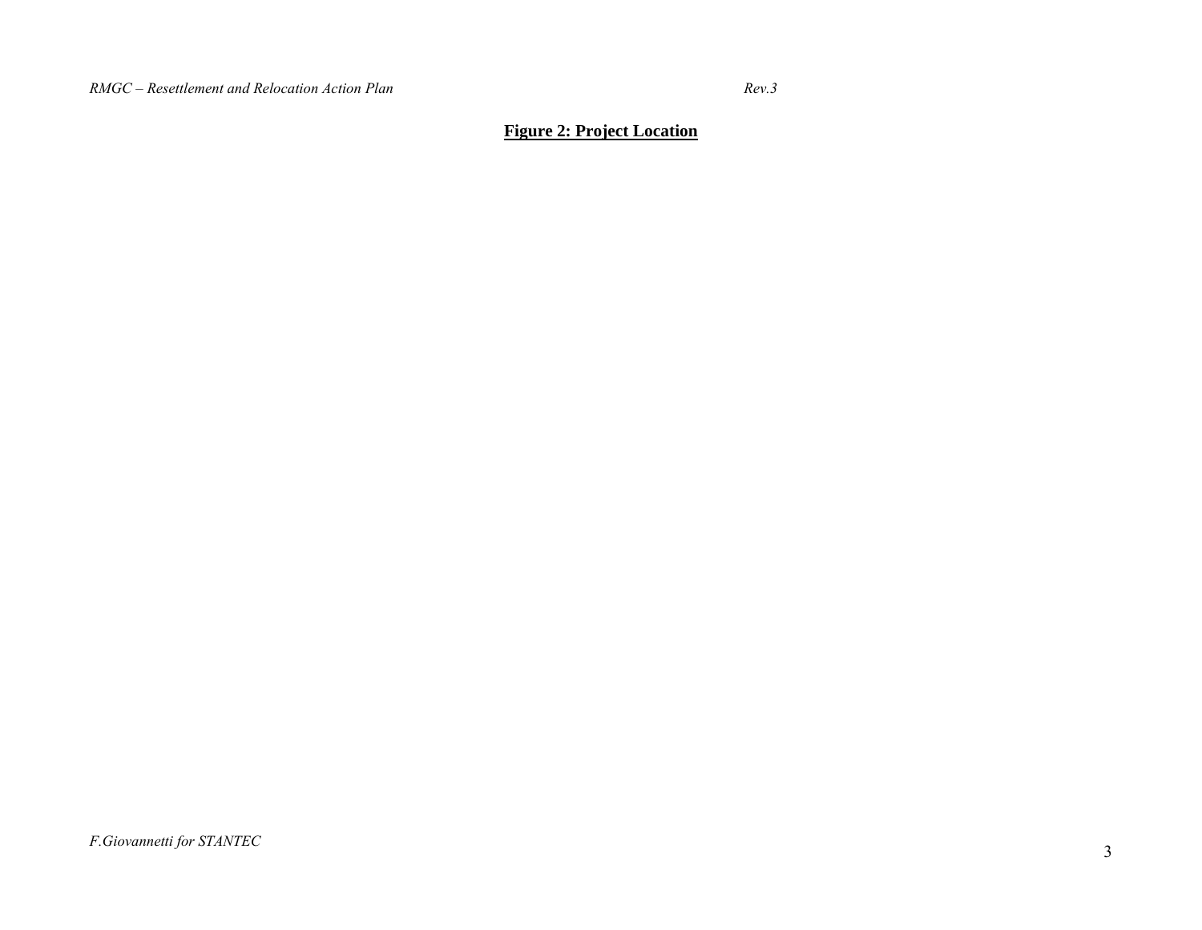**Figure 2: Project Location**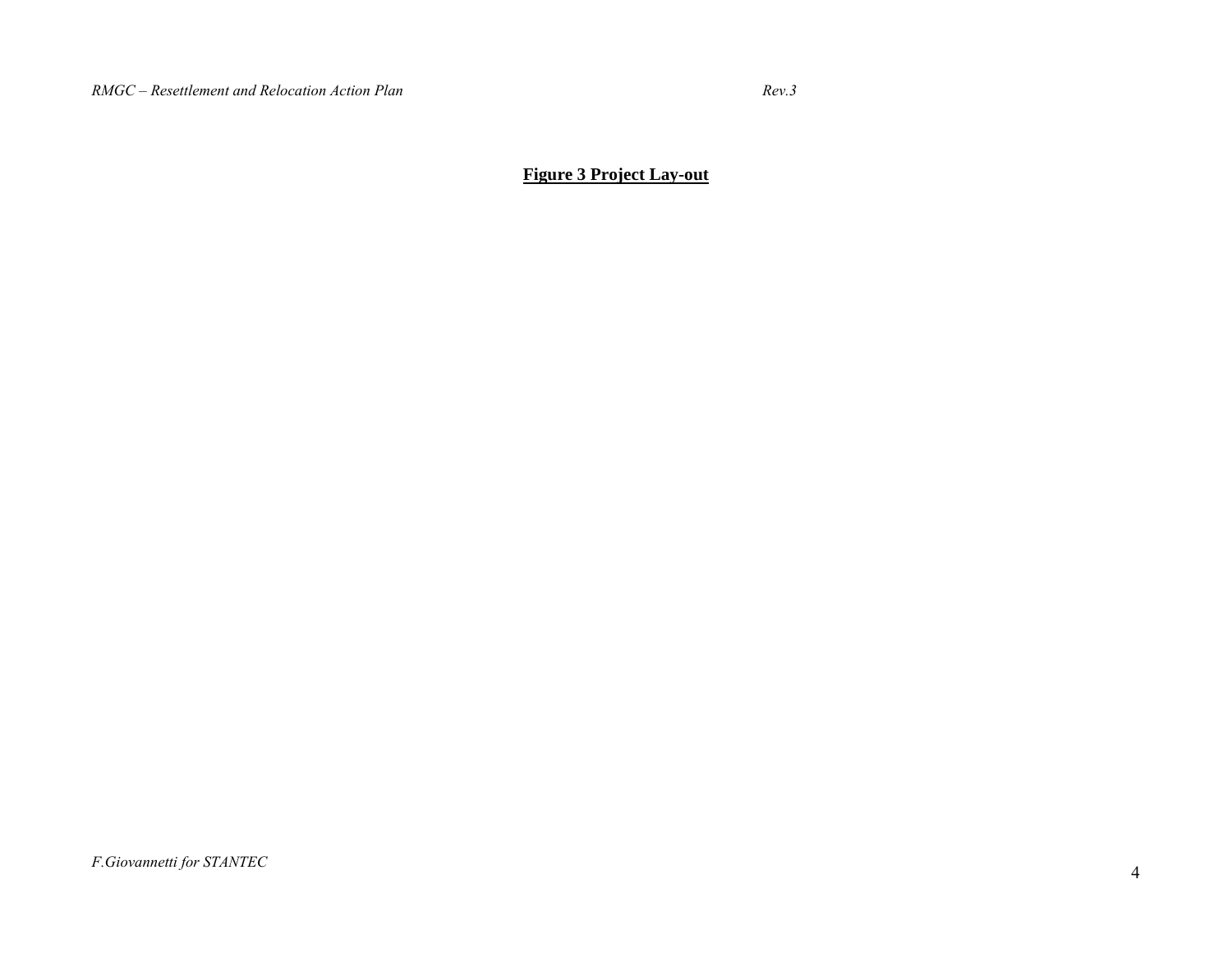**Figure 3 Project Lay-out**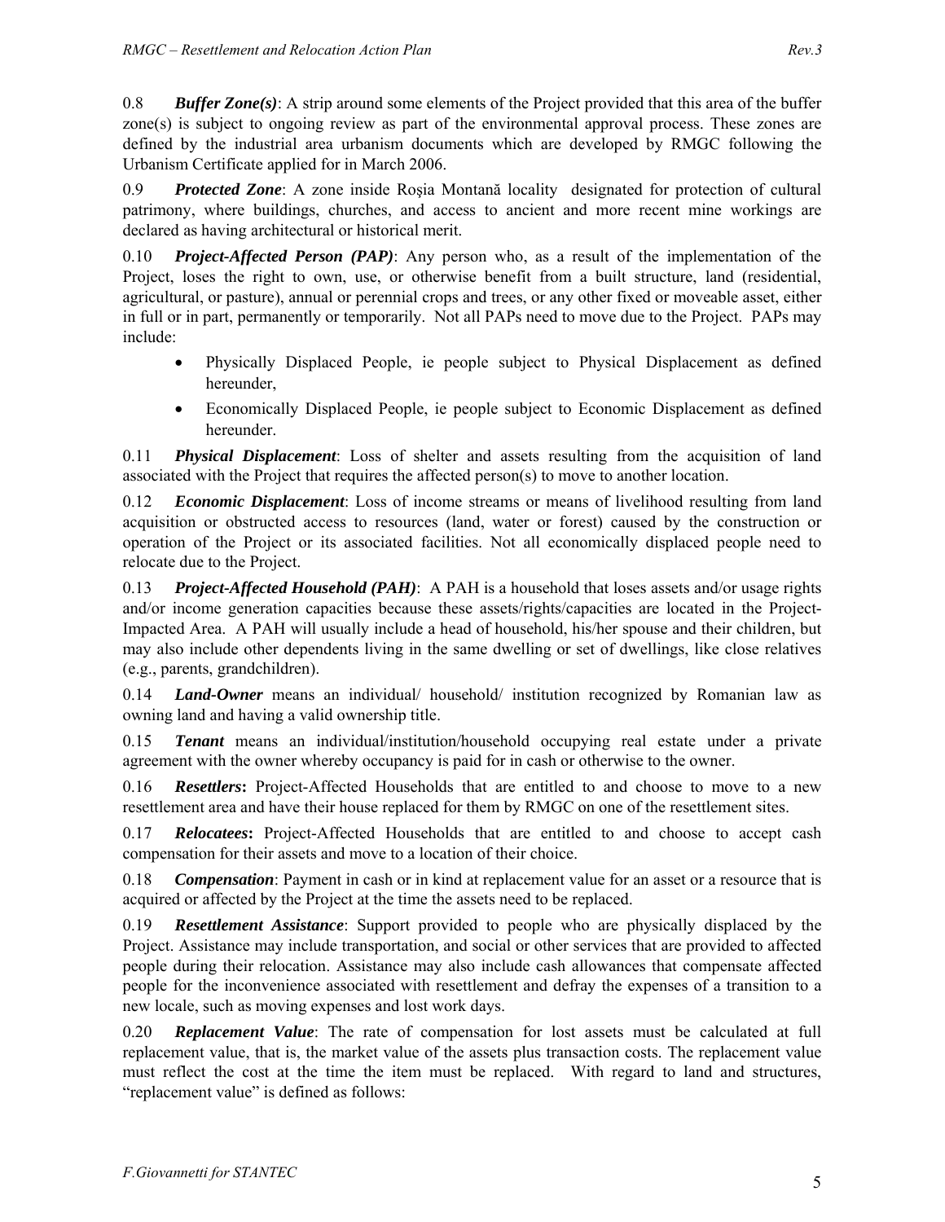0.8 ***Buffer Zone(s)***: A strip around some elements of the Project provided that this area of the buffer zone(s) is subject to ongoing review as part of the environmental approval process. These zones are defined by the industrial area urbanism documents which are developed by RMGC following the Urbanism Certificate applied for in March 2006.

0.9 ***Protected Zone***: A zone inside Roşia Montană locality designated for protection of cultural patrimony, where buildings, churches, and access to ancient and more recent mine workings are declared as having architectural or historical merit.

0.10 ***Project-Affected Person (PAP)***: Any person who, as a result of the implementation of the Project, loses the right to own, use, or otherwise benefit from a built structure, land (residential, agricultural, or pasture), annual or perennial crops and trees, or any other fixed or moveable asset, either in full or in part, permanently or temporarily. Not all PAPs need to move due to the Project. PAPs may include:

- Physically Displaced People, ie people subject to Physical Displacement as defined hereunder,
- Economically Displaced People, ie people subject to Economic Displacement as defined hereunder.

0.11 ***Physical Displacement***: Loss of shelter and assets resulting from the acquisition of land associated with the Project that requires the affected person(s) to move to another location.

0.12 ***Economic Displacement***: Loss of income streams or means of livelihood resulting from land acquisition or obstructed access to resources (land, water or forest) caused by the construction or operation of the Project or its associated facilities. Not all economically displaced people need to relocate due to the Project.

0.13 ***Project-Affected Household (PAH)***: A PAH is a household that loses assets and/or usage rights and/or income generation capacities because these assets/rights/capacities are located in the Project-Impacted Area. A PAH will usually include a head of household, his/her spouse and their children, but may also include other dependents living in the same dwelling or set of dwellings, like close relatives (e.g., parents, grandchildren).

0.14 ***Land-Owner*** means an individual/ household/ institution recognized by Romanian law as owning land and having a valid ownership title.

0.15 ***Tenant*** means an individual/institution/household occupying real estate under a private agreement with the owner whereby occupancy is paid for in cash or otherwise to the owner.

0.16 ***Resettlers*:** Project-Affected Households that are entitled to and choose to move to a new resettlement area and have their house replaced for them by RMGC on one of the resettlement sites.

0.17 ***Relocatees*:** Project-Affected Households that are entitled to and choose to accept cash compensation for their assets and move to a location of their choice.

0.18 ***Compensation***: Payment in cash or in kind at replacement value for an asset or a resource that is acquired or affected by the Project at the time the assets need to be replaced.

0.19 ***Resettlement Assistance***: Support provided to people who are physically displaced by the Project. Assistance may include transportation, and social or other services that are provided to affected people during their relocation. Assistance may also include cash allowances that compensate affected people for the inconvenience associated with resettlement and defray the expenses of a transition to a new locale, such as moving expenses and lost work days.

0.20 ***Replacement Value***: The rate of compensation for lost assets must be calculated at full replacement value, that is, the market value of the assets plus transaction costs. The replacement value must reflect the cost at the time the item must be replaced. With regard to land and structures, "replacement value" is defined as follows: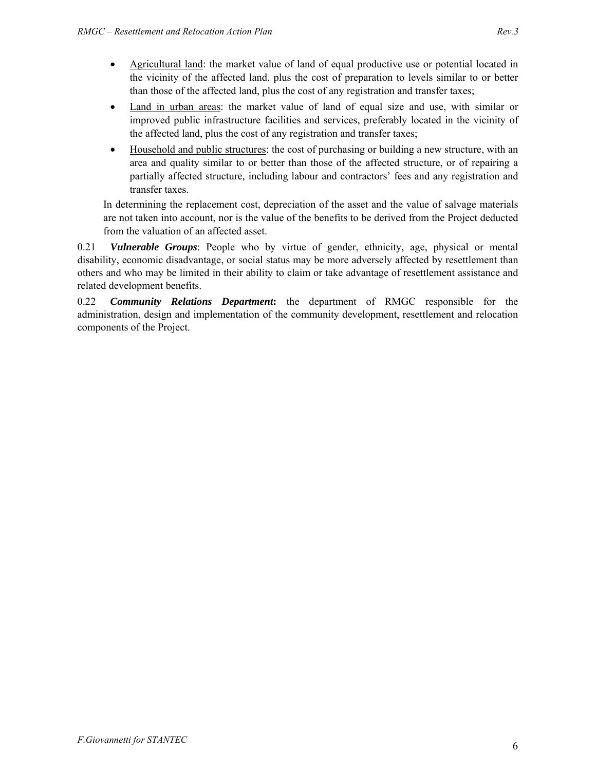- Agricultural land: the market value of land of equal productive use or potential located in the vicinity of the affected land, plus the cost of preparation to levels similar to or better than those of the affected land, plus the cost of any registration and transfer taxes;
- Land in urban areas: the market value of land of equal size and use, with similar or improved public infrastructure facilities and services, preferably located in the vicinity of the affected land, plus the cost of any registration and transfer taxes;
- Household and public structures: the cost of purchasing or building a new structure, with an area and quality similar to or better than those of the affected structure, or of repairing a partially affected structure, including labour and contractors' fees and any registration and transfer taxes.

In determining the replacement cost, depreciation of the asset and the value of salvage materials are not taken into account, nor is the value of the benefits to be derived from the Project deducted from the valuation of an affected asset.

0.21 ***Vulnerable Groups***: People who by virtue of gender, ethnicity, age, physical or mental disability, economic disadvantage, or social status may be more adversely affected by resettlement than others and who may be limited in their ability to claim or take advantage of resettlement assistance and related development benefits.

0.22 ***Community Relations Department*****:** the department of RMGC responsible for the administration, design and implementation of the community development, resettlement and relocation components of the Project.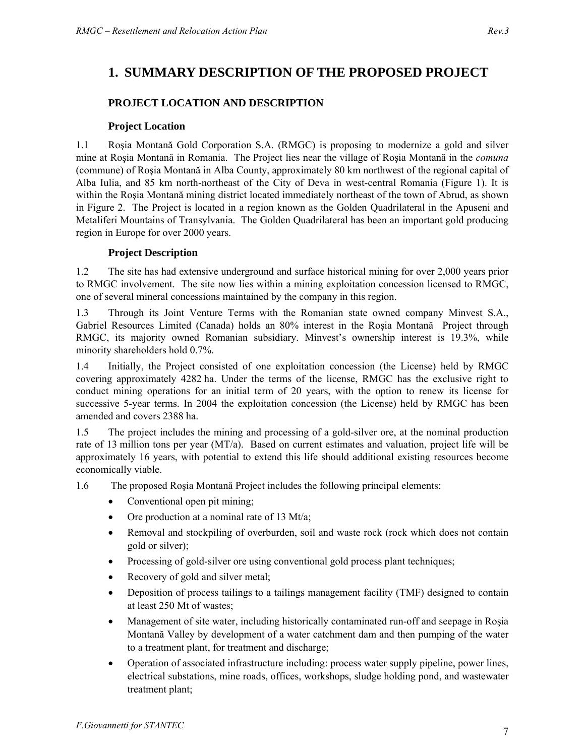# 1. SUMMARY DESCRIPTION OF THE PROPOSED PROJECT

## PROJECT LOCATION AND DESCRIPTION

### Project Location

1.1 Roşia Montană Gold Corporation S.A. (RMGC) is proposing to modernize a gold and silver mine at Roşia Montană in Romania. The Project lies near the village of Roşia Montană in the *comuna* (commune) of Roşia Montană in Alba County, approximately 80 km northwest of the regional capital of Alba Iulia, and 85 km north-northeast of the City of Deva in west-central Romania (Figure 1). It is within the Roşia Montană mining district located immediately northeast of the town of Abrud, as shown in Figure 2. The Project is located in a region known as the Golden Quadrilateral in the Apuseni and Metaliferi Mountains of Transylvania. The Golden Quadrilateral has been an important gold producing region in Europe for over 2000 years.

### Project Description

1.2 The site has had extensive underground and surface historical mining for over 2,000 years prior to RMGC involvement. The site now lies within a mining exploitation concession licensed to RMGC, one of several mineral concessions maintained by the company in this region.

1.3 Through its Joint Venture Terms with the Romanian state owned company Minvest S.A., Gabriel Resources Limited (Canada) holds an 80% interest in the Roşia Montană Project through RMGC, its majority owned Romanian subsidiary. Minvest's ownership interest is 19.3%, while minority shareholders hold 0.7%.

1.4 Initially, the Project consisted of one exploitation concession (the License) held by RMGC covering approximately 4282 ha. Under the terms of the license, RMGC has the exclusive right to conduct mining operations for an initial term of 20 years, with the option to renew its license for successive 5-year terms. In 2004 the exploitation concession (the License) held by RMGC has been amended and covers 2388 ha.

1.5 The project includes the mining and processing of a gold-silver ore, at the nominal production rate of 13 million tons per year (MT/a). Based on current estimates and valuation, project life will be approximately 16 years, with potential to extend this life should additional existing resources become economically viable.

1.6 The proposed Roşia Montană Project includes the following principal elements:

- Conventional open pit mining;
- Ore production at a nominal rate of 13 Mt/a;
- Removal and stockpiling of overburden, soil and waste rock (rock which does not contain gold or silver);
- Processing of gold-silver ore using conventional gold process plant techniques;
- Recovery of gold and silver metal;
- Deposition of process tailings to a tailings management facility (TMF) designed to contain at least 250 Mt of wastes;
- Management of site water, including historically contaminated run-off and seepage in Roşia Montană Valley by development of a water catchment dam and then pumping of the water to a treatment plant, for treatment and discharge;
- Operation of associated infrastructure including: process water supply pipeline, power lines, electrical substations, mine roads, offices, workshops, sludge holding pond, and wastewater treatment plant;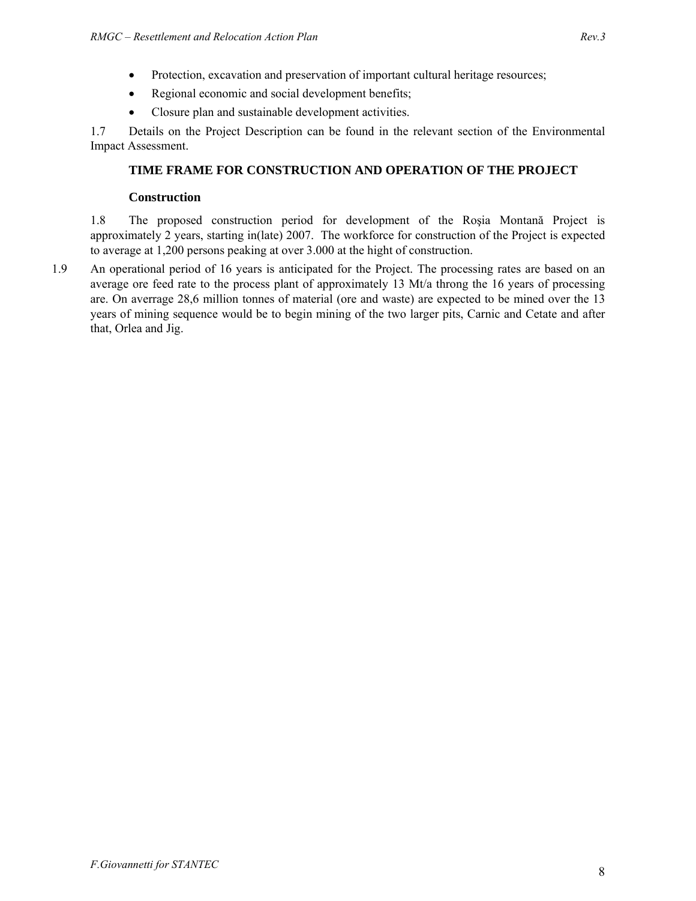- Protection, excavation and preservation of important cultural heritage resources;
- Regional economic and social development benefits;
- Closure plan and sustainable development activities.

1.7 Details on the Project Description can be found in the relevant section of the Environmental Impact Assessment.

## TIME FRAME FOR CONSTRUCTION AND OPERATION OF THE PROJECT

### Construction

1.8 The proposed construction period for development of the Roşia Montană Project is approximately 2 years, starting in(late) 2007. The workforce for construction of the Project is expected to average at 1,200 persons peaking at over 3.000 at the hight of construction.

1.9 An operational period of 16 years is anticipated for the Project. The processing rates are based on an average ore feed rate to the process plant of approximately 13 Mt/a throng the 16 years of processing are. On averrage 28,6 million tonnes of material (ore and waste) are expected to be mined over the 13 years of mining sequence would be to begin mining of the two larger pits, Carnic and Cetate and after that, Orlea and Jig.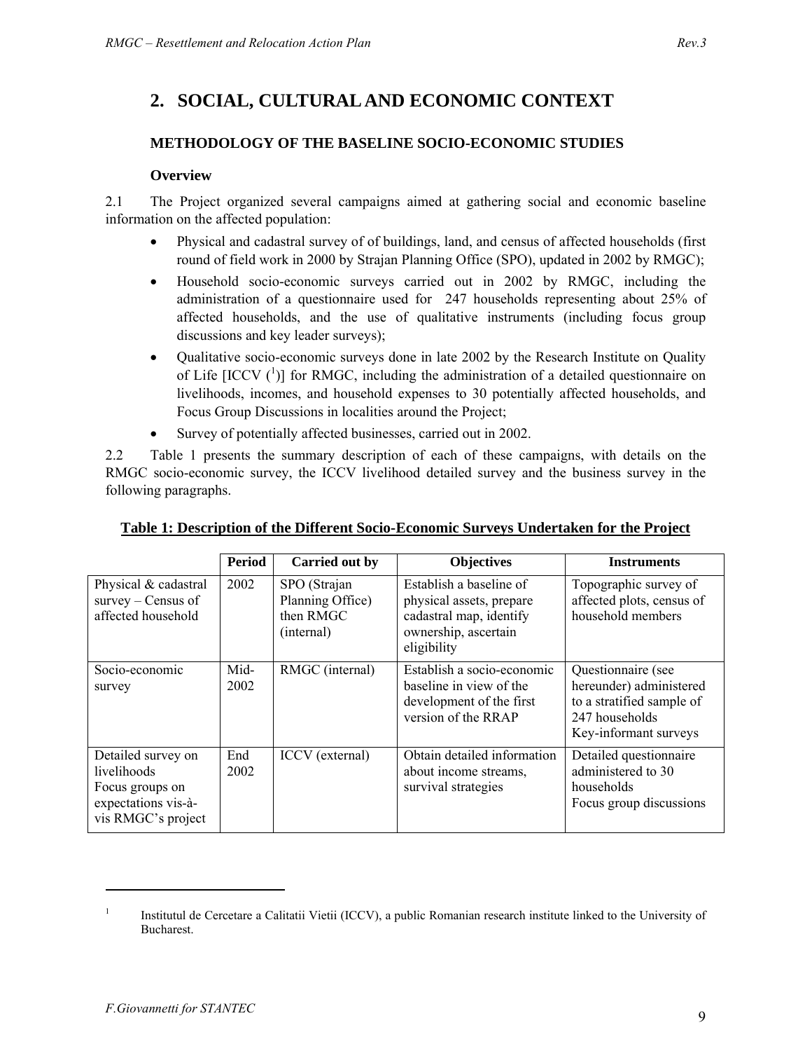# 2. SOCIAL, CULTURAL AND ECONOMIC CONTEXT

## METHODOLOGY OF THE BASELINE SOCIO-ECONOMIC STUDIES

### Overview

2.1 The Project organized several campaigns aimed at gathering social and economic baseline information on the affected population:

- Physical and cadastral survey of of buildings, land, and census of affected households (first round of field work in 2000 by Strajan Planning Office (SPO), updated in 2002 by RMGC);
- Household socio-economic surveys carried out in 2002 by RMGC, including the administration of a questionnaire used for 247 households representing about 25% of affected households, and the use of qualitative instruments (including focus group discussions and key leader surveys);
- Qualitative socio-economic surveys done in late 2002 by the Research Institute on Quality of Life [ICCV ([1])] for RMGC, including the administration of a detailed questionnaire on livelihoods, incomes, and household expenses to 30 potentially affected households, and Focus Group Discussions in localities around the Project;
- Survey of potentially affected businesses, carried out in 2002.

2.2 Table 1 presents the summary description of each of these campaigns, with details on the RMGC socio-economic survey, the ICCV livelihood detailed survey and the business survey in the following paragraphs.

**Table 1: Description of the Different Socio-Economic Surveys Undertaken for the Project**

| | Period | Carried out by | Objectives | Instruments |
|---|---|---|---|---|
| Physical & cadastral survey – Census of affected household | 2002 | SPO (Strajan Planning Office) then RMGC (internal) | Establish a baseline of physical assets, prepare cadastral map, identify ownership, ascertain eligibility | Topographic survey of affected plots, census of household members |
| Socio-economic survey | Mid-2002 | RMGC (internal) | Establish a socio-economic baseline in view of the development of the first version of the RRAP | Questionnaire (see hereunder) administered to a stratified sample of 247 households<br>Key-informant surveys |
| Detailed survey on livelihoods<br>Focus groups on expectations vis-à-vis RMGC's project | End 2002 | ICCV (external) | Obtain detailed information about income streams, survival strategies | Detailed questionnaire administered to 30 households<br>Focus group discussions |

[1] Institutul de Cercetare a Calitatii Vietii (ICCV), a public Romanian research institute linked to the University of Bucharest.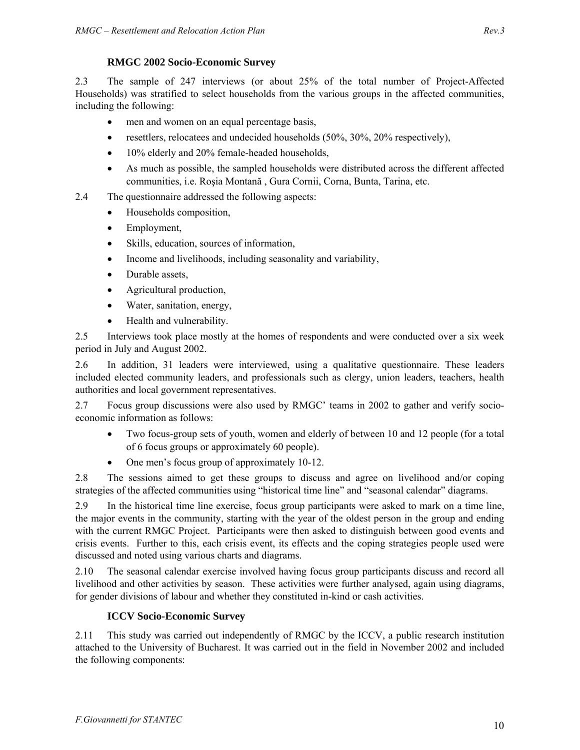### RMGC 2002 Socio-Economic Survey

2.3 The sample of 247 interviews (or about 25% of the total number of Project-Affected Households) was stratified to select households from the various groups in the affected communities, including the following:

- men and women on an equal percentage basis,
- resettlers, relocatees and undecided households (50%, 30%, 20% respectively),
- 10% elderly and 20% female-headed households,
- As much as possible, the sampled households were distributed across the different affected communities, i.e. Roşia Montană , Gura Cornii, Corna, Bunta, Tarina, etc.

2.4 The questionnaire addressed the following aspects:

- Households composition,
- Employment,
- Skills, education, sources of information,
- Income and livelihoods, including seasonality and variability,
- Durable assets,
- Agricultural production,
- Water, sanitation, energy,
- Health and vulnerability.

2.5 Interviews took place mostly at the homes of respondents and were conducted over a six week period in July and August 2002.

2.6 In addition, 31 leaders were interviewed, using a qualitative questionnaire. These leaders included elected community leaders, and professionals such as clergy, union leaders, teachers, health authorities and local government representatives.

2.7 Focus group discussions were also used by RMGC' teams in 2002 to gather and verify socio-economic information as follows:

- Two focus-group sets of youth, women and elderly of between 10 and 12 people (for a total of 6 focus groups or approximately 60 people).
- One men's focus group of approximately 10-12.

2.8 The sessions aimed to get these groups to discuss and agree on livelihood and/or coping strategies of the affected communities using "historical time line" and "seasonal calendar" diagrams.

2.9 In the historical time line exercise, focus group participants were asked to mark on a time line, the major events in the community, starting with the year of the oldest person in the group and ending with the current RMGC Project. Participants were then asked to distinguish between good events and crisis events. Further to this, each crisis event, its effects and the coping strategies people used were discussed and noted using various charts and diagrams.

2.10 The seasonal calendar exercise involved having focus group participants discuss and record all livelihood and other activities by season. These activities were further analysed, again using diagrams, for gender divisions of labour and whether they constituted in-kind or cash activities.

### ICCV Socio-Economic Survey

2.11 This study was carried out independently of RMGC by the ICCV, a public research institution attached to the University of Bucharest. It was carried out in the field in November 2002 and included the following components: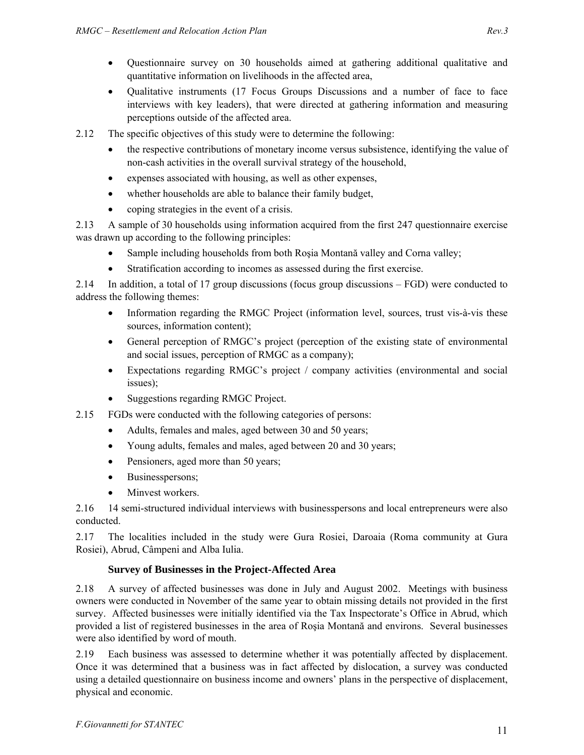- Questionnaire survey on 30 households aimed at gathering additional qualitative and quantitative information on livelihoods in the affected area,
- Qualitative instruments (17 Focus Groups Discussions and a number of face to face interviews with key leaders), that were directed at gathering information and measuring perceptions outside of the affected area.

2.12 The specific objectives of this study were to determine the following:

- the respective contributions of monetary income versus subsistence, identifying the value of non-cash activities in the overall survival strategy of the household,
- expenses associated with housing, as well as other expenses,
- whether households are able to balance their family budget,
- coping strategies in the event of a crisis.

2.13 A sample of 30 households using information acquired from the first 247 questionnaire exercise was drawn up according to the following principles:

- Sample including households from both Roşia Montană valley and Corna valley;
- Stratification according to incomes as assessed during the first exercise.

2.14 In addition, a total of 17 group discussions (focus group discussions – FGD) were conducted to address the following themes:

- Information regarding the RMGC Project (information level, sources, trust vis-à-vis these sources, information content);
- General perception of RMGC's project (perception of the existing state of environmental and social issues, perception of RMGC as a company);
- Expectations regarding RMGC's project / company activities (environmental and social issues);
- Suggestions regarding RMGC Project.

2.15 FGDs were conducted with the following categories of persons:

- Adults, females and males, aged between 30 and 50 years;
- Young adults, females and males, aged between 20 and 30 years;
- Pensioners, aged more than 50 years;
- Businesspersons;
- Minvest workers.

2.16 14 semi-structured individual interviews with businesspersons and local entrepreneurs were also conducted.

2.17 The localities included in the study were Gura Rosiei, Daroaia (Roma community at Gura Rosiei), Abrud, Câmpeni and Alba Iulia.

### Survey of Businesses in the Project-Affected Area

2.18 A survey of affected businesses was done in July and August 2002. Meetings with business owners were conducted in November of the same year to obtain missing details not provided in the first survey. Affected businesses were initially identified via the Tax Inspectorate's Office in Abrud, which provided a list of registered businesses in the area of Roşia Montană and environs. Several businesses were also identified by word of mouth.

2.19 Each business was assessed to determine whether it was potentially affected by displacement. Once it was determined that a business was in fact affected by dislocation, a survey was conducted using a detailed questionnaire on business income and owners' plans in the perspective of displacement, physical and economic.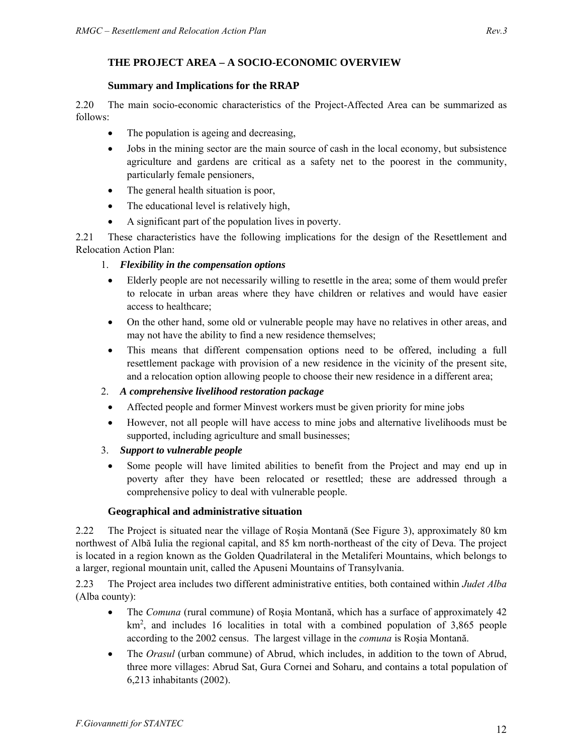## THE PROJECT AREA – A SOCIO-ECONOMIC OVERVIEW

### Summary and Implications for the RRAP

2.20 The main socio-economic characteristics of the Project-Affected Area can be summarized as follows:

- The population is ageing and decreasing,
- Jobs in the mining sector are the main source of cash in the local economy, but subsistence agriculture and gardens are critical as a safety net to the poorest in the community, particularly female pensioners,
- The general health situation is poor,
- The educational level is relatively high,
- A significant part of the population lives in poverty.

2.21 These characteristics have the following implications for the design of the Resettlement and Relocation Action Plan:

1. ***Flexibility in the compensation options***

- Elderly people are not necessarily willing to resettle in the area; some of them would prefer to relocate in urban areas where they have children or relatives and would have easier access to healthcare;
- On the other hand, some old or vulnerable people may have no relatives in other areas, and may not have the ability to find a new residence themselves;
- This means that different compensation options need to be offered, including a full resettlement package with provision of a new residence in the vicinity of the present site, and a relocation option allowing people to choose their new residence in a different area;

2. ***A comprehensive livelihood restoration package***

- Affected people and former Minvest workers must be given priority for mine jobs
- However, not all people will have access to mine jobs and alternative livelihoods must be supported, including agriculture and small businesses;

3. ***Support to vulnerable people***

- Some people will have limited abilities to benefit from the Project and may end up in poverty after they have been relocated or resettled; these are addressed through a comprehensive policy to deal with vulnerable people.

### Geographical and administrative situation

2.22 The Project is situated near the village of Roşia Montană (See Figure 3), approximately 80 km northwest of Albă Iulia the regional capital, and 85 km north-northeast of the city of Deva. The project is located in a region known as the Golden Quadrilateral in the Metaliferi Mountains, which belongs to a larger, regional mountain unit, called the Apuseni Mountains of Transylvania.

2.23 The Project area includes two different administrative entities, both contained within *Judet Alba* (Alba county):

- The *Comuna* (rural commune) of Roşia Montană, which has a surface of approximately 42 km$^2$, and includes 16 localities in total with a combined population of 3,865 people according to the 2002 census. The largest village in the *comuna* is Roşia Montană.
- The *Orasul* (urban commune) of Abrud, which includes, in addition to the town of Abrud, three more villages: Abrud Sat, Gura Cornei and Soharu, and contains a total population of 6,213 inhabitants (2002).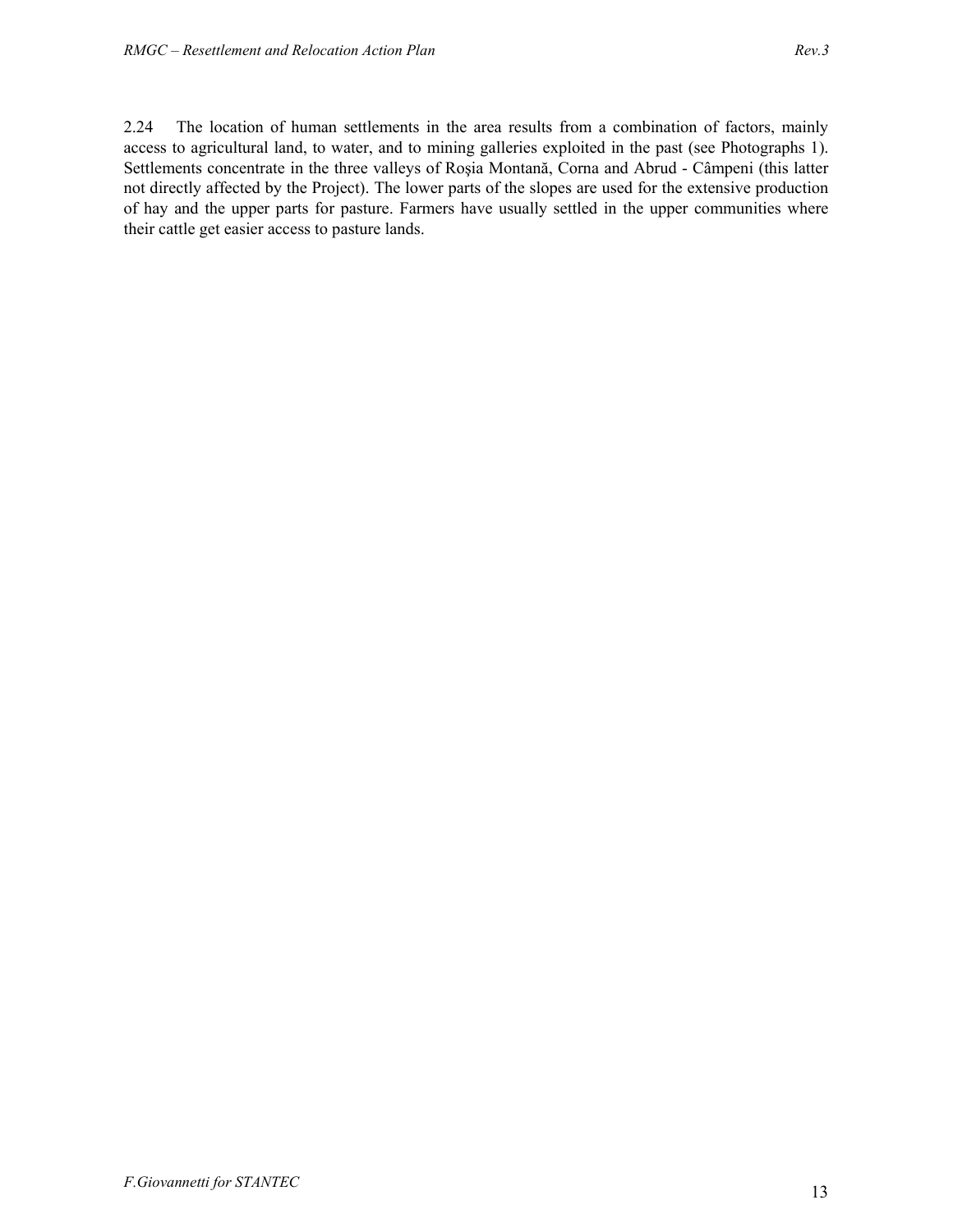2.24 The location of human settlements in the area results from a combination of factors, mainly access to agricultural land, to water, and to mining galleries exploited in the past (see Photographs 1). Settlements concentrate in the three valleys of Roşia Montană, Corna and Abrud - Câmpeni (this latter not directly affected by the Project). The lower parts of the slopes are used for the extensive production of hay and the upper parts for pasture. Farmers have usually settled in the upper communities where their cattle get easier access to pasture lands.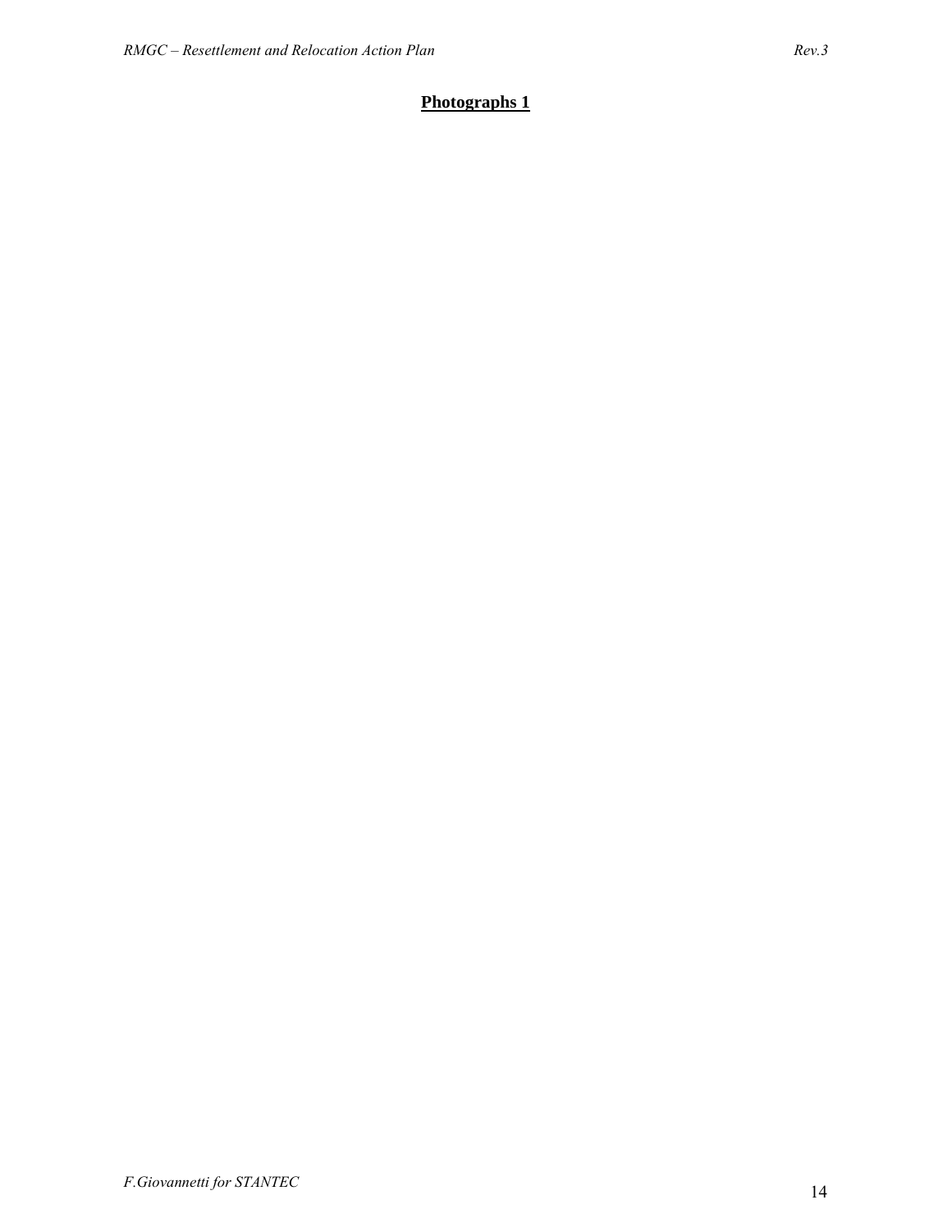**Photographs 1**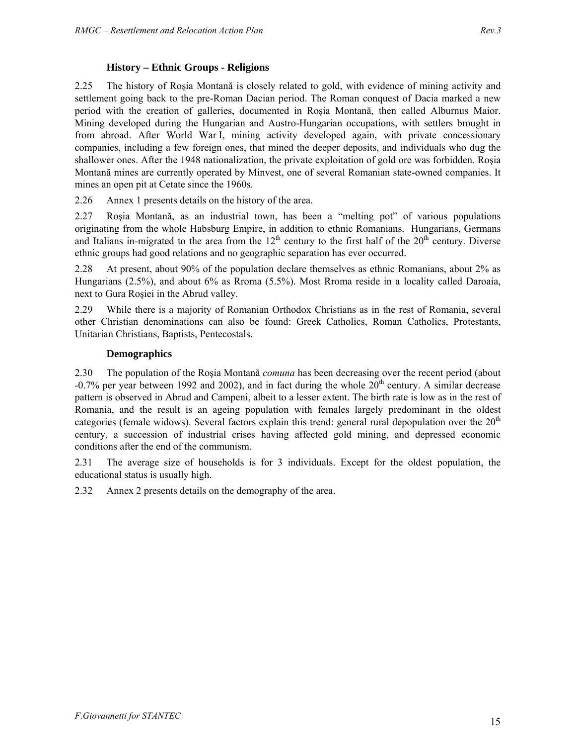### History – Ethnic Groups - Religions

2.25 The history of Roşia Montană is closely related to gold, with evidence of mining activity and settlement going back to the pre-Roman Dacian period. The Roman conquest of Dacia marked a new period with the creation of galleries, documented in Roşia Montană, then called Alburnus Maior. Mining developed during the Hungarian and Austro-Hungarian occupations, with settlers brought in from abroad. After World War I, mining activity developed again, with private concessionary companies, including a few foreign ones, that mined the deeper deposits, and individuals who dug the shallower ones. After the 1948 nationalization, the private exploitation of gold ore was forbidden. Roşia Montană mines are currently operated by Minvest, one of several Romanian state-owned companies. It mines an open pit at Cetate since the 1960s.

2.26 Annex 1 presents details on the history of the area.

2.27 Roşia Montană, as an industrial town, has been a "melting pot" of various populations originating from the whole Habsburg Empire, in addition to ethnic Romanians. Hungarians, Germans and Italians in-migrated to the area from the 12th century to the first half of the 20th century. Diverse ethnic groups had good relations and no geographic separation has ever occurred.

2.28 At present, about 90% of the population declare themselves as ethnic Romanians, about 2% as Hungarians (2.5%), and about 6% as Rroma (5.5%). Most Rroma reside in a locality called Daroaia, next to Gura Roşiei in the Abrud valley.

2.29 While there is a majority of Romanian Orthodox Christians as in the rest of Romania, several other Christian denominations can also be found: Greek Catholics, Roman Catholics, Protestants, Unitarian Christians, Baptists, Pentecostals.

### Demographics

2.30 The population of the Roşia Montană *comuna* has been decreasing over the recent period (about -0.7% per year between 1992 and 2002), and in fact during the whole 20th century. A similar decrease pattern is observed in Abrud and Campeni, albeit to a lesser extent. The birth rate is low as in the rest of Romania, and the result is an ageing population with females largely predominant in the oldest categories (female widows). Several factors explain this trend: general rural depopulation over the 20th century, a succession of industrial crises having affected gold mining, and depressed economic conditions after the end of the communism.

2.31 The average size of households is for 3 individuals. Except for the oldest population, the educational status is usually high.

2.32 Annex 2 presents details on the demography of the area.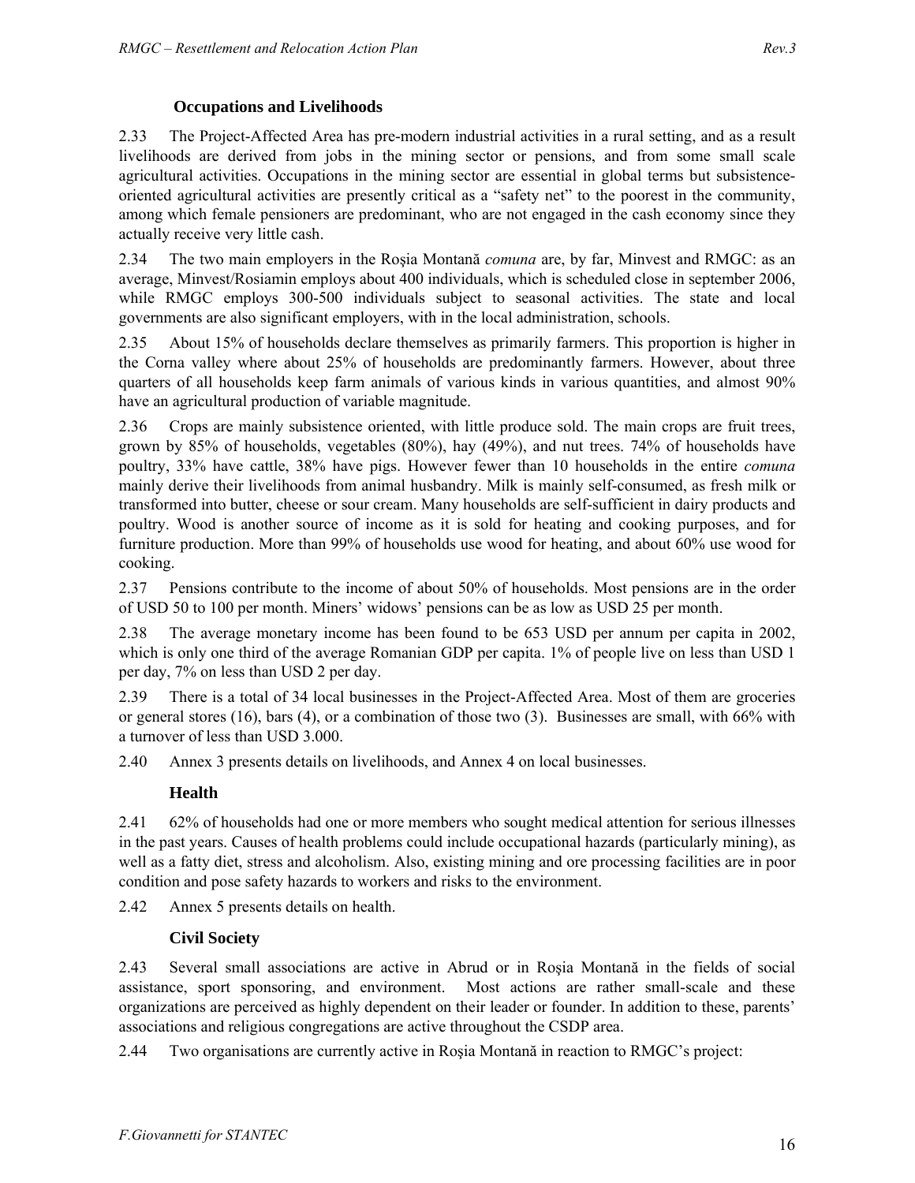### Occupations and Livelihoods

2.33 The Project-Affected Area has pre-modern industrial activities in a rural setting, and as a result livelihoods are derived from jobs in the mining sector or pensions, and from some small scale agricultural activities. Occupations in the mining sector are essential in global terms but subsistence-oriented agricultural activities are presently critical as a “safety net” to the poorest in the community, among which female pensioners are predominant, who are not engaged in the cash economy since they actually receive very little cash.

2.34 The two main employers in the Roşia Montană *comuna* are, by far, Minvest and RMGC: as an average, Minvest/Rosiamin employs about 400 individuals, which is scheduled close in september 2006, while RMGC employs 300-500 individuals subject to seasonal activities. The state and local governments are also significant employers, with in the local administration, schools.

2.35 About 15% of households declare themselves as primarily farmers. This proportion is higher in the Corna valley where about 25% of households are predominantly farmers. However, about three quarters of all households keep farm animals of various kinds in various quantities, and almost 90% have an agricultural production of variable magnitude.

2.36 Crops are mainly subsistence oriented, with little produce sold. The main crops are fruit trees, grown by 85% of households, vegetables (80%), hay (49%), and nut trees. 74% of households have poultry, 33% have cattle, 38% have pigs. However fewer than 10 households in the entire *comuna* mainly derive their livelihoods from animal husbandry. Milk is mainly self-consumed, as fresh milk or transformed into butter, cheese or sour cream. Many households are self-sufficient in dairy products and poultry. Wood is another source of income as it is sold for heating and cooking purposes, and for furniture production. More than 99% of households use wood for heating, and about 60% use wood for cooking.

2.37 Pensions contribute to the income of about 50% of households. Most pensions are in the order of USD 50 to 100 per month. Miners’ widows’ pensions can be as low as USD 25 per month.

2.38 The average monetary income has been found to be 653 USD per annum per capita in 2002, which is only one third of the average Romanian GDP per capita. 1% of people live on less than USD 1 per day, 7% on less than USD 2 per day.

2.39 There is a total of 34 local businesses in the Project-Affected Area. Most of them are groceries or general stores (16), bars (4), or a combination of those two (3). Businesses are small, with 66% with a turnover of less than USD 3.000.

2.40 Annex 3 presents details on livelihoods, and Annex 4 on local businesses.

### Health

2.41 62% of households had one or more members who sought medical attention for serious illnesses in the past years. Causes of health problems could include occupational hazards (particularly mining), as well as a fatty diet, stress and alcoholism. Also, existing mining and ore processing facilities are in poor condition and pose safety hazards to workers and risks to the environment.

2.42 Annex 5 presents details on health.

### Civil Society

2.43 Several small associations are active in Abrud or in Roşia Montană in the fields of social assistance, sport sponsoring, and environment. Most actions are rather small-scale and these organizations are perceived as highly dependent on their leader or founder. In addition to these, parents’ associations and religious congregations are active throughout the CSDP area.

2.44 Two organisations are currently active in Roşia Montană in reaction to RMGC’s project: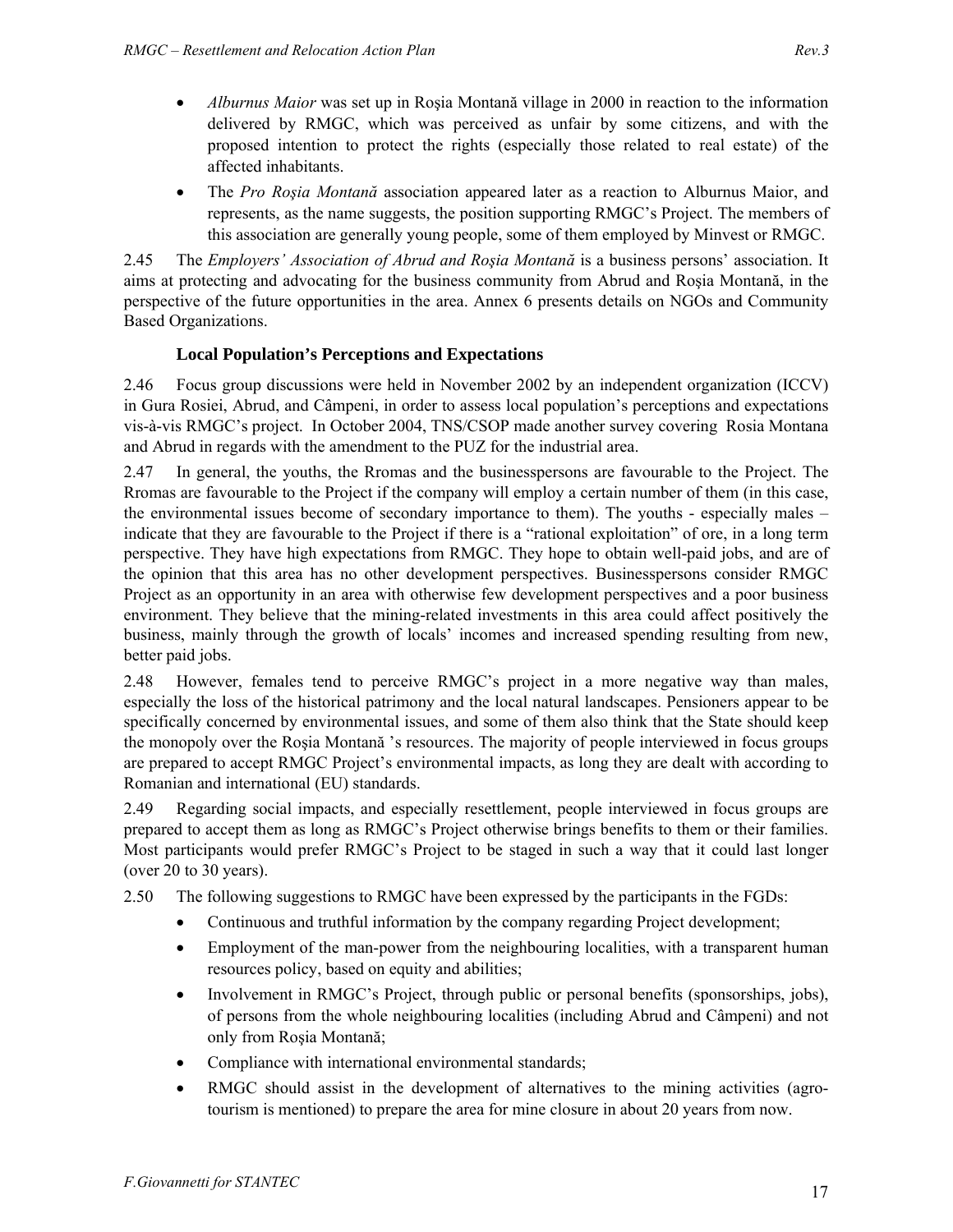- *Alburnus Maior* was set up in Roşia Montană village in 2000 in reaction to the information delivered by RMGC, which was perceived as unfair by some citizens, and with the proposed intention to protect the rights (especially those related to real estate) of the affected inhabitants.
- The *Pro Roşia Montană* association appeared later as a reaction to Alburnus Maior, and represents, as the name suggests, the position supporting RMGC's Project. The members of this association are generally young people, some of them employed by Minvest or RMGC.

2.45 The *Employers' Association of Abrud and Roşia Montană* is a business persons' association. It aims at protecting and advocating for the business community from Abrud and Roşia Montană, in the perspective of the future opportunities in the area. Annex 6 presents details on NGOs and Community Based Organizations.

### Local Population's Perceptions and Expectations

2.46 Focus group discussions were held in November 2002 by an independent organization (ICCV) in Gura Rosiei, Abrud, and Câmpeni, in order to assess local population's perceptions and expectations vis-à-vis RMGC's project. In October 2004, TNS/CSOP made another survey covering Rosia Montana and Abrud in regards with the amendment to the PUZ for the industrial area.

2.47 In general, the youths, the Rromas and the businesspersons are favourable to the Project. The Rromas are favourable to the Project if the company will employ a certain number of them (in this case, the environmental issues become of secondary importance to them). The youths - especially males – indicate that they are favourable to the Project if there is a "rational exploitation" of ore, in a long term perspective. They have high expectations from RMGC. They hope to obtain well-paid jobs, and are of the opinion that this area has no other development perspectives. Businesspersons consider RMGC Project as an opportunity in an area with otherwise few development perspectives and a poor business environment. They believe that the mining-related investments in this area could affect positively the business, mainly through the growth of locals' incomes and increased spending resulting from new, better paid jobs.

2.48 However, females tend to perceive RMGC's project in a more negative way than males, especially the loss of the historical patrimony and the local natural landscapes. Pensioners appear to be specifically concerned by environmental issues, and some of them also think that the State should keep the monopoly over the Roşia Montană 's resources. The majority of people interviewed in focus groups are prepared to accept RMGC Project's environmental impacts, as long they are dealt with according to Romanian and international (EU) standards.

2.49 Regarding social impacts, and especially resettlement, people interviewed in focus groups are prepared to accept them as long as RMGC's Project otherwise brings benefits to them or their families. Most participants would prefer RMGC's Project to be staged in such a way that it could last longer (over 20 to 30 years).

2.50 The following suggestions to RMGC have been expressed by the participants in the FGDs:

- Continuous and truthful information by the company regarding Project development;
- Employment of the man-power from the neighbouring localities, with a transparent human resources policy, based on equity and abilities;
- Involvement in RMGC's Project, through public or personal benefits (sponsorships, jobs), of persons from the whole neighbouring localities (including Abrud and Câmpeni) and not only from Roşia Montană;
- Compliance with international environmental standards;
- RMGC should assist in the development of alternatives to the mining activities (agro-tourism is mentioned) to prepare the area for mine closure in about 20 years from now.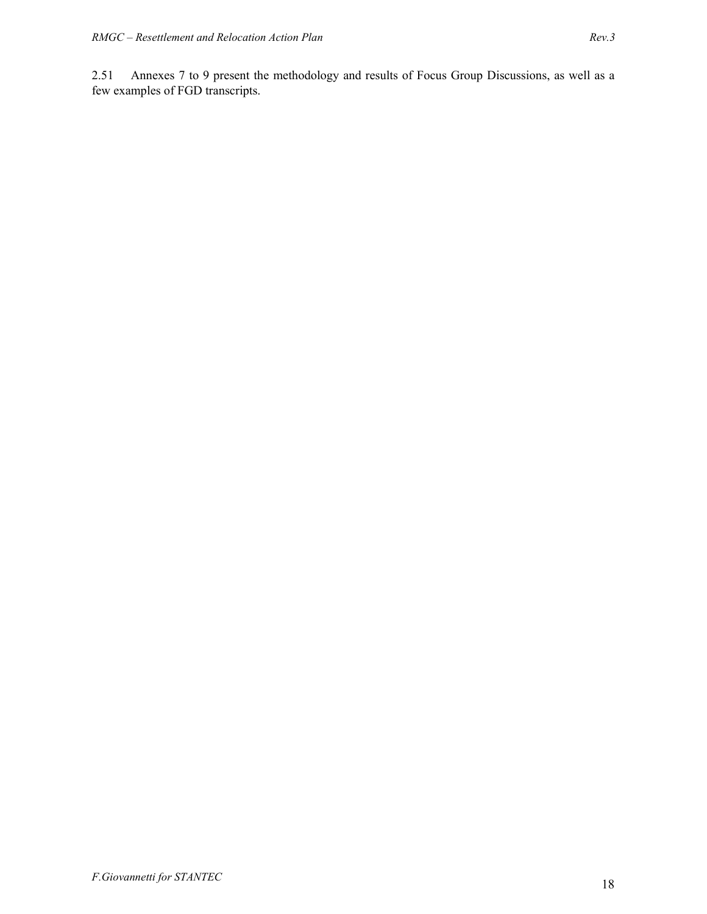2.51 Annexes 7 to 9 present the methodology and results of Focus Group Discussions, as well as a few examples of FGD transcripts.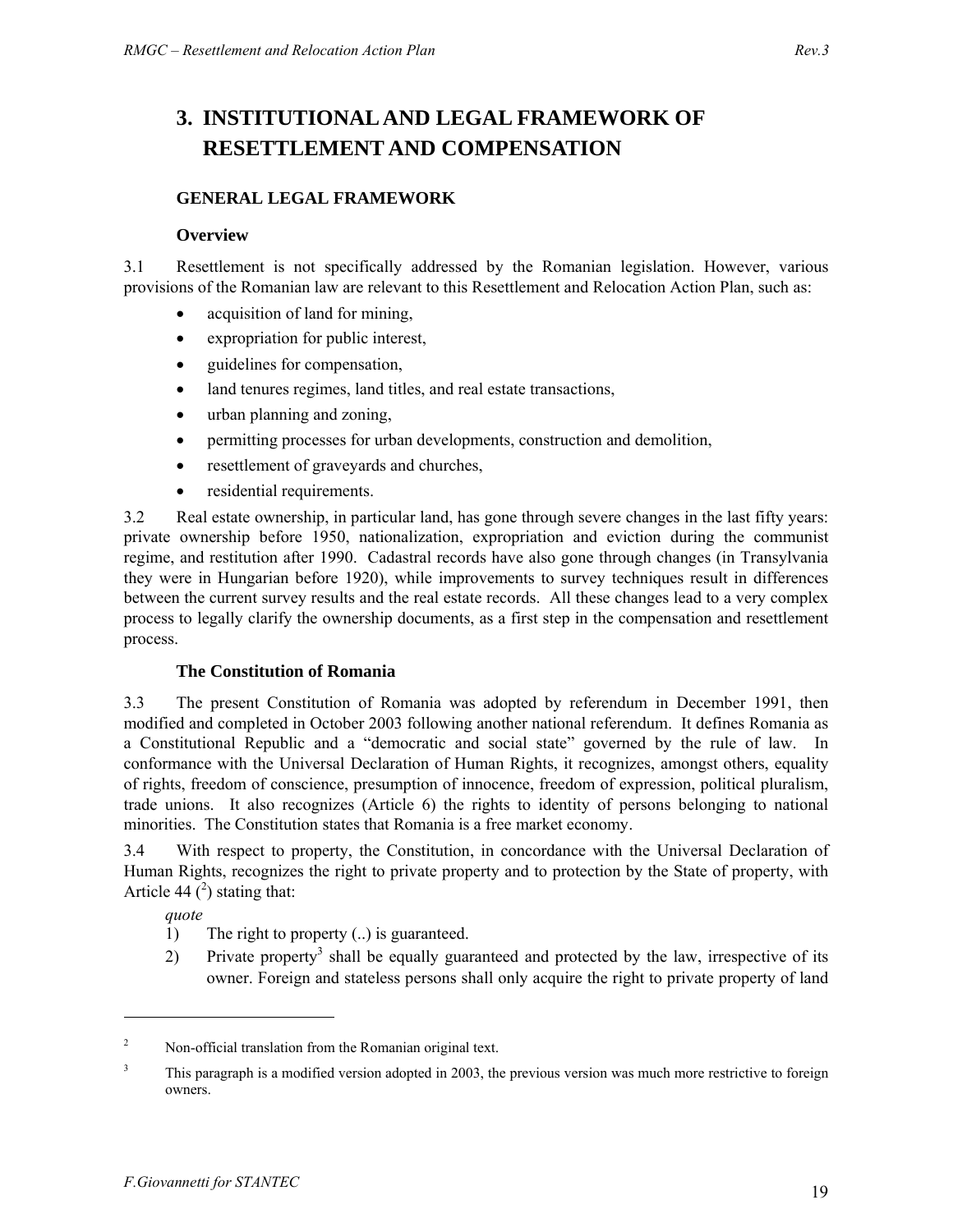# 3. INSTITUTIONAL AND LEGAL FRAMEWORK OF RESETTLEMENT AND COMPENSATION

## GENERAL LEGAL FRAMEWORK

### Overview

3.1 Resettlement is not specifically addressed by the Romanian legislation. However, various provisions of the Romanian law are relevant to this Resettlement and Relocation Action Plan, such as:

- acquisition of land for mining,
- expropriation for public interest,
- guidelines for compensation,
- land tenures regimes, land titles, and real estate transactions,
- urban planning and zoning,
- permitting processes for urban developments, construction and demolition,
- resettlement of graveyards and churches,
- residential requirements.

3.2 Real estate ownership, in particular land, has gone through severe changes in the last fifty years: private ownership before 1950, nationalization, expropriation and eviction during the communist regime, and restitution after 1990. Cadastral records have also gone through changes (in Transylvania they were in Hungarian before 1920), while improvements to survey techniques result in differences between the current survey results and the real estate records. All these changes lead to a very complex process to legally clarify the ownership documents, as a first step in the compensation and resettlement process.

### The Constitution of Romania

3.3 The present Constitution of Romania was adopted by referendum in December 1991, then modified and completed in October 2003 following another national referendum. It defines Romania as a Constitutional Republic and a "democratic and social state" governed by the rule of law. In conformance with the Universal Declaration of Human Rights, it recognizes, amongst others, equality of rights, freedom of conscience, presumption of innocence, freedom of expression, political pluralism, trade unions. It also recognizes (Article 6) the rights to identity of persons belonging to national minorities. The Constitution states that Romania is a free market economy.

3.4 With respect to property, the Constitution, in concordance with the Universal Declaration of Human Rights, recognizes the right to private property and to protection by the State of property, with Article 44 ([2]) stating that:

*quote*

1) The right to property (..) is guaranteed.
2) Private property[3] shall be equally guaranteed and protected by the law, irrespective of its owner. Foreign and stateless persons shall only acquire the right to private property of land

---

[2] Non-official translation from the Romanian original text.

[3] This paragraph is a modified version adopted in 2003, the previous version was much more restrictive to foreign owners.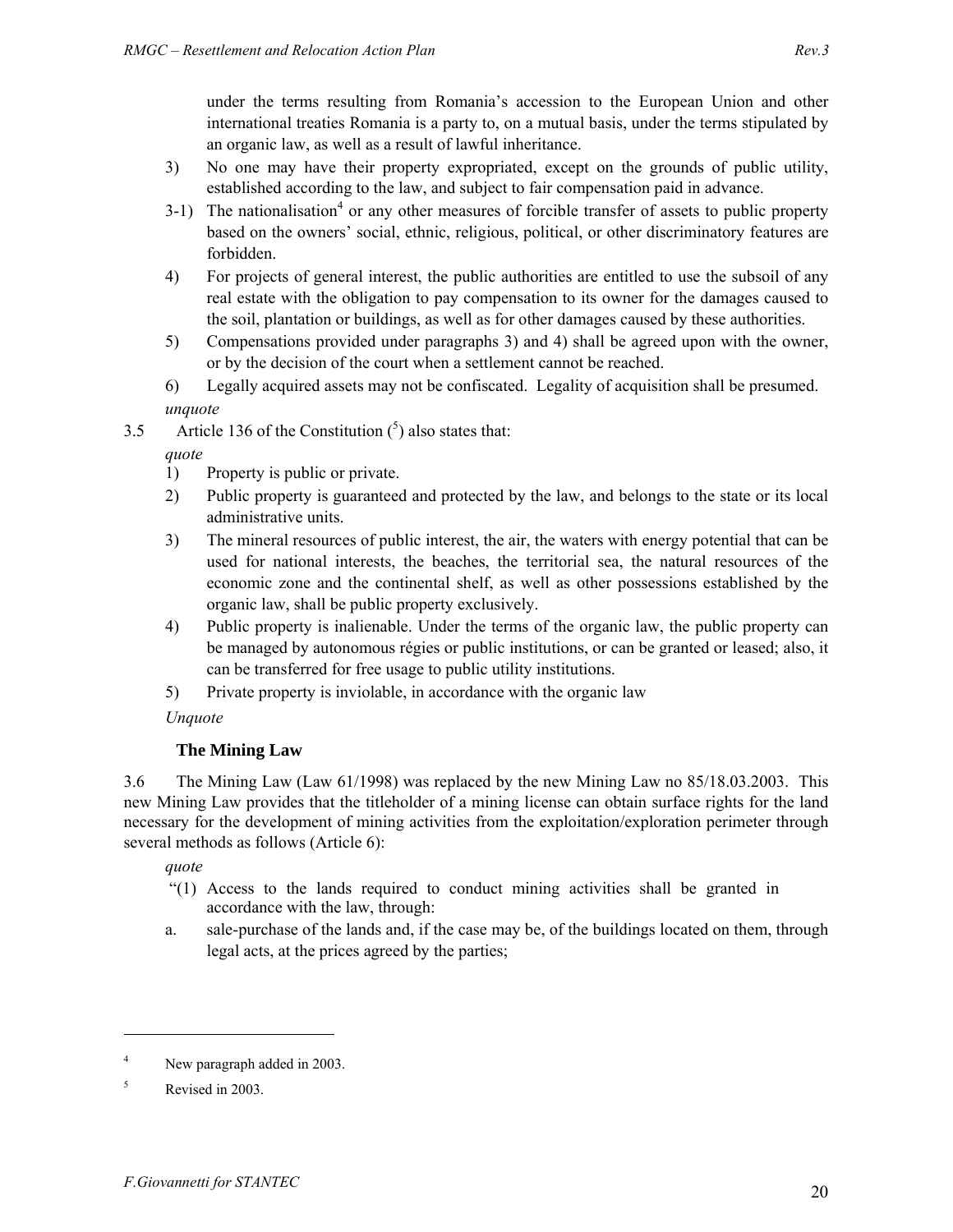under the terms resulting from Romania's accession to the European Union and other international treaties Romania is a party to, on a mutual basis, under the terms stipulated by an organic law, as well as a result of lawful inheritance.

3) No one may have their property expropriated, except on the grounds of public utility, established according to the law, and subject to fair compensation paid in advance.

3-1) The nationalisation[4] or any other measures of forcible transfer of assets to public property based on the owners' social, ethnic, religious, political, or other discriminatory features are forbidden.

4) For projects of general interest, the public authorities are entitled to use the subsoil of any real estate with the obligation to pay compensation to its owner for the damages caused to the soil, plantation or buildings, as well as for other damages caused by these authorities.

5) Compensations provided under paragraphs 3) and 4) shall be agreed upon with the owner, or by the decision of the court when a settlement cannot be reached.

6) Legally acquired assets may not be confiscated. Legality of acquisition shall be presumed.

*unquote*

3.5 Article 136 of the Constitution ([5]) also states that:

*quote*

1) Property is public or private.
2) Public property is guaranteed and protected by the law, and belongs to the state or its local administrative units.
3) The mineral resources of public interest, the air, the waters with energy potential that can be used for national interests, the beaches, the territorial sea, the natural resources of the economic zone and the continental shelf, as well as other possessions established by the organic law, shall be public property exclusively.
4) Public property is inalienable. Under the terms of the organic law, the public property can be managed by autonomous régies or public institutions, or can be granted or leased; also, it can be transferred for free usage to public utility institutions.
5) Private property is inviolable, in accordance with the organic law

*Unquote*

### The Mining Law

3.6 The Mining Law (Law 61/1998) was replaced by the new Mining Law no 85/18.03.2003. This new Mining Law provides that the titleholder of a mining license can obtain surface rights for the land necessary for the development of mining activities from the exploitation/exploration perimeter through several methods as follows (Article 6):

*quote*

"(1) Access to the lands required to conduct mining activities shall be granted in accordance with the law, through:

a. sale-purchase of the lands and, if the case may be, of the buildings located on them, through legal acts, at the prices agreed by the parties;

---

[4] New paragraph added in 2003.

[5] Revised in 2003.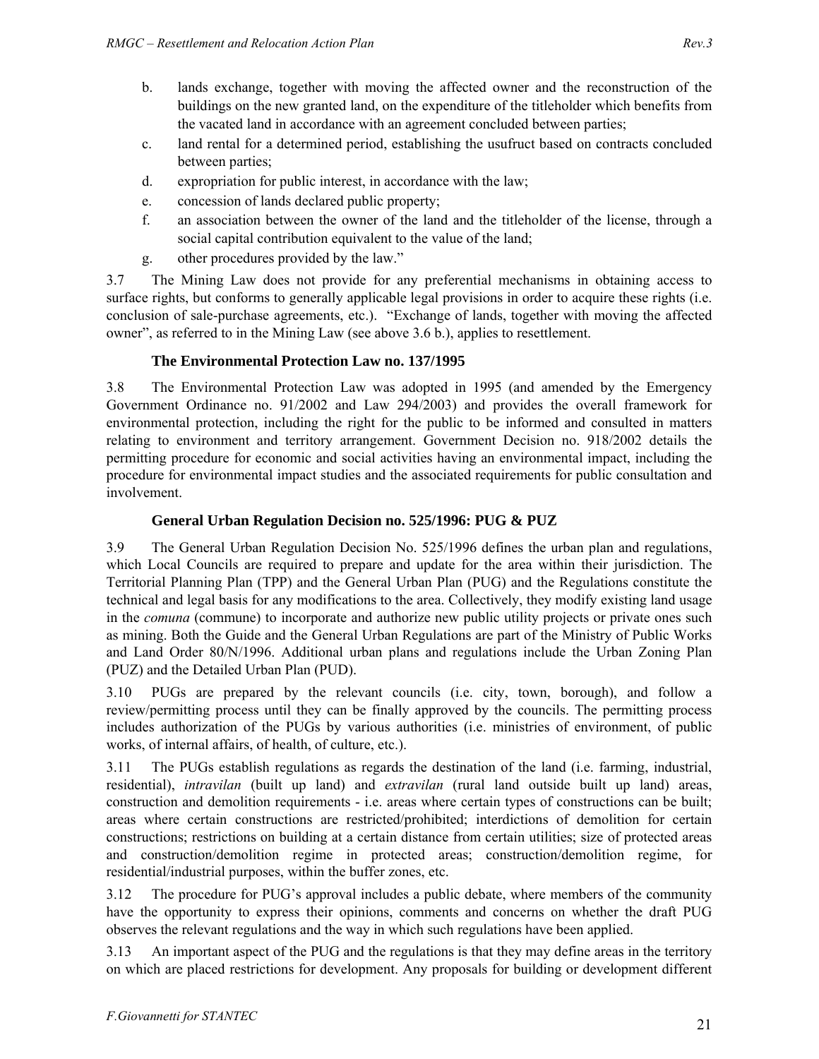b. lands exchange, together with moving the affected owner and the reconstruction of the buildings on the new granted land, on the expenditure of the titleholder which benefits from the vacated land in accordance with an agreement concluded between parties;

c. land rental for a determined period, establishing the usufruct based on contracts concluded between parties;

d. expropriation for public interest, in accordance with the law;

e. concession of lands declared public property;

f. an association between the owner of the land and the titleholder of the license, through a social capital contribution equivalent to the value of the land;

g. other procedures provided by the law."

3.7 The Mining Law does not provide for any preferential mechanisms in obtaining access to surface rights, but conforms to generally applicable legal provisions in order to acquire these rights (i.e. conclusion of sale-purchase agreements, etc.). "Exchange of lands, together with moving the affected owner", as referred to in the Mining Law (see above 3.6 b.), applies to resettlement.

### The Environmental Protection Law no. 137/1995

3.8 The Environmental Protection Law was adopted in 1995 (and amended by the Emergency Government Ordinance no. 91/2002 and Law 294/2003) and provides the overall framework for environmental protection, including the right for the public to be informed and consulted in matters relating to environment and territory arrangement. Government Decision no. 918/2002 details the permitting procedure for economic and social activities having an environmental impact, including the procedure for environmental impact studies and the associated requirements for public consultation and involvement.

### General Urban Regulation Decision no. 525/1996: PUG & PUZ

3.9 The General Urban Regulation Decision No. 525/1996 defines the urban plan and regulations, which Local Councils are required to prepare and update for the area within their jurisdiction. The Territorial Planning Plan (TPP) and the General Urban Plan (PUG) and the Regulations constitute the technical and legal basis for any modifications to the area. Collectively, they modify existing land usage in the *comuna* (commune) to incorporate and authorize new public utility projects or private ones such as mining. Both the Guide and the General Urban Regulations are part of the Ministry of Public Works and Land Order 80/N/1996. Additional urban plans and regulations include the Urban Zoning Plan (PUZ) and the Detailed Urban Plan (PUD).

3.10 PUGs are prepared by the relevant councils (i.e. city, town, borough), and follow a review/permitting process until they can be finally approved by the councils. The permitting process includes authorization of the PUGs by various authorities (i.e. ministries of environment, of public works, of internal affairs, of health, of culture, etc.).

3.11 The PUGs establish regulations as regards the destination of the land (i.e. farming, industrial, residential), *intravilan* (built up land) and *extravilan* (rural land outside built up land) areas, construction and demolition requirements - i.e. areas where certain types of constructions can be built; areas where certain constructions are restricted/prohibited; interdictions of demolition for certain constructions; restrictions on building at a certain distance from certain utilities; size of protected areas and construction/demolition regime in protected areas; construction/demolition regime, for residential/industrial purposes, within the buffer zones, etc.

3.12 The procedure for PUG's approval includes a public debate, where members of the community have the opportunity to express their opinions, comments and concerns on whether the draft PUG observes the relevant regulations and the way in which such regulations have been applied.

3.13 An important aspect of the PUG and the regulations is that they may define areas in the territory on which are placed restrictions for development. Any proposals for building or development different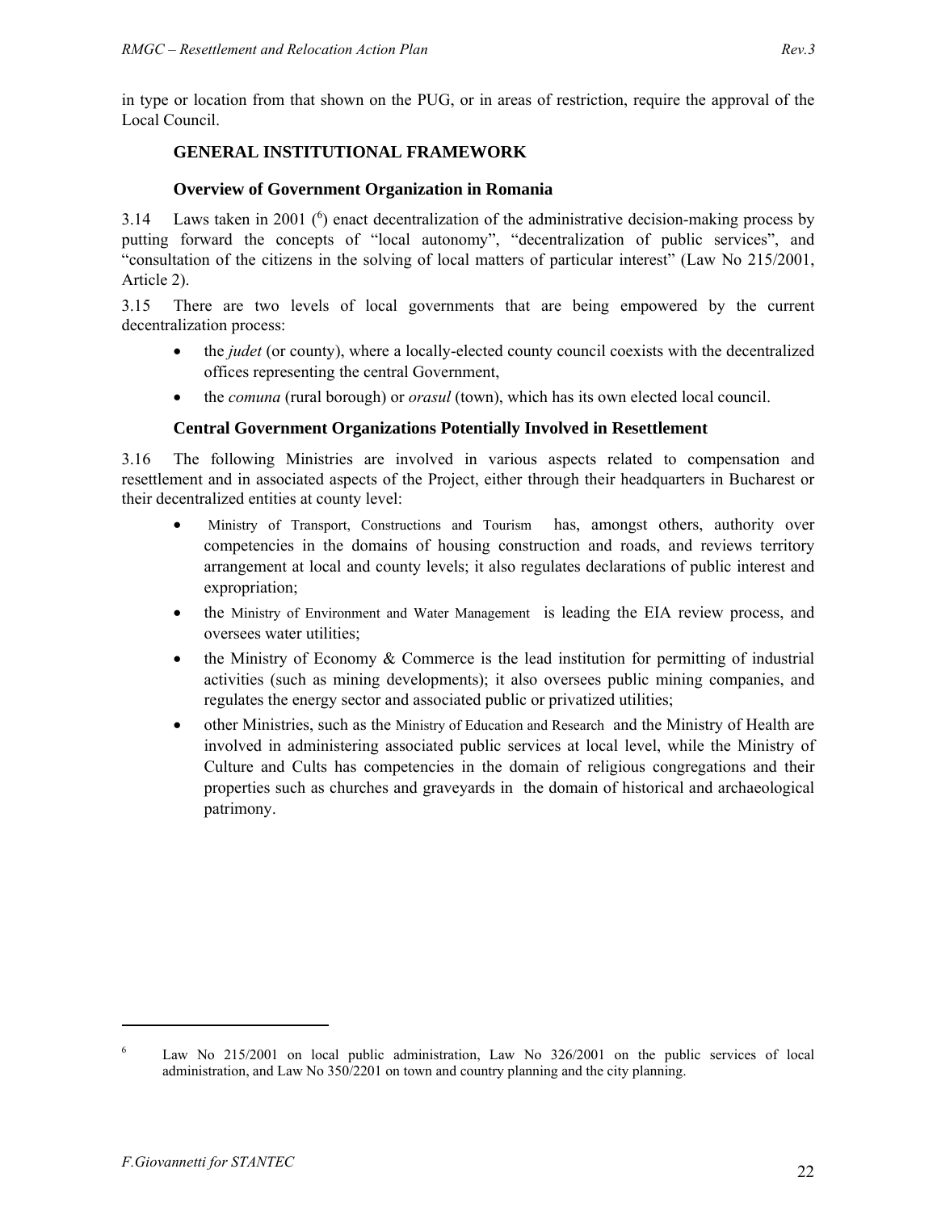in type or location from that shown on the PUG, or in areas of restriction, require the approval of the Local Council.

## GENERAL INSTITUTIONAL FRAMEWORK

### Overview of Government Organization in Romania

3.14 Laws taken in 2001 ([6]) enact decentralization of the administrative decision-making process by putting forward the concepts of "local autonomy", "decentralization of public services", and "consultation of the citizens in the solving of local matters of particular interest" (Law No 215/2001, Article 2).

3.15 There are two levels of local governments that are being empowered by the current decentralization process:

- the *judet* (or county), where a locally-elected county council coexists with the decentralized offices representing the central Government,
- the *comuna* (rural borough) or *orasul* (town), which has its own elected local council.

### Central Government Organizations Potentially Involved in Resettlement

3.16 The following Ministries are involved in various aspects related to compensation and resettlement and in associated aspects of the Project, either through their headquarters in Bucharest or their decentralized entities at county level:

- Ministry of Transport, Constructions and Tourism has, amongst others, authority over competencies in the domains of housing construction and roads, and reviews territory arrangement at local and county levels; it also regulates declarations of public interest and expropriation;
- the Ministry of Environment and Water Management is leading the EIA review process, and oversees water utilities;
- the Ministry of Economy & Commerce is the lead institution for permitting of industrial activities (such as mining developments); it also oversees public mining companies, and regulates the energy sector and associated public or privatized utilities;
- other Ministries, such as the Ministry of Education and Research and the Ministry of Health are involved in administering associated public services at local level, while the Ministry of Culture and Cults has competencies in the domain of religious congregations and their properties such as churches and graveyards in the domain of historical and archaeological patrimony.

---

[6] Law No 215/2001 on local public administration, Law No 326/2001 on the public services of local administration, and Law No 350/2201 on town and country planning and the city planning.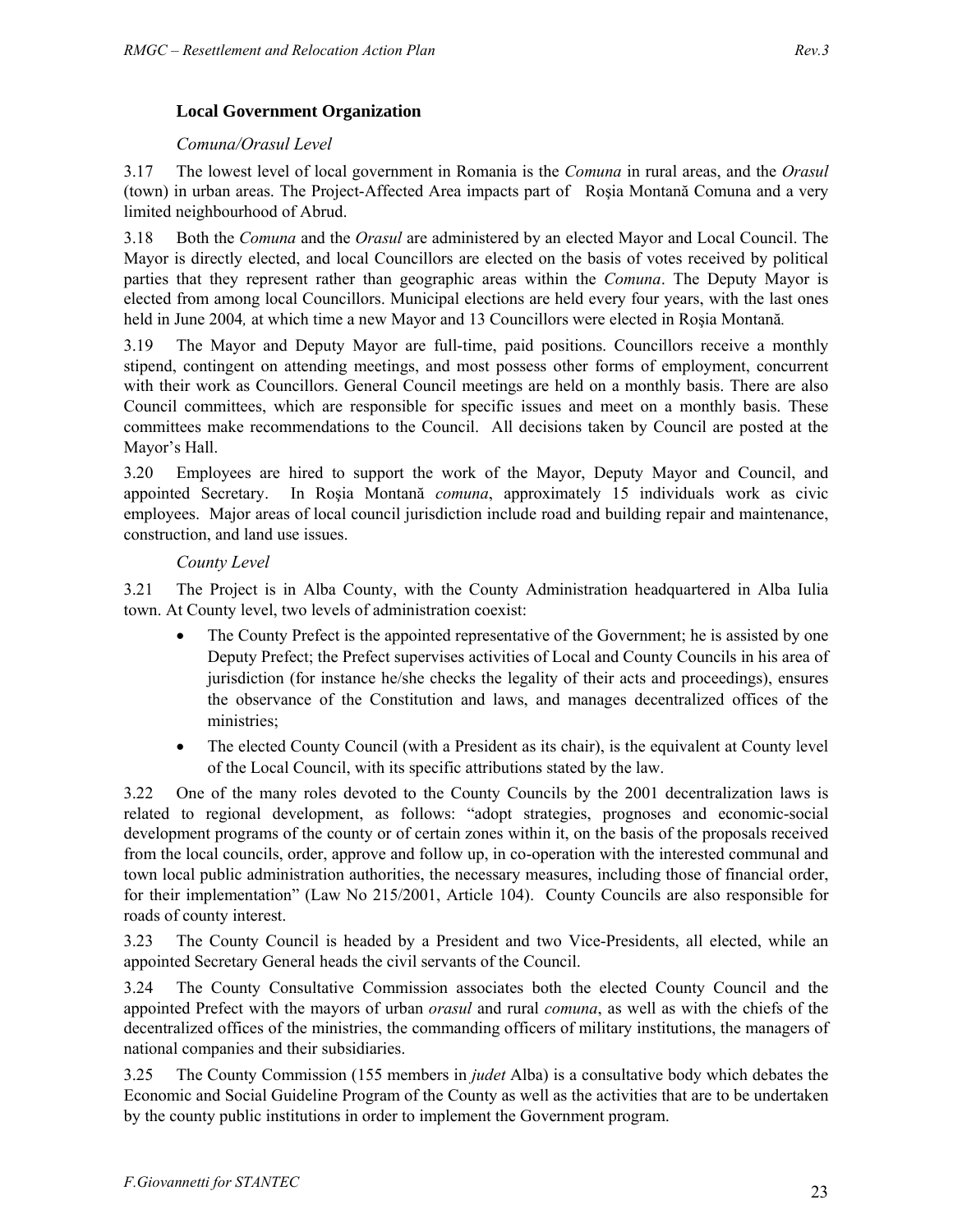### Local Government Organization

#### *Comuna/Orasul Level*

3.17 The lowest level of local government in Romania is the *Comuna* in rural areas, and the *Orasul* (town) in urban areas. The Project-Affected Area impacts part of Roşia Montană Comuna and a very limited neighbourhood of Abrud.

3.18 Both the *Comuna* and the *Orasul* are administered by an elected Mayor and Local Council. The Mayor is directly elected, and local Councillors are elected on the basis of votes received by political parties that they represent rather than geographic areas within the *Comuna*. The Deputy Mayor is elected from among local Councillors. Municipal elections are held every four years, with the last ones held in June 2004*,* at which time a new Mayor and 13 Councillors were elected in Roşia Montană*.*

3.19 The Mayor and Deputy Mayor are full-time, paid positions. Councillors receive a monthly stipend, contingent on attending meetings, and most possess other forms of employment, concurrent with their work as Councillors. General Council meetings are held on a monthly basis. There are also Council committees, which are responsible for specific issues and meet on a monthly basis. These committees make recommendations to the Council. All decisions taken by Council are posted at the Mayor's Hall.

3.20 Employees are hired to support the work of the Mayor, Deputy Mayor and Council, and appointed Secretary. In Roşia Montană *comuna*, approximately 15 individuals work as civic employees. Major areas of local council jurisdiction include road and building repair and maintenance, construction, and land use issues.

#### *County Level*

3.21 The Project is in Alba County, with the County Administration headquartered in Alba Iulia town. At County level, two levels of administration coexist:

- The County Prefect is the appointed representative of the Government; he is assisted by one Deputy Prefect; the Prefect supervises activities of Local and County Councils in his area of jurisdiction (for instance he/she checks the legality of their acts and proceedings), ensures the observance of the Constitution and laws, and manages decentralized offices of the ministries;
- The elected County Council (with a President as its chair), is the equivalent at County level of the Local Council, with its specific attributions stated by the law.

3.22 One of the many roles devoted to the County Councils by the 2001 decentralization laws is related to regional development, as follows: "adopt strategies, prognoses and economic-social development programs of the county or of certain zones within it, on the basis of the proposals received from the local councils, order, approve and follow up, in co-operation with the interested communal and town local public administration authorities, the necessary measures, including those of financial order, for their implementation" (Law No 215/2001, Article 104). County Councils are also responsible for roads of county interest.

3.23 The County Council is headed by a President and two Vice-Presidents, all elected, while an appointed Secretary General heads the civil servants of the Council.

3.24 The County Consultative Commission associates both the elected County Council and the appointed Prefect with the mayors of urban *orasul* and rural *comuna*, as well as with the chiefs of the decentralized offices of the ministries, the commanding officers of military institutions, the managers of national companies and their subsidiaries.

3.25 The County Commission (155 members in *judet* Alba) is a consultative body which debates the Economic and Social Guideline Program of the County as well as the activities that are to be undertaken by the county public institutions in order to implement the Government program.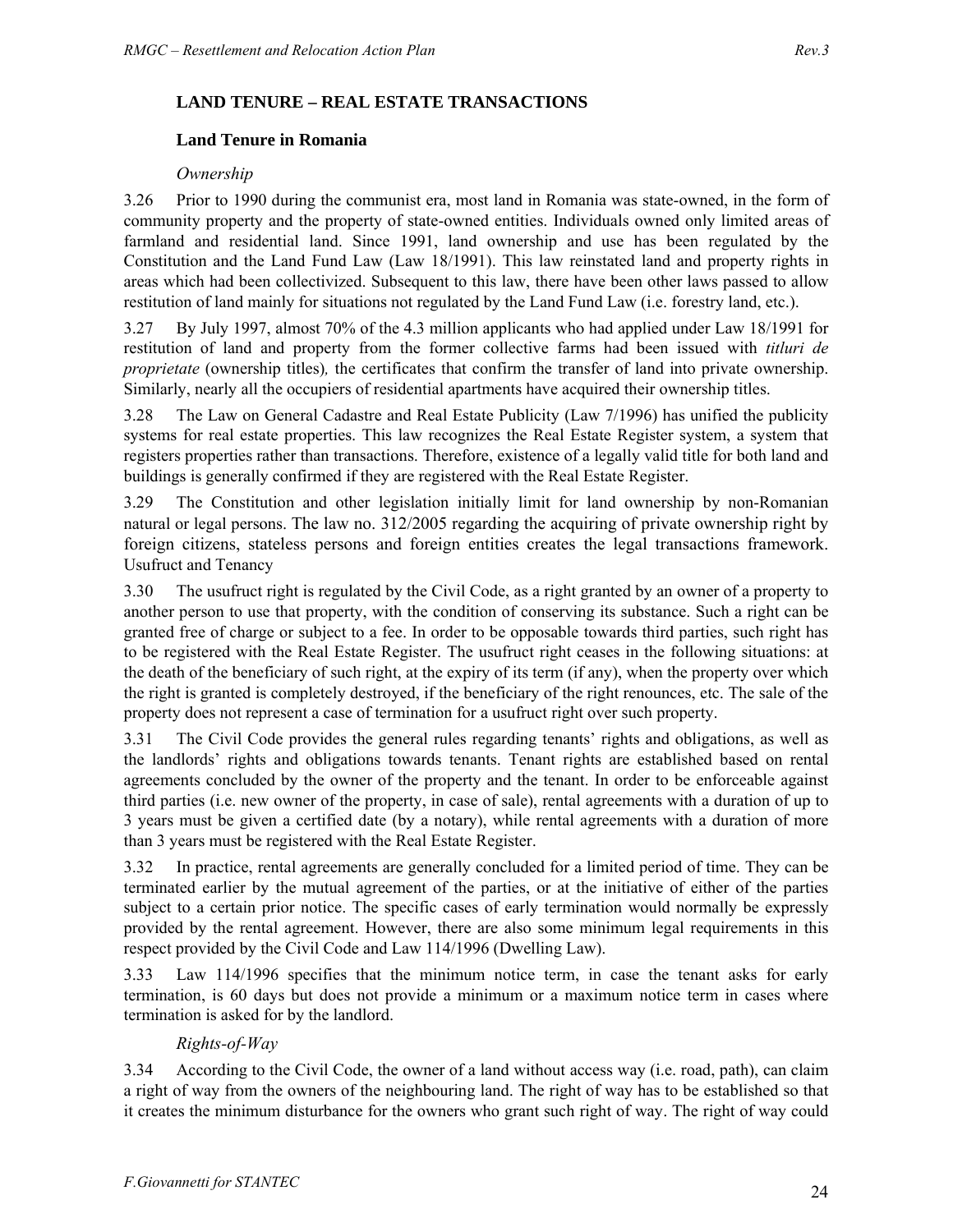## LAND TENURE – REAL ESTATE TRANSACTIONS

### Land Tenure in Romania

*Ownership*

3.26 Prior to 1990 during the communist era, most land in Romania was state-owned, in the form of community property and the property of state-owned entities. Individuals owned only limited areas of farmland and residential land. Since 1991, land ownership and use has been regulated by the Constitution and the Land Fund Law (Law 18/1991). This law reinstated land and property rights in areas which had been collectivized. Subsequent to this law, there have been other laws passed to allow restitution of land mainly for situations not regulated by the Land Fund Law (i.e. forestry land, etc.).

3.27 By July 1997, almost 70% of the 4.3 million applicants who had applied under Law 18/1991 for restitution of land and property from the former collective farms had been issued with *titluri de proprietate* (ownership titles)*,* the certificates that confirm the transfer of land into private ownership. Similarly, nearly all the occupiers of residential apartments have acquired their ownership titles.

3.28 The Law on General Cadastre and Real Estate Publicity (Law 7/1996) has unified the publicity systems for real estate properties. This law recognizes the Real Estate Register system, a system that registers properties rather than transactions. Therefore, existence of a legally valid title for both land and buildings is generally confirmed if they are registered with the Real Estate Register.

3.29 The Constitution and other legislation initially limit for land ownership by non-Romanian natural or legal persons. The law no. 312/2005 regarding the acquiring of private ownership right by foreign citizens, stateless persons and foreign entities creates the legal transactions framework.

Usufruct and Tenancy

3.30 The usufruct right is regulated by the Civil Code, as a right granted by an owner of a property to another person to use that property, with the condition of conserving its substance. Such a right can be granted free of charge or subject to a fee. In order to be opposable towards third parties, such right has to be registered with the Real Estate Register. The usufruct right ceases in the following situations: at the death of the beneficiary of such right, at the expiry of its term (if any), when the property over which the right is granted is completely destroyed, if the beneficiary of the right renounces, etc. The sale of the property does not represent a case of termination for a usufruct right over such property.

3.31 The Civil Code provides the general rules regarding tenants' rights and obligations, as well as the landlords' rights and obligations towards tenants. Tenant rights are established based on rental agreements concluded by the owner of the property and the tenant. In order to be enforceable against third parties (i.e. new owner of the property, in case of sale), rental agreements with a duration of up to 3 years must be given a certified date (by a notary), while rental agreements with a duration of more than 3 years must be registered with the Real Estate Register.

3.32 In practice, rental agreements are generally concluded for a limited period of time. They can be terminated earlier by the mutual agreement of the parties, or at the initiative of either of the parties subject to a certain prior notice. The specific cases of early termination would normally be expressly provided by the rental agreement. However, there are also some minimum legal requirements in this respect provided by the Civil Code and Law 114/1996 (Dwelling Law).

3.33 Law 114/1996 specifies that the minimum notice term, in case the tenant asks for early termination, is 60 days but does not provide a minimum or a maximum notice term in cases where termination is asked for by the landlord.

*Rights-of-Way*

3.34 According to the Civil Code, the owner of a land without access way (i.e. road, path), can claim a right of way from the owners of the neighbouring land. The right of way has to be established so that it creates the minimum disturbance for the owners who grant such right of way. The right of way could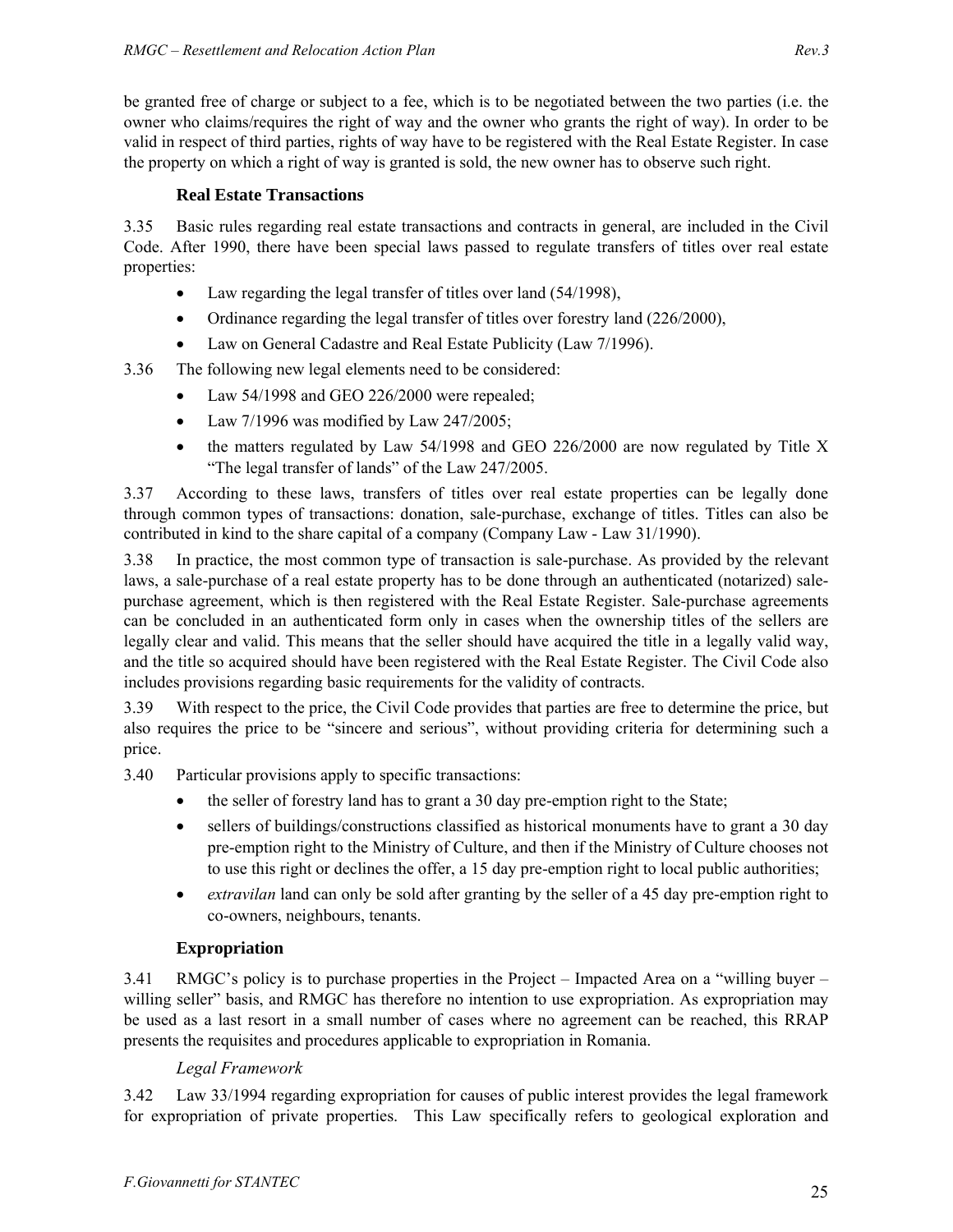be granted free of charge or subject to a fee, which is to be negotiated between the two parties (i.e. the owner who claims/requires the right of way and the owner who grants the right of way). In order to be valid in respect of third parties, rights of way have to be registered with the Real Estate Register. In case the property on which a right of way is granted is sold, the new owner has to observe such right.

### Real Estate Transactions

3.35 Basic rules regarding real estate transactions and contracts in general, are included in the Civil Code. After 1990, there have been special laws passed to regulate transfers of titles over real estate properties:

- Law regarding the legal transfer of titles over land (54/1998),
- Ordinance regarding the legal transfer of titles over forestry land (226/2000),
- Law on General Cadastre and Real Estate Publicity (Law 7/1996).

3.36 The following new legal elements need to be considered:

- Law 54/1998 and GEO 226/2000 were repealed;
- Law 7/1996 was modified by Law 247/2005;
- the matters regulated by Law 54/1998 and GEO 226/2000 are now regulated by Title X "The legal transfer of lands" of the Law 247/2005.

3.37 According to these laws, transfers of titles over real estate properties can be legally done through common types of transactions: donation, sale-purchase, exchange of titles. Titles can also be contributed in kind to the share capital of a company (Company Law - Law 31/1990).

3.38 In practice, the most common type of transaction is sale-purchase. As provided by the relevant laws, a sale-purchase of a real estate property has to be done through an authenticated (notarized) sale-purchase agreement, which is then registered with the Real Estate Register. Sale-purchase agreements can be concluded in an authenticated form only in cases when the ownership titles of the sellers are legally clear and valid. This means that the seller should have acquired the title in a legally valid way, and the title so acquired should have been registered with the Real Estate Register. The Civil Code also includes provisions regarding basic requirements for the validity of contracts.

3.39 With respect to the price, the Civil Code provides that parties are free to determine the price, but also requires the price to be "sincere and serious", without providing criteria for determining such a price.

3.40 Particular provisions apply to specific transactions:

- the seller of forestry land has to grant a 30 day pre-emption right to the State;
- sellers of buildings/constructions classified as historical monuments have to grant a 30 day pre-emption right to the Ministry of Culture, and then if the Ministry of Culture chooses not to use this right or declines the offer, a 15 day pre-emption right to local public authorities;
- *extravilan* land can only be sold after granting by the seller of a 45 day pre-emption right to co-owners, neighbours, tenants.

### Expropriation

3.41 RMGC's policy is to purchase properties in the Project – Impacted Area on a "willing buyer – willing seller" basis, and RMGC has therefore no intention to use expropriation. As expropriation may be used as a last resort in a small number of cases where no agreement can be reached, this RRAP presents the requisites and procedures applicable to expropriation in Romania.

#### *Legal Framework*

3.42 Law 33/1994 regarding expropriation for causes of public interest provides the legal framework for expropriation of private properties. This Law specifically refers to geological exploration and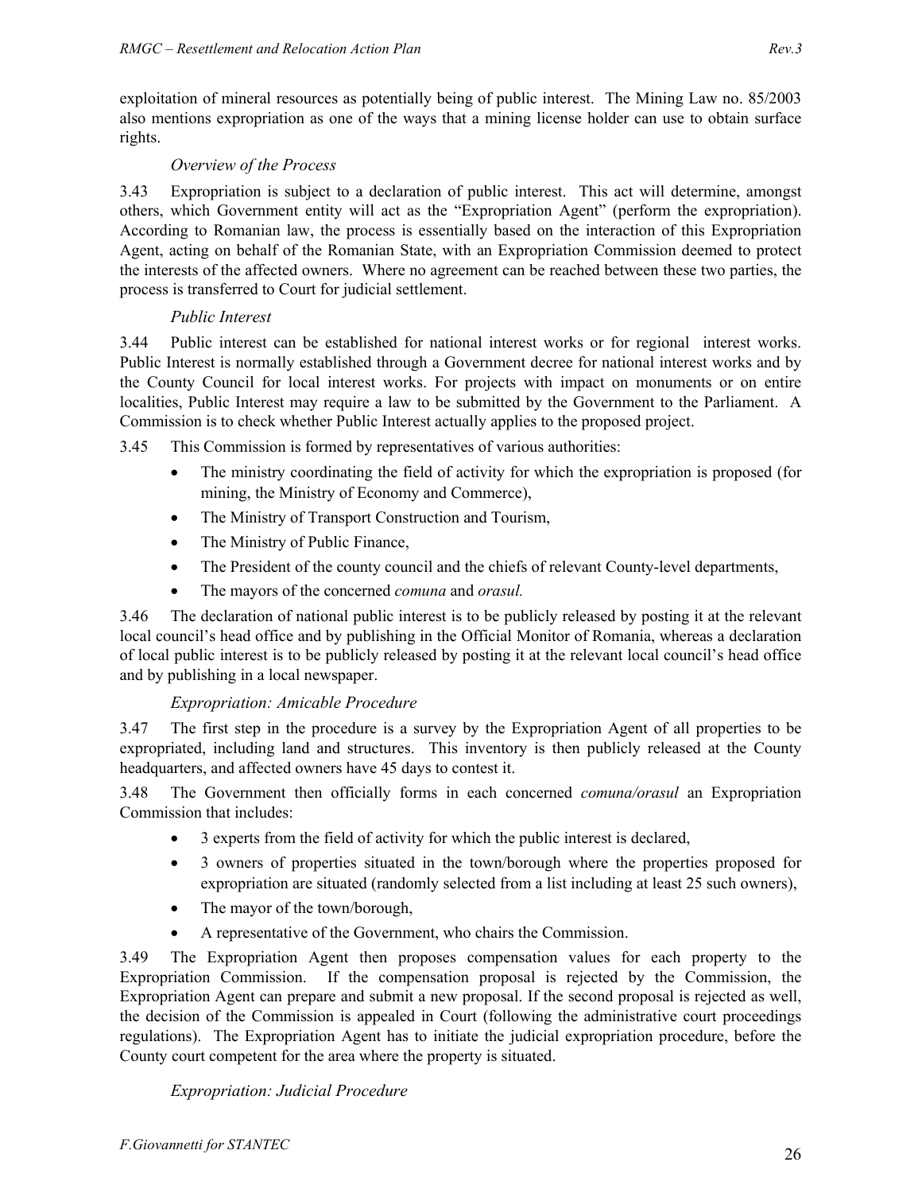exploitation of mineral resources as potentially being of public interest. The Mining Law no. 85/2003 also mentions expropriation as one of the ways that a mining license holder can use to obtain surface rights.

*Overview of the Process*

3.43 Expropriation is subject to a declaration of public interest. This act will determine, amongst others, which Government entity will act as the "Expropriation Agent" (perform the expropriation). According to Romanian law, the process is essentially based on the interaction of this Expropriation Agent, acting on behalf of the Romanian State, with an Expropriation Commission deemed to protect the interests of the affected owners. Where no agreement can be reached between these two parties, the process is transferred to Court for judicial settlement.

*Public Interest*

3.44 Public interest can be established for national interest works or for regional interest works. Public Interest is normally established through a Government decree for national interest works and by the County Council for local interest works. For projects with impact on monuments or on entire localities, Public Interest may require a law to be submitted by the Government to the Parliament. A Commission is to check whether Public Interest actually applies to the proposed project.

3.45 This Commission is formed by representatives of various authorities:

- The ministry coordinating the field of activity for which the expropriation is proposed (for mining, the Ministry of Economy and Commerce),
- The Ministry of Transport Construction and Tourism,
- The Ministry of Public Finance,
- The President of the county council and the chiefs of relevant County-level departments,
- The mayors of the concerned *comuna* and *orasul.*

3.46 The declaration of national public interest is to be publicly released by posting it at the relevant local council's head office and by publishing in the Official Monitor of Romania, whereas a declaration of local public interest is to be publicly released by posting it at the relevant local council's head office and by publishing in a local newspaper.

*Expropriation: Amicable Procedure*

3.47 The first step in the procedure is a survey by the Expropriation Agent of all properties to be expropriated, including land and structures. This inventory is then publicly released at the County headquarters, and affected owners have 45 days to contest it.

3.48 The Government then officially forms in each concerned *comuna/orasul* an Expropriation Commission that includes:

- 3 experts from the field of activity for which the public interest is declared,
- 3 owners of properties situated in the town/borough where the properties proposed for expropriation are situated (randomly selected from a list including at least 25 such owners),
- The mayor of the town/borough,
- A representative of the Government, who chairs the Commission.

3.49 The Expropriation Agent then proposes compensation values for each property to the Expropriation Commission. If the compensation proposal is rejected by the Commission, the Expropriation Agent can prepare and submit a new proposal. If the second proposal is rejected as well, the decision of the Commission is appealed in Court (following the administrative court proceedings regulations). The Expropriation Agent has to initiate the judicial expropriation procedure, before the County court competent for the area where the property is situated.

*Expropriation: Judicial Procedure*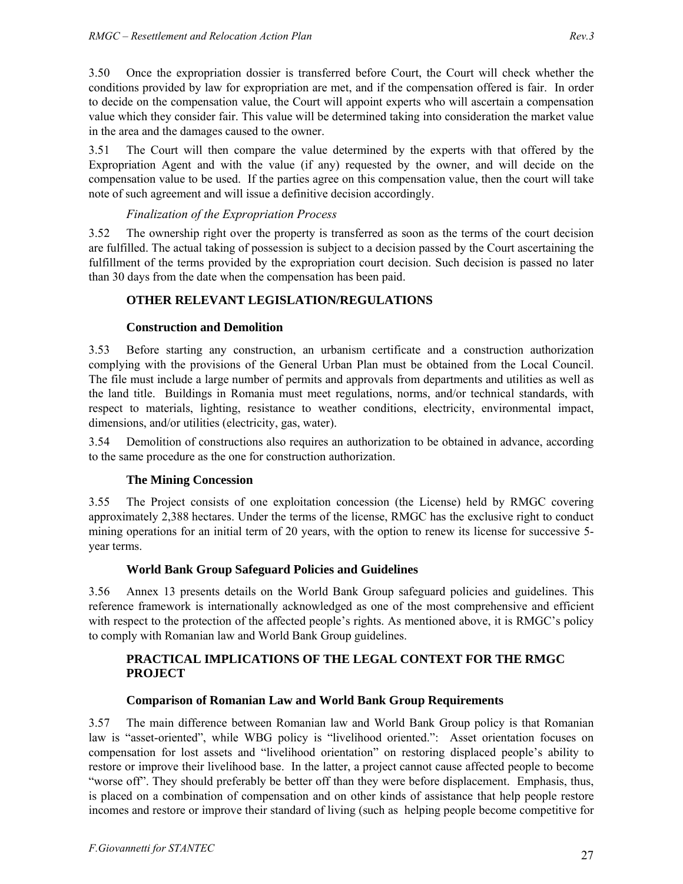3.50 Once the expropriation dossier is transferred before Court, the Court will check whether the conditions provided by law for expropriation are met, and if the compensation offered is fair. In order to decide on the compensation value, the Court will appoint experts who will ascertain a compensation value which they consider fair. This value will be determined taking into consideration the market value in the area and the damages caused to the owner.

3.51 The Court will then compare the value determined by the experts with that offered by the Expropriation Agent and with the value (if any) requested by the owner, and will decide on the compensation value to be used. If the parties agree on this compensation value, then the court will take note of such agreement and will issue a definitive decision accordingly.

*Finalization of the Expropriation Process*

3.52 The ownership right over the property is transferred as soon as the terms of the court decision are fulfilled. The actual taking of possession is subject to a decision passed by the Court ascertaining the fulfillment of the terms provided by the expropriation court decision. Such decision is passed no later than 30 days from the date when the compensation has been paid.

## OTHER RELEVANT LEGISLATION/REGULATIONS

### Construction and Demolition

3.53 Before starting any construction, an urbanism certificate and a construction authorization complying with the provisions of the General Urban Plan must be obtained from the Local Council. The file must include a large number of permits and approvals from departments and utilities as well as the land title. Buildings in Romania must meet regulations, norms, and/or technical standards, with respect to materials, lighting, resistance to weather conditions, electricity, environmental impact, dimensions, and/or utilities (electricity, gas, water).

3.54 Demolition of constructions also requires an authorization to be obtained in advance, according to the same procedure as the one for construction authorization.

### The Mining Concession

3.55 The Project consists of one exploitation concession (the License) held by RMGC covering approximately 2,388 hectares. Under the terms of the license, RMGC has the exclusive right to conduct mining operations for an initial term of 20 years, with the option to renew its license for successive 5-year terms.

### World Bank Group Safeguard Policies and Guidelines

3.56 Annex 13 presents details on the World Bank Group safeguard policies and guidelines. This reference framework is internationally acknowledged as one of the most comprehensive and efficient with respect to the protection of the affected people's rights. As mentioned above, it is RMGC's policy to comply with Romanian law and World Bank Group guidelines.

## PRACTICAL IMPLICATIONS OF THE LEGAL CONTEXT FOR THE RMGC PROJECT

### Comparison of Romanian Law and World Bank Group Requirements

3.57 The main difference between Romanian law and World Bank Group policy is that Romanian law is "asset-oriented", while WBG policy is "livelihood oriented.": Asset orientation focuses on compensation for lost assets and "livelihood orientation" on restoring displaced people's ability to restore or improve their livelihood base. In the latter, a project cannot cause affected people to become "worse off". They should preferably be better off than they were before displacement. Emphasis, thus, is placed on a combination of compensation and on other kinds of assistance that help people restore incomes and restore or improve their standard of living (such as helping people become competitive for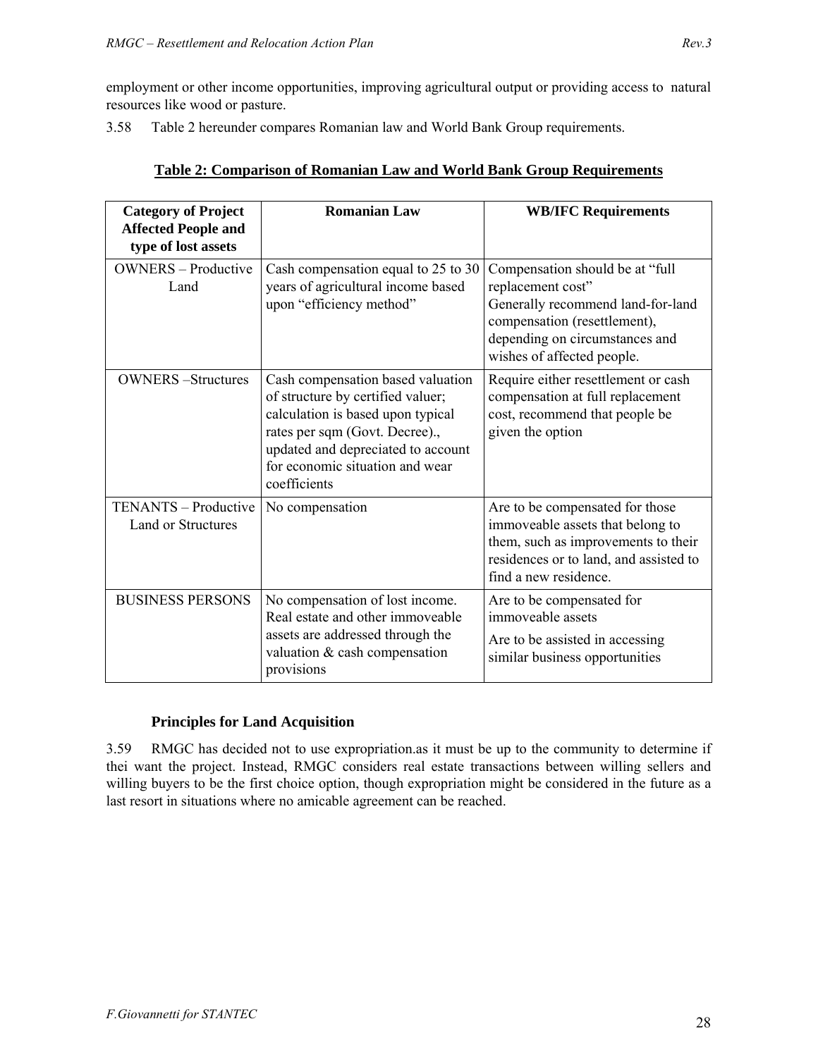employment or other income opportunities, improving agricultural output or providing access to natural resources like wood or pasture.

3.58 Table 2 hereunder compares Romanian law and World Bank Group requirements.

**Table 2: Comparison of Romanian Law and World Bank Group Requirements**

| Category of Project Affected People and type of lost assets | Romanian Law | WB/IFC Requirements |
|---|---|---|
| OWNERS – Productive Land | Cash compensation equal to 25 to 30 years of agricultural income based upon "efficiency method" | Compensation should be at "full replacement cost"<br>Generally recommend land-for-land compensation (resettlement), depending on circumstances and wishes of affected people. |
| OWNERS –Structures | Cash compensation based valuation of structure by certified valuer; calculation is based upon typical rates per sqm (Govt. Decree)., updated and depreciated to account for economic situation and wear coefficients | Require either resettlement or cash compensation at full replacement cost, recommend that people be given the option |
| TENANTS – Productive Land or Structures | No compensation | Are to be compensated for those immoveable assets that belong to them, such as improvements to their residences or to land, and assisted to find a new residence. |
| BUSINESS PERSONS | No compensation of lost income. Real estate and other immoveable assets are addressed through the valuation & cash compensation provisions | Are to be compensated for immoveable assets<br>Are to be assisted in accessing similar business opportunities |

### Principles for Land Acquisition

3.59 RMGC has decided not to use expropriation.as it must be up to the community to determine if thei want the project. Instead, RMGC considers real estate transactions between willing sellers and willing buyers to be the first choice option, though expropriation might be considered in the future as a last resort in situations where no amicable agreement can be reached.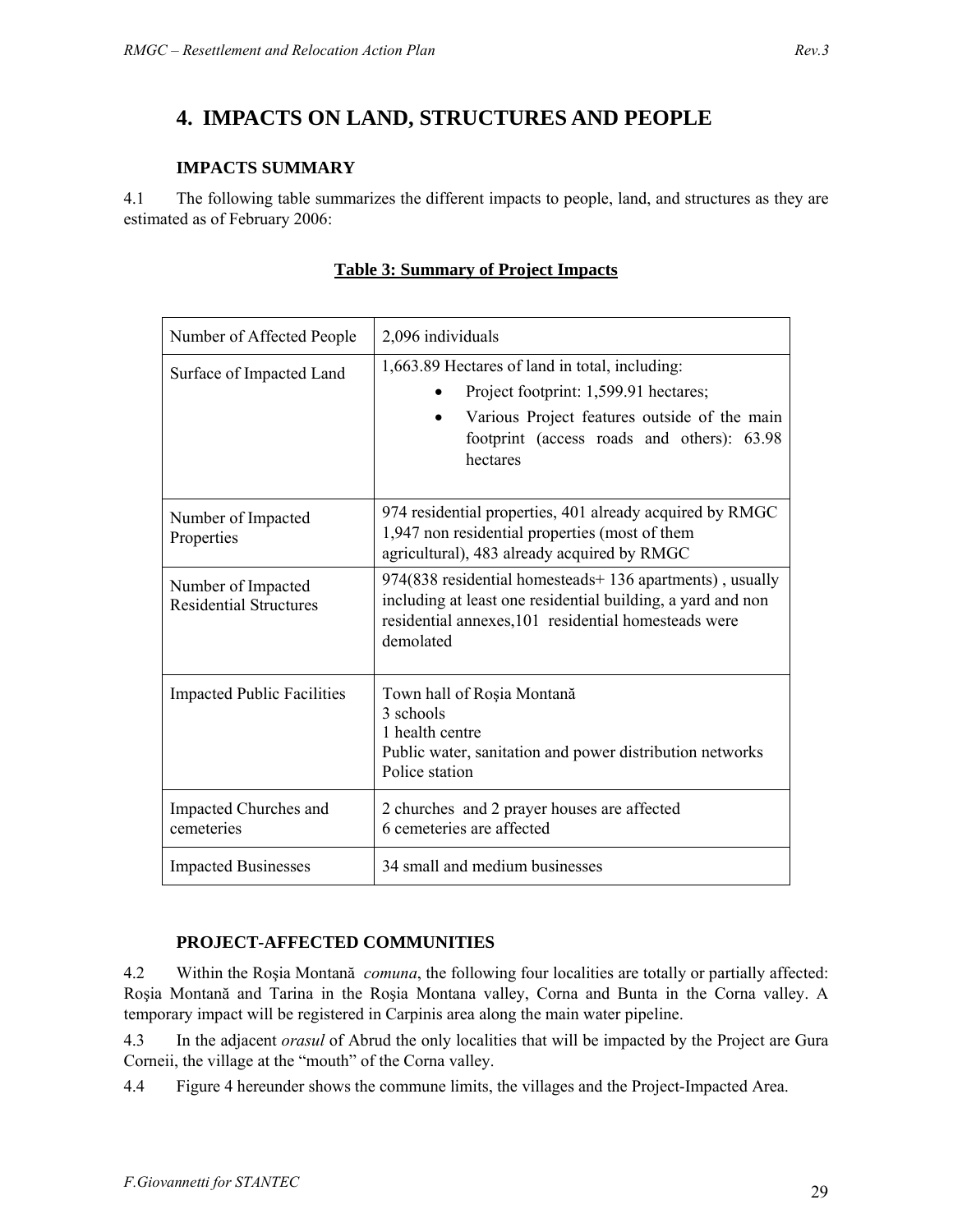# 4. IMPACTS ON LAND, STRUCTURES AND PEOPLE

### IMPACTS SUMMARY

4.1 The following table summarizes the different impacts to people, land, and structures as they are estimated as of February 2006:

**Table 3: Summary of Project Impacts**

| | |
|---|---|
| Number of Affected People | 2,096 individuals |
| Surface of Impacted Land | 1,663.89 Hectares of land in total, including:<br>• Project footprint: 1,599.91 hectares;<br>• Various Project features outside of the main footprint (access roads and others): 63.98 hectares |
| Number of Impacted Properties | 974 residential properties, 401 already acquired by RMGC<br>1,947 non residential properties (most of them agricultural), 483 already acquired by RMGC |
| Number of Impacted Residential Structures | 974(838 residential homesteads+ 136 apartments) , usually including at least one residential building, a yard and non residential annexes,101 residential homesteads were demolated |
| Impacted Public Facilities | Town hall of Roşia Montană<br>3 schools<br>1 health centre<br>Public water, sanitation and power distribution networks<br>Police station |
| Impacted Churches and cemeteries | 2 churches and 2 prayer houses are affected<br>6 cemeteries are affected |
| Impacted Businesses | 34 small and medium businesses |

### PROJECT-AFFECTED COMMUNITIES

4.2 Within the Roşia Montană *comuna*, the following four localities are totally or partially affected: Roşia Montană and Tarina in the Roşia Montana valley, Corna and Bunta in the Corna valley. A temporary impact will be registered in Carpinis area along the main water pipeline.

4.3 In the adjacent *orasul* of Abrud the only localities that will be impacted by the Project are Gura Corneii, the village at the "mouth" of the Corna valley.

4.4 Figure 4 hereunder shows the commune limits, the villages and the Project-Impacted Area.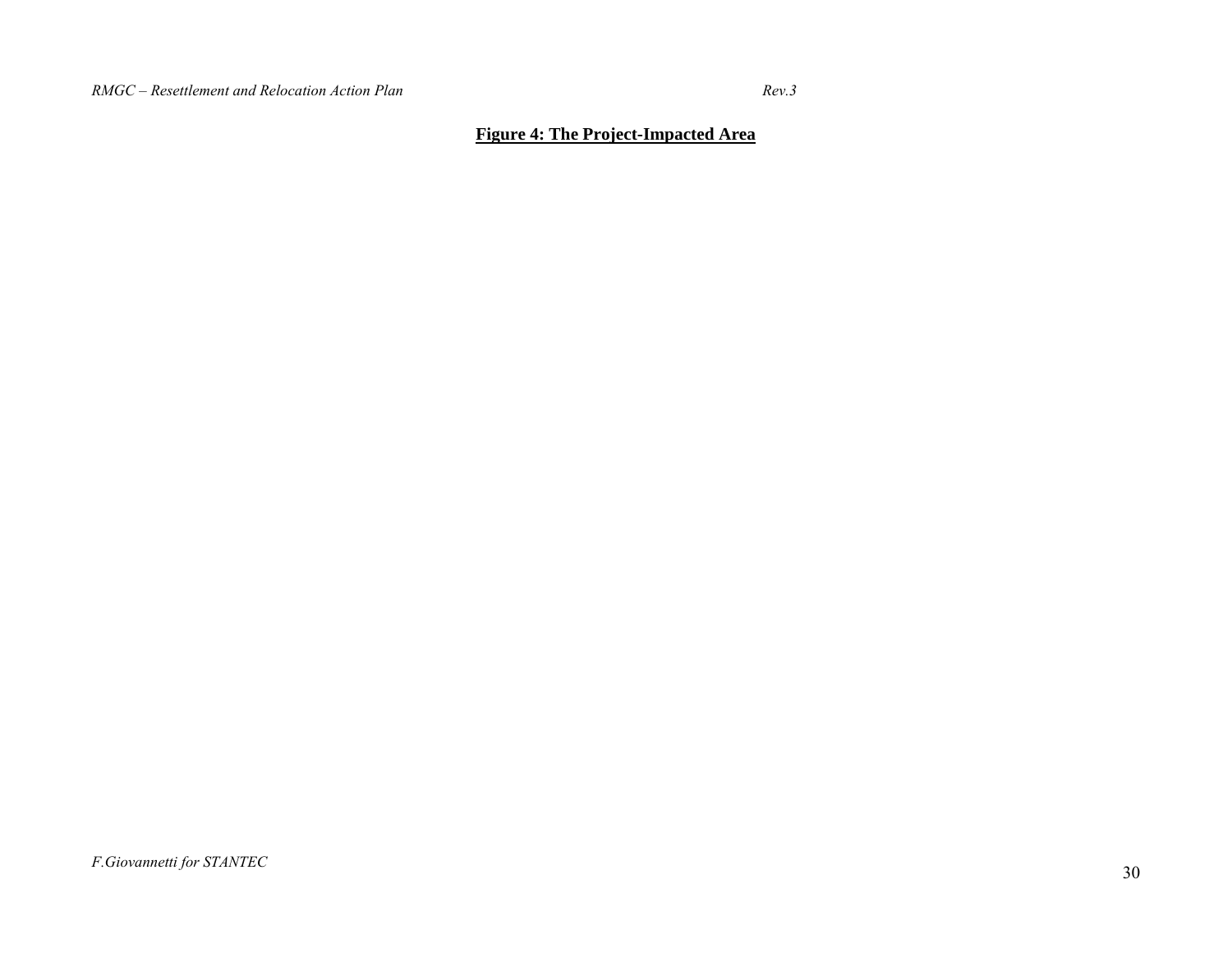**Figure 4: The Project-Impacted Area**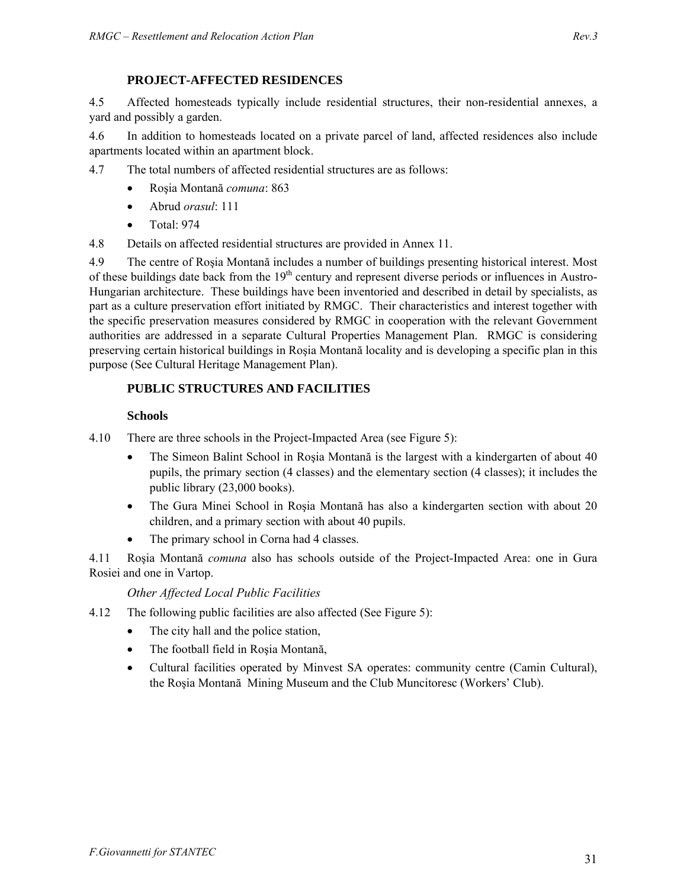## PROJECT-AFFECTED RESIDENCES

4.5 Affected homesteads typically include residential structures, their non-residential annexes, a yard and possibly a garden.

4.6 In addition to homesteads located on a private parcel of land, affected residences also include apartments located within an apartment block.

4.7 The total numbers of affected residential structures are as follows:

- Roşia Montană *comuna*: 863
- Abrud *orasul*: 111
- Total: 974

4.8 Details on affected residential structures are provided in Annex 11.

4.9 The centre of Roşia Montană includes a number of buildings presenting historical interest. Most of these buildings date back from the 19th century and represent diverse periods or influences in Austro-Hungarian architecture. These buildings have been inventoried and described in detail by specialists, as part as a culture preservation effort initiated by RMGC. Their characteristics and interest together with the specific preservation measures considered by RMGC in cooperation with the relevant Government authorities are addressed in a separate Cultural Properties Management Plan. RMGC is considering preserving certain historical buildings in Roşia Montană locality and is developing a specific plan in this purpose (See Cultural Heritage Management Plan).

## PUBLIC STRUCTURES AND FACILITIES

### Schools

4.10 There are three schools in the Project-Impacted Area (see Figure 5):

- The Simeon Balint School in Roşia Montană is the largest with a kindergarten of about 40 pupils, the primary section (4 classes) and the elementary section (4 classes); it includes the public library (23,000 books).
- The Gura Minei School in Roşia Montană has also a kindergarten section with about 20 children, and a primary section with about 40 pupils.
- The primary school in Corna had 4 classes.

4.11 Roşia Montană *comuna* also has schools outside of the Project-Impacted Area: one in Gura Rosiei and one in Vartop.

*Other Affected Local Public Facilities*

4.12 The following public facilities are also affected (See Figure 5):

- The city hall and the police station,
- The football field in Roşia Montană,
- Cultural facilities operated by Minvest SA operates: community centre (Camin Cultural), the Roşia Montană Mining Museum and the Club Muncitoresc (Workers' Club).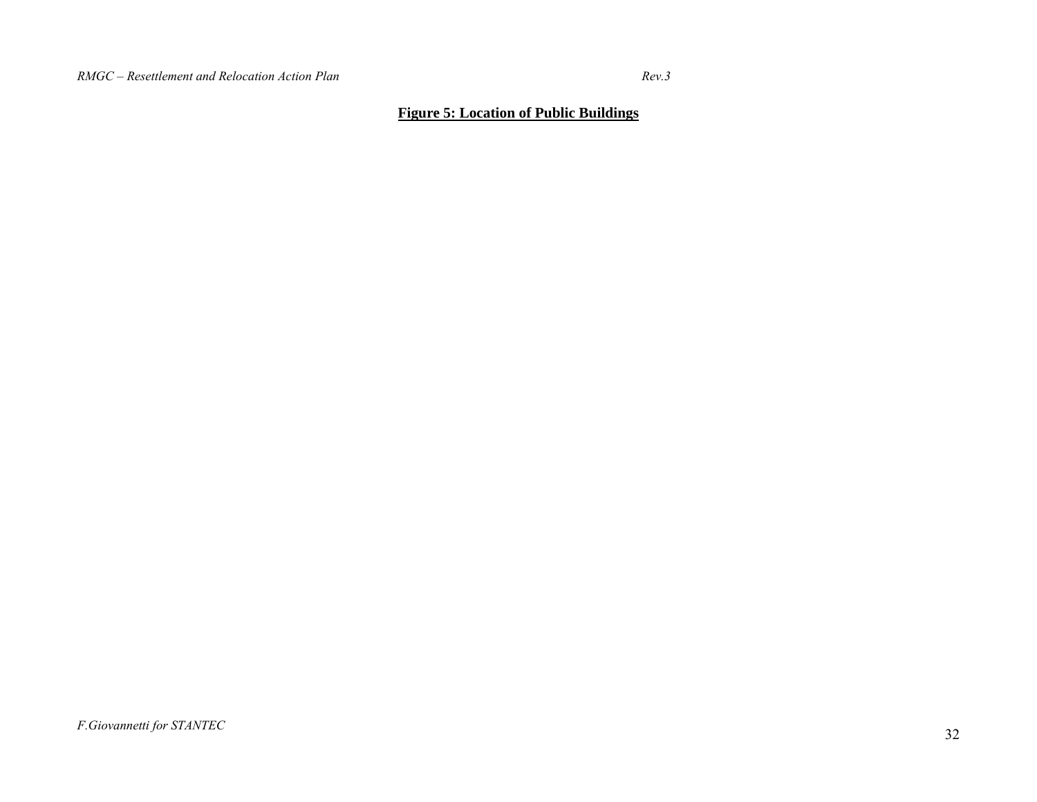**Figure 5: Location of Public Buildings**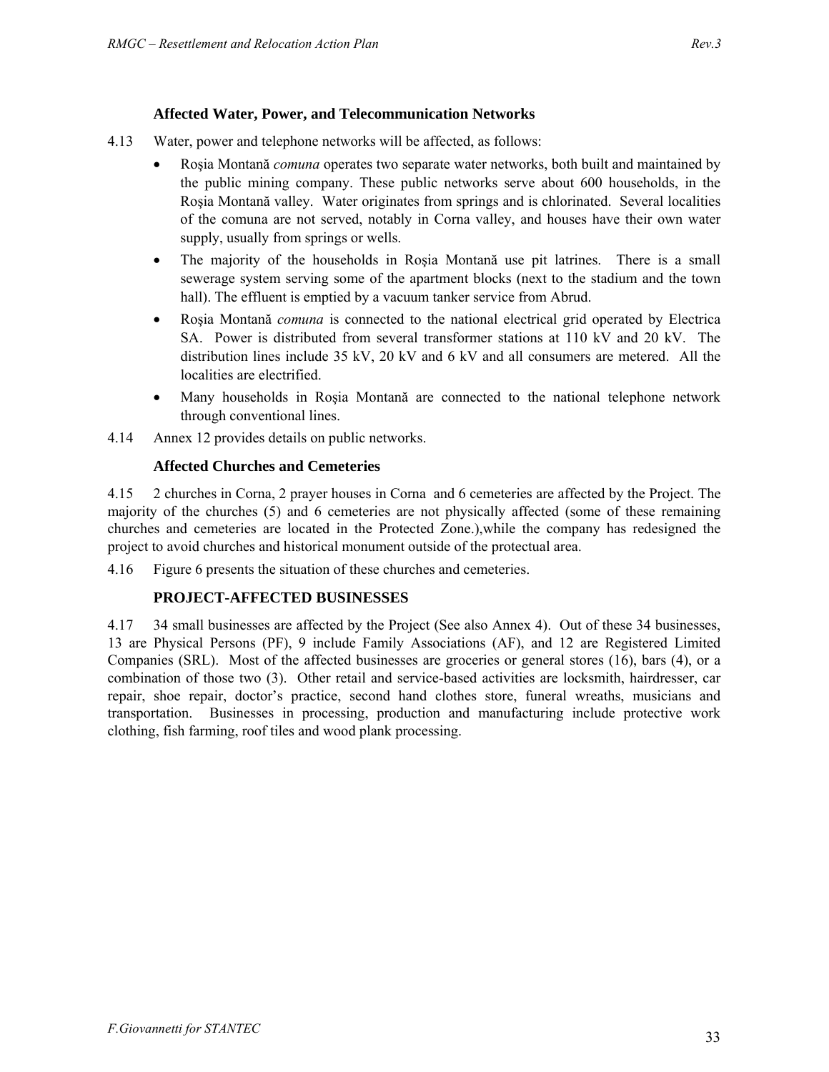### Affected Water, Power, and Telecommunication Networks

4.13 Water, power and telephone networks will be affected, as follows:

- Roşia Montană *comuna* operates two separate water networks, both built and maintained by the public mining company. These public networks serve about 600 households, in the Roşia Montană valley. Water originates from springs and is chlorinated. Several localities of the comuna are not served, notably in Corna valley, and houses have their own water supply, usually from springs or wells.
- The majority of the households in Roşia Montană use pit latrines. There is a small sewerage system serving some of the apartment blocks (next to the stadium and the town hall). The effluent is emptied by a vacuum tanker service from Abrud.
- Roşia Montană *comuna* is connected to the national electrical grid operated by Electrica SA. Power is distributed from several transformer stations at 110 kV and 20 kV. The distribution lines include 35 kV, 20 kV and 6 kV and all consumers are metered. All the localities are electrified.
- Many households in Roşia Montană are connected to the national telephone network through conventional lines.

4.14 Annex 12 provides details on public networks.

### Affected Churches and Cemeteries

4.15 2 churches in Corna, 2 prayer houses in Corna and 6 cemeteries are affected by the Project. The majority of the churches (5) and 6 cemeteries are not physically affected (some of these remaining churches and cemeteries are located in the Protected Zone.),while the company has redesigned the project to avoid churches and historical monument outside of the protectual area.

4.16 Figure 6 presents the situation of these churches and cemeteries.

### PROJECT-AFFECTED BUSINESSES

4.17 34 small businesses are affected by the Project (See also Annex 4). Out of these 34 businesses, 13 are Physical Persons (PF), 9 include Family Associations (AF), and 12 are Registered Limited Companies (SRL). Most of the affected businesses are groceries or general stores (16), bars (4), or a combination of those two (3). Other retail and service-based activities are locksmith, hairdresser, car repair, shoe repair, doctor's practice, second hand clothes store, funeral wreaths, musicians and transportation. Businesses in processing, production and manufacturing include protective work clothing, fish farming, roof tiles and wood plank processing.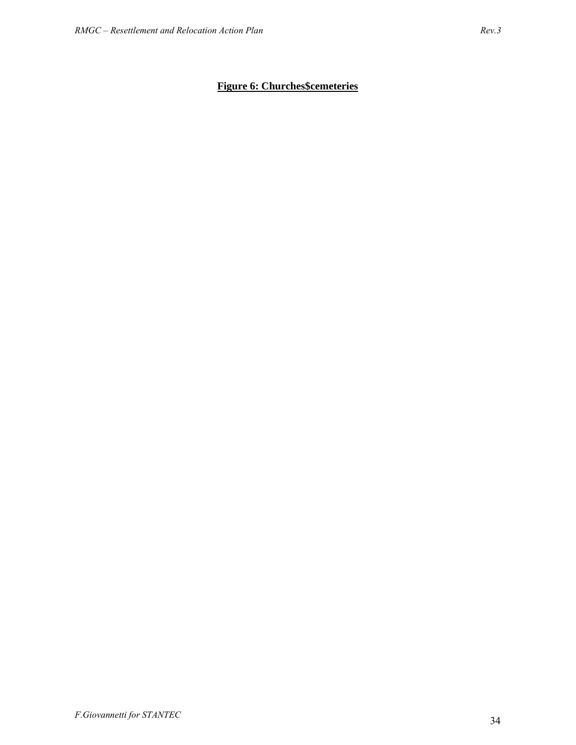**Figure 6: Churches$cemeteries**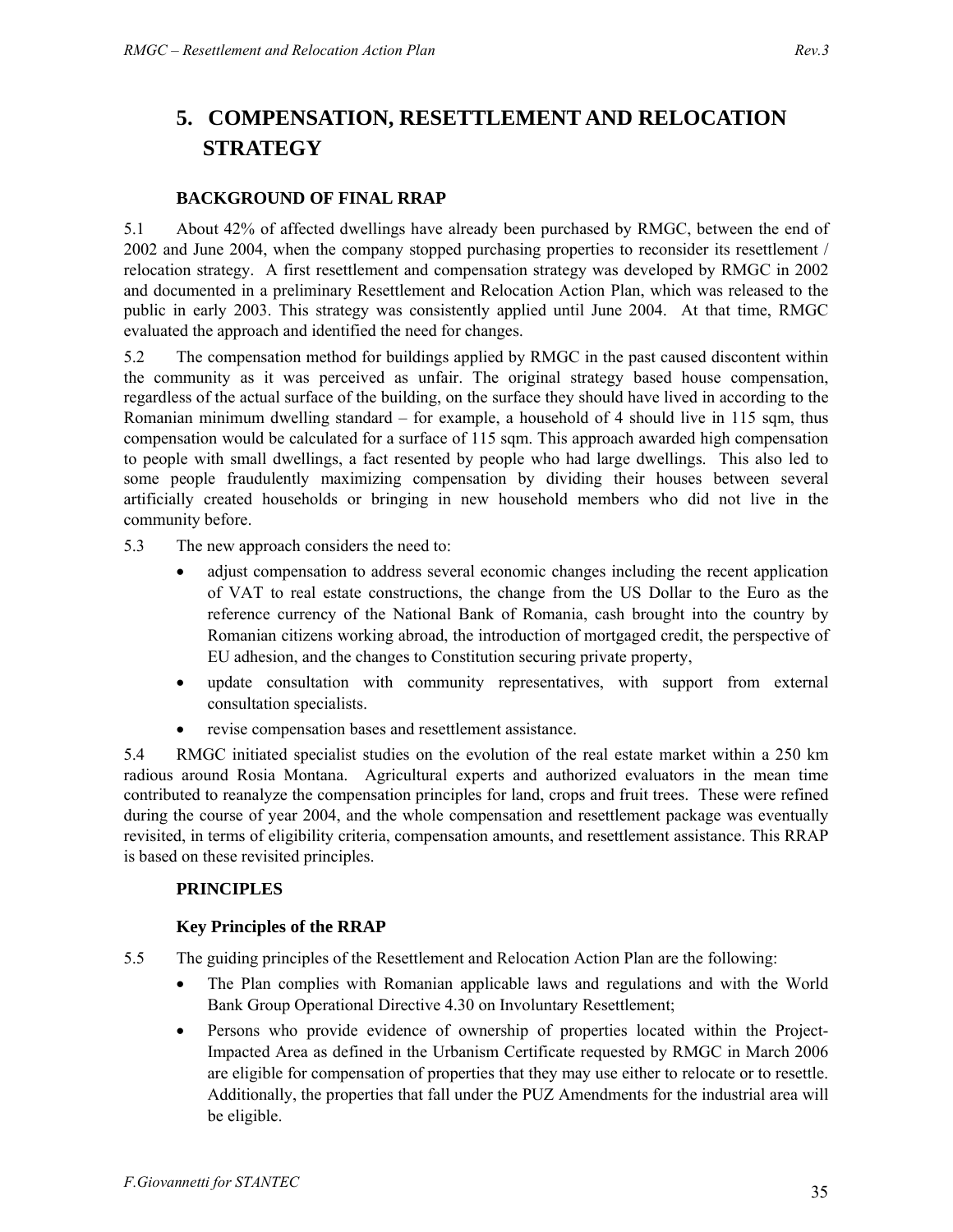# 5. COMPENSATION, RESETTLEMENT AND RELOCATION STRATEGY

### BACKGROUND OF FINAL RRAP

5.1 About 42% of affected dwellings have already been purchased by RMGC, between the end of 2002 and June 2004, when the company stopped purchasing properties to reconsider its resettlement / relocation strategy. A first resettlement and compensation strategy was developed by RMGC in 2002 and documented in a preliminary Resettlement and Relocation Action Plan, which was released to the public in early 2003. This strategy was consistently applied until June 2004. At that time, RMGC evaluated the approach and identified the need for changes.

5.2 The compensation method for buildings applied by RMGC in the past caused discontent within the community as it was perceived as unfair. The original strategy based house compensation, regardless of the actual surface of the building, on the surface they should have lived in according to the Romanian minimum dwelling standard – for example, a household of 4 should live in 115 sqm, thus compensation would be calculated for a surface of 115 sqm. This approach awarded high compensation to people with small dwellings, a fact resented by people who had large dwellings. This also led to some people fraudulently maximizing compensation by dividing their houses between several artificially created households or bringing in new household members who did not live in the community before.

5.3 The new approach considers the need to:

- adjust compensation to address several economic changes including the recent application of VAT to real estate constructions, the change from the US Dollar to the Euro as the reference currency of the National Bank of Romania, cash brought into the country by Romanian citizens working abroad, the introduction of mortgaged credit, the perspective of EU adhesion, and the changes to Constitution securing private property,
- update consultation with community representatives, with support from external consultation specialists.
- revise compensation bases and resettlement assistance.

5.4 RMGC initiated specialist studies on the evolution of the real estate market within a 250 km radious around Rosia Montana. Agricultural experts and authorized evaluators in the mean time contributed to reanalyze the compensation principles for land, crops and fruit trees. These were refined during the course of year 2004, and the whole compensation and resettlement package was eventually revisited, in terms of eligibility criteria, compensation amounts, and resettlement assistance. This RRAP is based on these revisited principles.

### PRINCIPLES

### Key Principles of the RRAP

5.5 The guiding principles of the Resettlement and Relocation Action Plan are the following:

- The Plan complies with Romanian applicable laws and regulations and with the World Bank Group Operational Directive 4.30 on Involuntary Resettlement;
- Persons who provide evidence of ownership of properties located within the Project-Impacted Area as defined in the Urbanism Certificate requested by RMGC in March 2006 are eligible for compensation of properties that they may use either to relocate or to resettle. Additionally, the properties that fall under the PUZ Amendments for the industrial area will be eligible.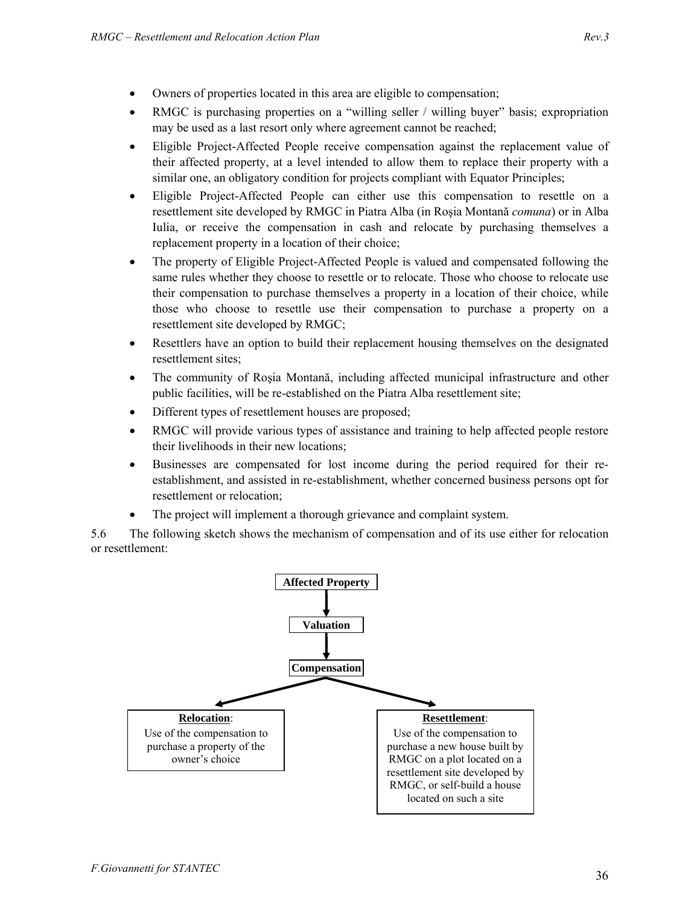- Owners of properties located in this area are eligible to compensation;
- RMGC is purchasing properties on a "willing seller / willing buyer" basis; expropriation may be used as a last resort only where agreement cannot be reached;
- Eligible Project-Affected People receive compensation against the replacement value of their affected property, at a level intended to allow them to replace their property with a similar one, an obligatory condition for projects compliant with Equator Principles;
- Eligible Project-Affected People can either use this compensation to resettle on a resettlement site developed by RMGC in Piatra Alba (in Roşia Montană *comuna*) or in Alba Iulia, or receive the compensation in cash and relocate by purchasing themselves a replacement property in a location of their choice;
- The property of Eligible Project-Affected People is valued and compensated following the same rules whether they choose to resettle or to relocate. Those who choose to relocate use their compensation to purchase themselves a property in a location of their choice, while those who choose to resettle use their compensation to purchase a property on a resettlement site developed by RMGC;
- Resettlers have an option to build their replacement housing themselves on the designated resettlement sites;
- The community of Roşia Montană, including affected municipal infrastructure and other public facilities, will be re-established on the Piatra Alba resettlement site;
- Different types of resettlement houses are proposed;
- RMGC will provide various types of assistance and training to help affected people restore their livelihoods in their new locations;
- Businesses are compensated for lost income during the period required for their re-establishment, and assisted in re-establishment, whether concerned business persons opt for resettlement or relocation;
- The project will implement a thorough grievance and complaint system.

5.6 The following sketch shows the mechanism of compensation and of its use either for relocation or resettlement:

**Affected Property**

↓

**Valuation**

↓

**Compensation**

↙ ↘

**Relocation**: Use of the compensation to purchase a property of the owner's choice

**Resettlement**: Use of the compensation to purchase a new house built by RMGC on a plot located on a resettlement site developed by RMGC, or self-build a house located on such a site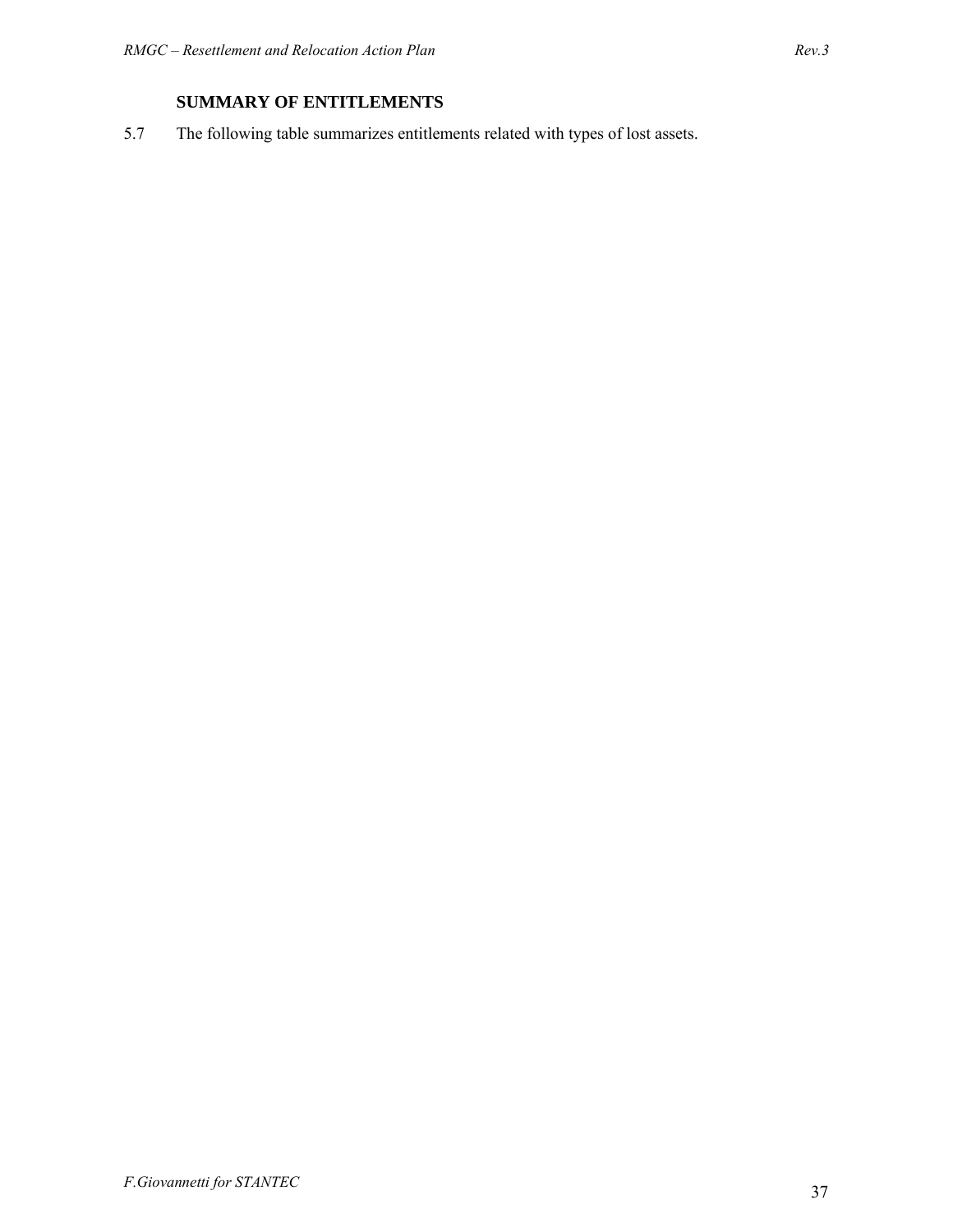## SUMMARY OF ENTITLEMENTS

5.7 The following table summarizes entitlements related with types of lost assets.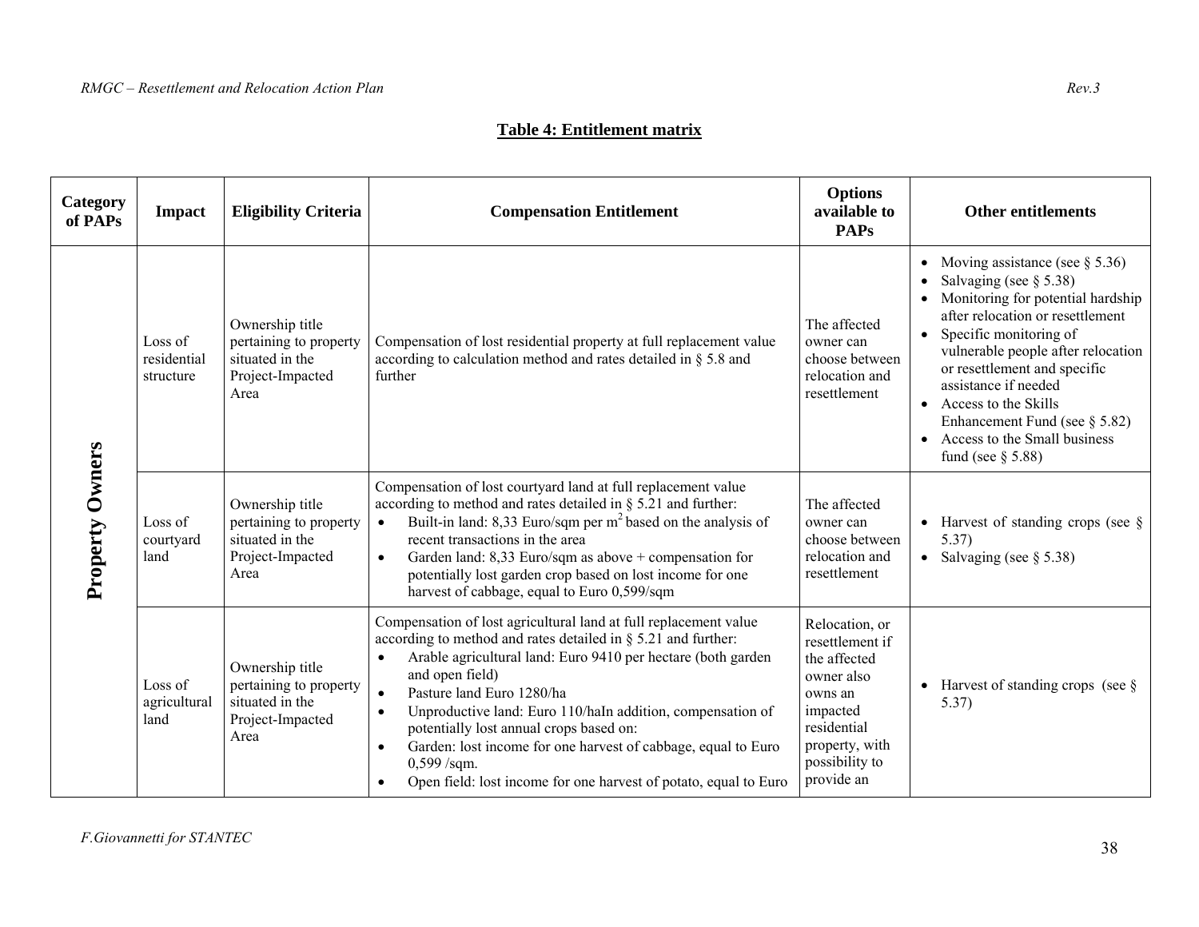**Table 4: Entitlement matrix**

| Category of PAPs | Impact | Eligibility Criteria | Compensation Entitlement | Options available to PAPs | Other entitlements |
|---|---|---|---|---|---|
| **Property Owners** | Loss of residential structure | Ownership title pertaining to property situated in the Project-Impacted Area | Compensation of lost residential property at full replacement value according to calculation method and rates detailed in § 5.8 and further | The affected owner can choose between relocation and resettlement | • Moving assistance (see § 5.36)<br>• Salvaging (see § 5.38)<br>• Monitoring for potential hardship after relocation or resettlement<br>• Specific monitoring of vulnerable people after relocation or resettlement and specific assistance if needed<br>• Access to the Skills Enhancement Fund (see § 5.82)<br>• Access to the Small business fund (see § 5.88) |
| | Loss of courtyard land | Ownership title pertaining to property situated in the Project-Impacted Area | Compensation of lost courtyard land at full replacement value according to method and rates detailed in § 5.21 and further:<br>• Built-in land: 8,33 Euro/sqm per $m^2$ based on the analysis of recent transactions in the area<br>• Garden land: 8,33 Euro/sqm as above + compensation for potentially lost garden crop based on lost income for one harvest of cabbage, equal to Euro 0,599/sqm | The affected owner can choose between relocation and resettlement | • Harvest of standing crops (see § 5.37)<br>• Salvaging (see § 5.38) |
| | Loss of agricultural land | Ownership title pertaining to property situated in the Project-Impacted Area | Compensation of lost agricultural land at full replacement value according to method and rates detailed in § 5.21 and further:<br>• Arable agricultural land: Euro 9410 per hectare (both garden and open field)<br>• Pasture land Euro 1280/ha<br>• Unproductive land: Euro 110/haIn addition, compensation of potentially lost annual crops based on:<br>• Garden: lost income for one harvest of cabbage, equal to Euro 0,599 /sqm.<br>• Open field: lost income for one harvest of potato, equal to Euro | Relocation, or resettlement if the affected owner also owns an impacted residential property, with possibility to provide an | • Harvest of standing crops (see § 5.37) |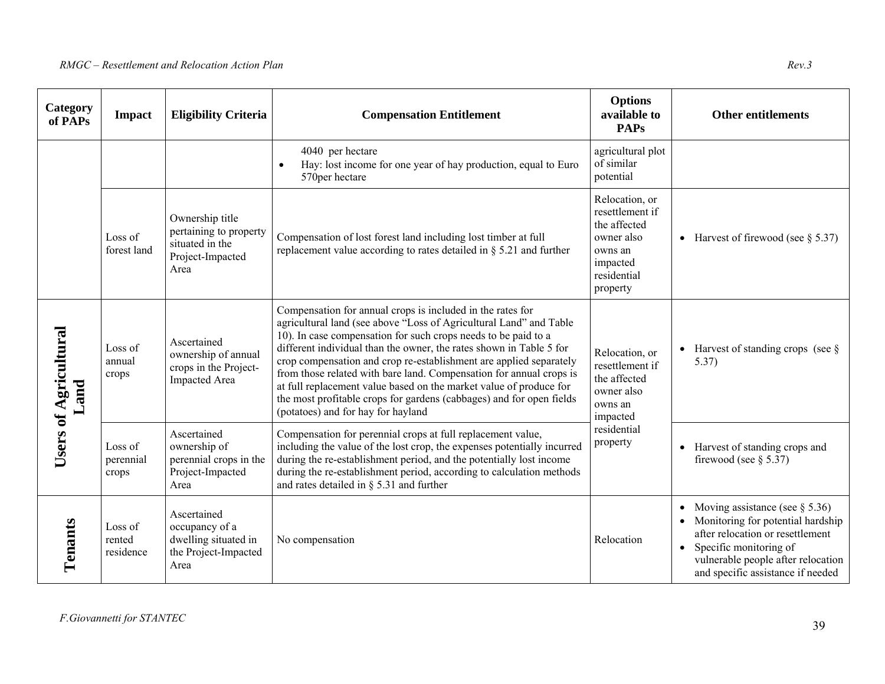| Category of PAPs | Impact | Eligibility Criteria | Compensation Entitlement | Options available to PAPs | Other entitlements |
|---|---|---|---|---|---|
| | | | 4040 per hectare<br>• Hay: lost income for one year of hay production, equal to Euro 570per hectare | agricultural plot of similar potential | |
| | Loss of forest land | Ownership title pertaining to property situated in the Project-Impacted Area | Compensation of lost forest land including lost timber at full replacement value according to rates detailed in § 5.21 and further | Relocation, or resettlement if the affected owner also owns an impacted residential property | • Harvest of firewood (see § 5.37) |
| Users of Agricultural Land | Loss of annual crops | Ascertained ownership of annual crops in the Project-Impacted Area | Compensation for annual crops is included in the rates for agricultural land (see above "Loss of Agricultural Land" and Table 10). In case compensation for such crops needs to be paid to a different individual than the owner, the rates shown in Table 5 for crop compensation and crop re-establishment are applied separately from those related with bare land. Compensation for annual crops is at full replacement value based on the market value of produce for the most profitable crops for gardens (cabbages) and for open fields (potatoes) and for hay for hayland | Relocation, or resettlement if the affected owner also owns an impacted residential property | • Harvest of standing crops (see § 5.37) |
| | Loss of perennial crops | Ascertained ownership of perennial crops in the Project-Impacted Area | Compensation for perennial crops at full replacement value, including the value of the lost crop, the expenses potentially incurred during the re-establishment period, and the potentially lost income during the re-establishment period, according to calculation methods and rates detailed in § 5.31 and further | | • Harvest of standing crops and firewood (see § 5.37) |
| Tenants | Loss of rented residence | Ascertained occupancy of a dwelling situated in the Project-Impacted Area | No compensation | Relocation | • Moving assistance (see § 5.36)<br>• Monitoring for potential hardship after relocation or resettlement<br>• Specific monitoring of vulnerable people after relocation and specific assistance if needed |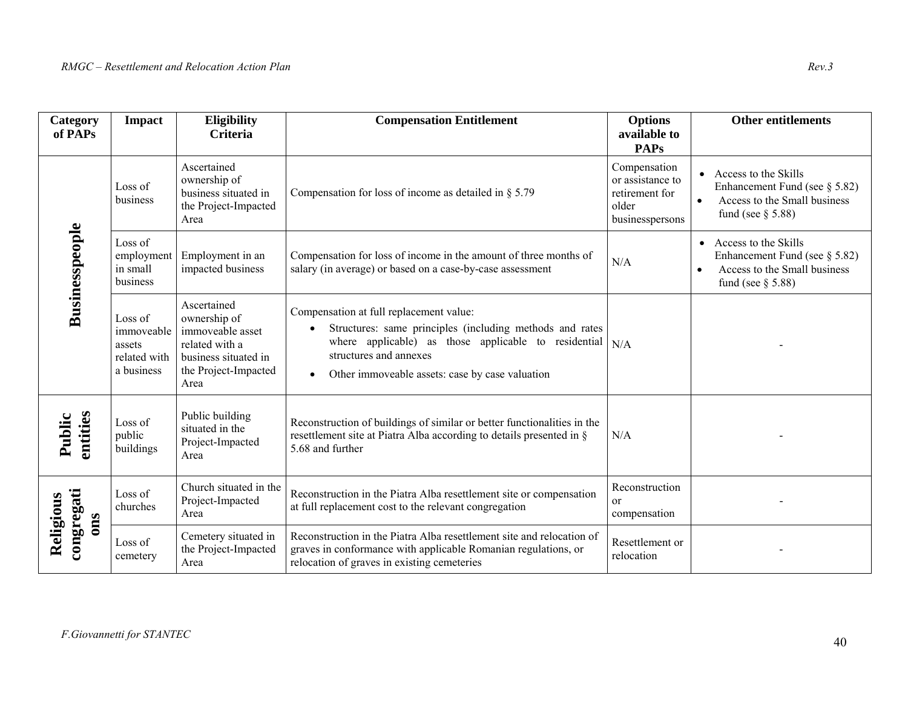| Category of PAPs | Impact | Eligibility Criteria | Compensation Entitlement | Options available to PAPs | Other entitlements |
|---|---|---|---|---|---|
| **Businesspeople** | Loss of business | Ascertained ownership of business situated in the Project-Impacted Area | Compensation for loss of income as detailed in § 5.79 | Compensation or assistance to retirement for older businesspersons | • Access to the Skills Enhancement Fund (see § 5.82)<br>• Access to the Small business fund (see § 5.88) |
| | Loss of employment in small business | Employment in an impacted business | Compensation for loss of income in the amount of three months of salary (in average) or based on a case-by-case assessment | N/A | • Access to the Skills Enhancement Fund (see § 5.82)<br>• Access to the Small business fund (see § 5.88) |
| | Loss of immoveable assets related with a business | Ascertained ownership of immoveable asset related with a business situated in the Project-Impacted Area | Compensation at full replacement value:<br>• Structures: same principles (including methods and rates where applicable) as those applicable to residential structures and annexes<br>• Other immoveable assets: case by case valuation | N/A | - |
| **Public entities** | Loss of public buildings | Public building situated in the Project-Impacted Area | Reconstruction of buildings of similar or better functionalities in the resettlement site at Piatra Alba according to details presented in § 5.68 and further | N/A | - |
| **Religious congregations** | Loss of churches | Church situated in the Project-Impacted Area | Reconstruction in the Piatra Alba resettlement site or compensation at full replacement cost to the relevant congregation | Reconstruction or compensation | - |
| | Loss of cemetery | Cemetery situated in the Project-Impacted Area | Reconstruction in the Piatra Alba resettlement site and relocation of graves in conformance with applicable Romanian regulations, or relocation of graves in existing cemeteries | Resettlement or relocation | - |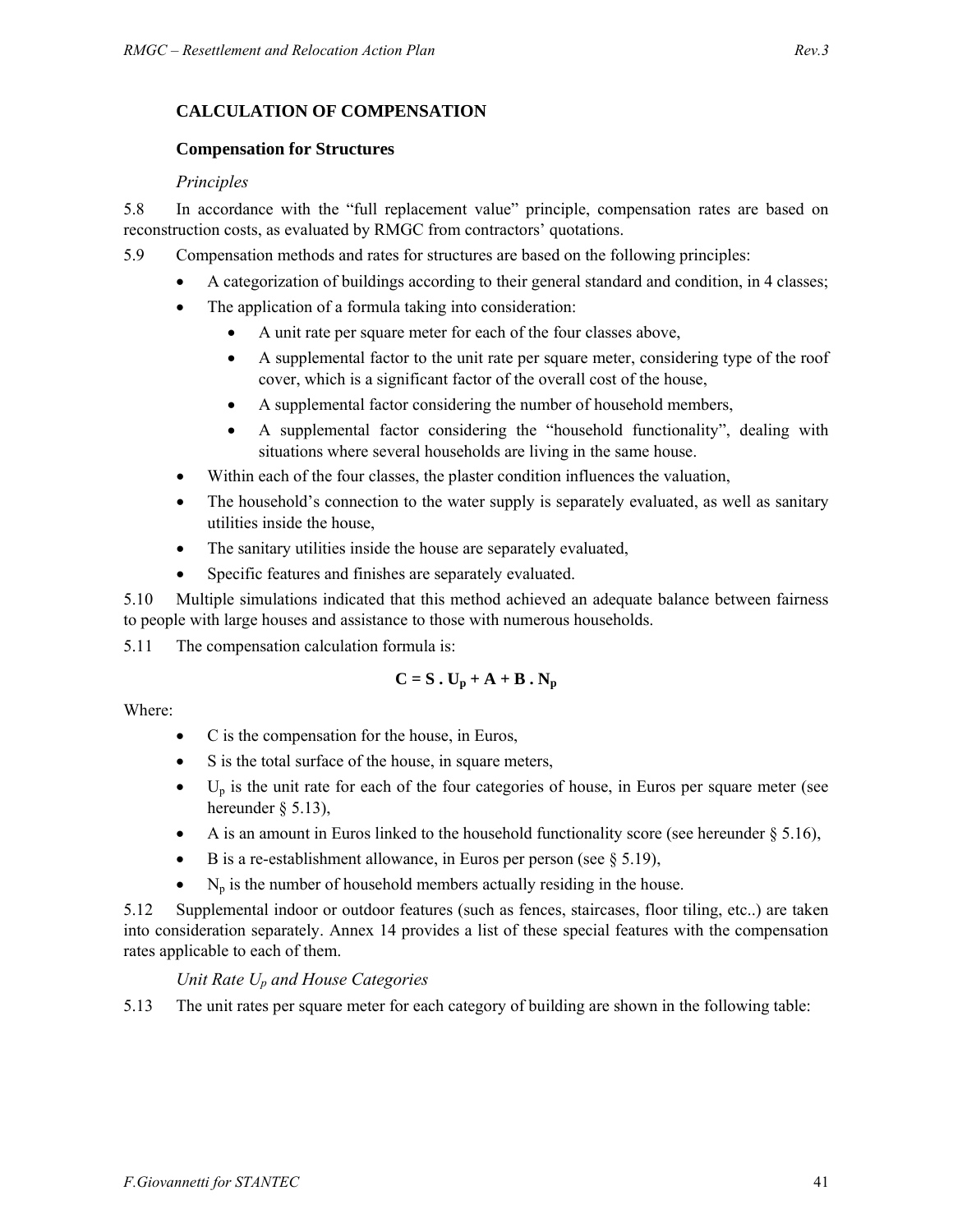## CALCULATION OF COMPENSATION

### Compensation for Structures

*Principles*

5.8 In accordance with the "full replacement value" principle, compensation rates are based on reconstruction costs, as evaluated by RMGC from contractors' quotations.

5.9 Compensation methods and rates for structures are based on the following principles:

- A categorization of buildings according to their general standard and condition, in 4 classes;
- The application of a formula taking into consideration:
  - A unit rate per square meter for each of the four classes above,
  - A supplemental factor to the unit rate per square meter, considering type of the roof cover, which is a significant factor of the overall cost of the house,
  - A supplemental factor considering the number of household members,
  - A supplemental factor considering the "household functionality", dealing with situations where several households are living in the same house.
- Within each of the four classes, the plaster condition influences the valuation,
- The household's connection to the water supply is separately evaluated, as well as sanitary utilities inside the house,
- The sanitary utilities inside the house are separately evaluated,
- Specific features and finishes are separately evaluated.

5.10 Multiple simulations indicated that this method achieved an adequate balance between fairness to people with large houses and assistance to those with numerous households.

5.11 The compensation calculation formula is:

$$\mathbf{C = S \cdot U_p + A + B \cdot N_p}$$

Where:

- C is the compensation for the house, in Euros,
- S is the total surface of the house, in square meters,
- $U_p$ is the unit rate for each of the four categories of house, in Euros per square meter (see hereunder § 5.13),
- A is an amount in Euros linked to the household functionality score (see hereunder § 5.16),
- B is a re-establishment allowance, in Euros per person (see § 5.19),
- $N_p$ is the number of household members actually residing in the house.

5.12 Supplemental indoor or outdoor features (such as fences, staircases, floor tiling, etc..) are taken into consideration separately. Annex 14 provides a list of these special features with the compensation rates applicable to each of them.

*Unit Rate $U_p$ and House Categories*

5.13 The unit rates per square meter for each category of building are shown in the following table: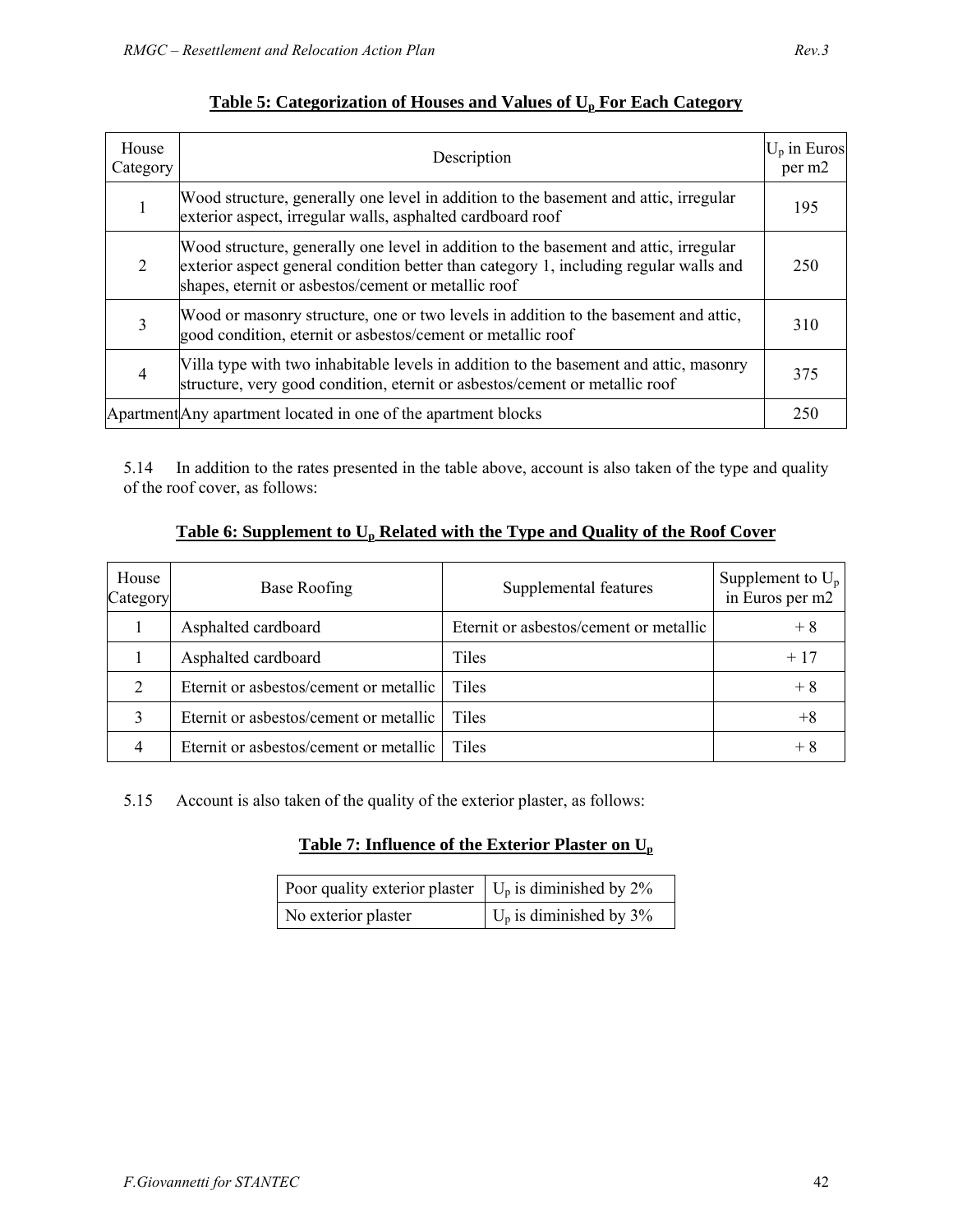**Table 5: Categorization of Houses and Values of $U_p$ For Each Category**

| House Category | Description | $U_p$ in Euros per m2 |
|---|---|---|
| 1 | Wood structure, generally one level in addition to the basement and attic, irregular exterior aspect, irregular walls, asphalted cardboard roof | 195 |
| 2 | Wood structure, generally one level in addition to the basement and attic, irregular exterior aspect general condition better than category 1, including regular walls and shapes, eternit or asbestos/cement or metallic roof | 250 |
| 3 | Wood or masonry structure, one or two levels in addition to the basement and attic, good condition, eternit or asbestos/cement or metallic roof | 310 |
| 4 | Villa type with two inhabitable levels in addition to the basement and attic, masonry structure, very good condition, eternit or asbestos/cement or metallic roof | 375 |
| Apartment | Any apartment located in one of the apartment blocks | 250 |

5.14 In addition to the rates presented in the table above, account is also taken of the type and quality of the roof cover, as follows:

**Table 6: Supplement to $U_p$ Related with the Type and Quality of the Roof Cover**

| House Category | Base Roofing | Supplemental features | Supplement to $U_p$ in Euros per m2 |
|---|---|---|---|
| 1 | Asphalted cardboard | Eternit or asbestos/cement or metallic | + 8 |
| 1 | Asphalted cardboard | Tiles | + 17 |
| 2 | Eternit or asbestos/cement or metallic | Tiles | + 8 |
| 3 | Eternit or asbestos/cement or metallic | Tiles | +8 |
| 4 | Eternit or asbestos/cement or metallic | Tiles | + 8 |

5.15 Account is also taken of the quality of the exterior plaster, as follows:

**Table 7: Influence of the Exterior Plaster on $U_p$**

| | |
|---|---|
| Poor quality exterior plaster | $U_p$ is diminished by 2% |
| No exterior plaster | $U_p$ is diminished by 3% |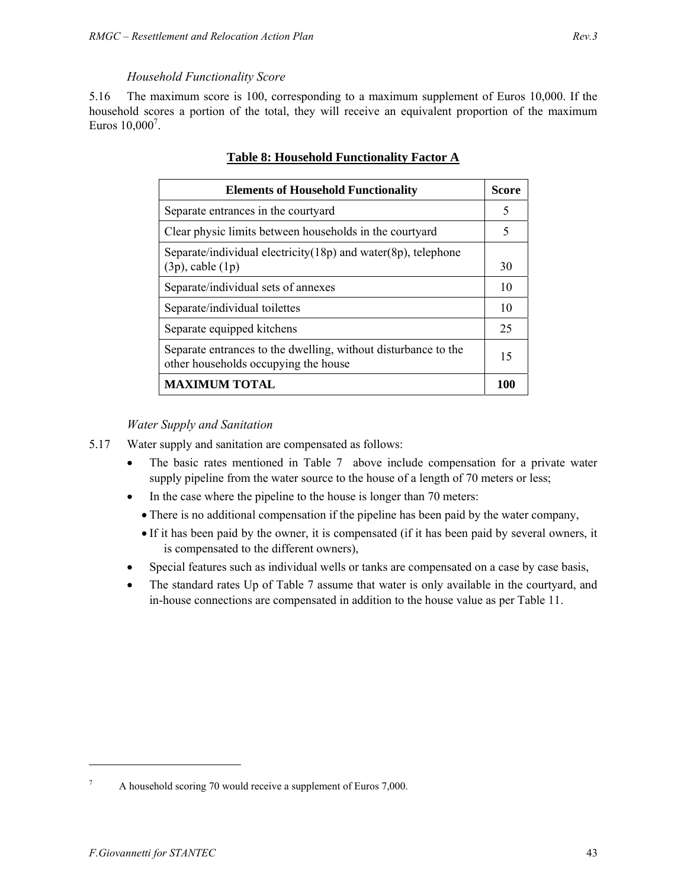*Household Functionality Score*

5.16 The maximum score is 100, corresponding to a maximum supplement of Euros 10,000. If the household scores a portion of the total, they will receive an equivalent proportion of the maximum Euros 10,000[7].

**Table 8: Household Functionality Factor A**

| Elements of Household Functionality | Score |
|---|---|
| Separate entrances in the courtyard | 5 |
| Clear physic limits between households in the courtyard | 5 |
| Separate/individual electricity(18p) and water(8p), telephone (3p), cable (1p) | 30 |
| Separate/individual sets of annexes | 10 |
| Separate/individual toilettes | 10 |
| Separate equipped kitchens | 25 |
| Separate entrances to the dwelling, without disturbance to the other households occupying the house | 15 |
| **MAXIMUM TOTAL** | **100** |

*Water Supply and Sanitation*

5.17 Water supply and sanitation are compensated as follows:

- The basic rates mentioned in Table 7 above include compensation for a private water supply pipeline from the water source to the house of a length of 70 meters or less;
- In the case where the pipeline to the house is longer than 70 meters:
  - There is no additional compensation if the pipeline has been paid by the water company,
  - If it has been paid by the owner, it is compensated (if it has been paid by several owners, it is compensated to the different owners),
- Special features such as individual wells or tanks are compensated on a case by case basis,
- The standard rates Up of Table 7 assume that water is only available in the courtyard, and in-house connections are compensated in addition to the house value as per Table 11.

[7] A household scoring 70 would receive a supplement of Euros 7,000.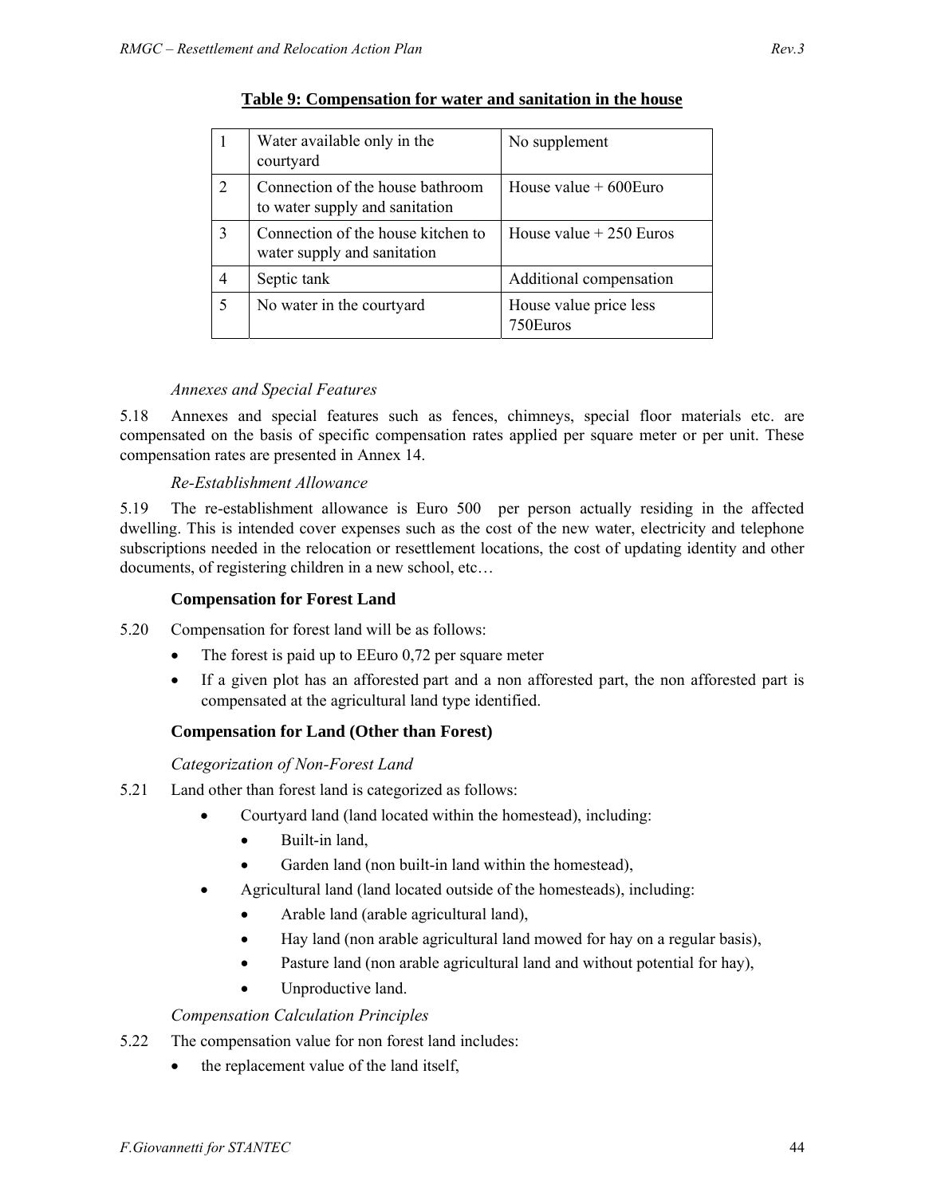**Table 9: Compensation for water and sanitation in the house**

| | | |
|---|---|---|
| 1 | Water available only in the courtyard | No supplement |
| 2 | Connection of the house bathroom to water supply and sanitation | House value + 600Euro |
| 3 | Connection of the house kitchen to water supply and sanitation | House value + 250 Euros |
| 4 | Septic tank | Additional compensation |
| 5 | No water in the courtyard | House value price less 750Euros |

*Annexes and Special Features*

5.18 Annexes and special features such as fences, chimneys, special floor materials etc. are compensated on the basis of specific compensation rates applied per square meter or per unit. These compensation rates are presented in Annex 14.

*Re-Establishment Allowance*

5.19 The re-establishment allowance is Euro 500 per person actually residing in the affected dwelling. This is intended cover expenses such as the cost of the new water, electricity and telephone subscriptions needed in the relocation or resettlement locations, the cost of updating identity and other documents, of registering children in a new school, etc…

**Compensation for Forest Land**

5.20 Compensation for forest land will be as follows:

- The forest is paid up to EEuro 0,72 per square meter
- If a given plot has an afforested part and a non afforested part, the non afforested part is compensated at the agricultural land type identified.

**Compensation for Land (Other than Forest)**

*Categorization of Non-Forest Land*

5.21 Land other than forest land is categorized as follows:

- Courtyard land (land located within the homestead), including:
  - Built-in land,
  - Garden land (non built-in land within the homestead),
- Agricultural land (land located outside of the homesteads), including:
  - Arable land (arable agricultural land),
  - Hay land (non arable agricultural land mowed for hay on a regular basis),
  - Pasture land (non arable agricultural land and without potential for hay),
  - Unproductive land.

*Compensation Calculation Principles*

5.22 The compensation value for non forest land includes:

- the replacement value of the land itself,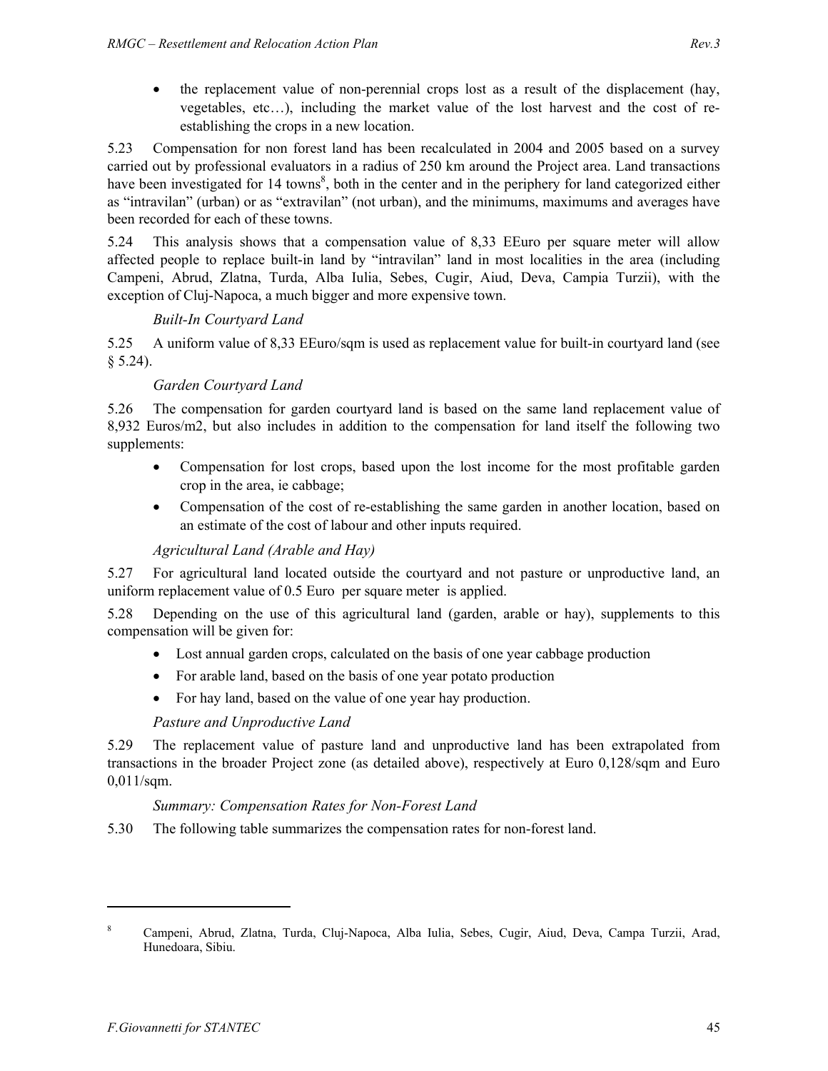- the replacement value of non-perennial crops lost as a result of the displacement (hay, vegetables, etc…), including the market value of the lost harvest and the cost of re-establishing the crops in a new location.

5.23 Compensation for non forest land has been recalculated in 2004 and 2005 based on a survey carried out by professional evaluators in a radius of 250 km around the Project area. Land transactions have been investigated for 14 towns[8], both in the center and in the periphery for land categorized either as "intravilan" (urban) or as "extravilan" (not urban), and the minimums, maximums and averages have been recorded for each of these towns.

5.24 This analysis shows that a compensation value of 8,33 EEuro per square meter will allow affected people to replace built-in land by "intravilan" land in most localities in the area (including Campeni, Abrud, Zlatna, Turda, Alba Iulia, Sebes, Cugir, Aiud, Deva, Campia Turzii), with the exception of Cluj-Napoca, a much bigger and more expensive town.

*Built-In Courtyard Land*

5.25 A uniform value of 8,33 EEuro/sqm is used as replacement value for built-in courtyard land (see § 5.24).

*Garden Courtyard Land*

5.26 The compensation for garden courtyard land is based on the same land replacement value of 8,932 Euros/m2, but also includes in addition to the compensation for land itself the following two supplements:

- Compensation for lost crops, based upon the lost income for the most profitable garden crop in the area, ie cabbage;
- Compensation of the cost of re-establishing the same garden in another location, based on an estimate of the cost of labour and other inputs required.

*Agricultural Land (Arable and Hay)*

5.27 For agricultural land located outside the courtyard and not pasture or unproductive land, an uniform replacement value of 0.5 Euro per square meter is applied.

5.28 Depending on the use of this agricultural land (garden, arable or hay), supplements to this compensation will be given for:

- Lost annual garden crops, calculated on the basis of one year cabbage production
- For arable land, based on the basis of one year potato production
- For hay land, based on the value of one year hay production.

*Pasture and Unproductive Land*

5.29 The replacement value of pasture land and unproductive land has been extrapolated from transactions in the broader Project zone (as detailed above), respectively at Euro 0,128/sqm and Euro 0,011/sqm.

*Summary: Compensation Rates for Non-Forest Land*

5.30 The following table summarizes the compensation rates for non-forest land.

---

[8] Campeni, Abrud, Zlatna, Turda, Cluj-Napoca, Alba Iulia, Sebes, Cugir, Aiud, Deva, Campa Turzii, Arad, Hunedoara, Sibiu.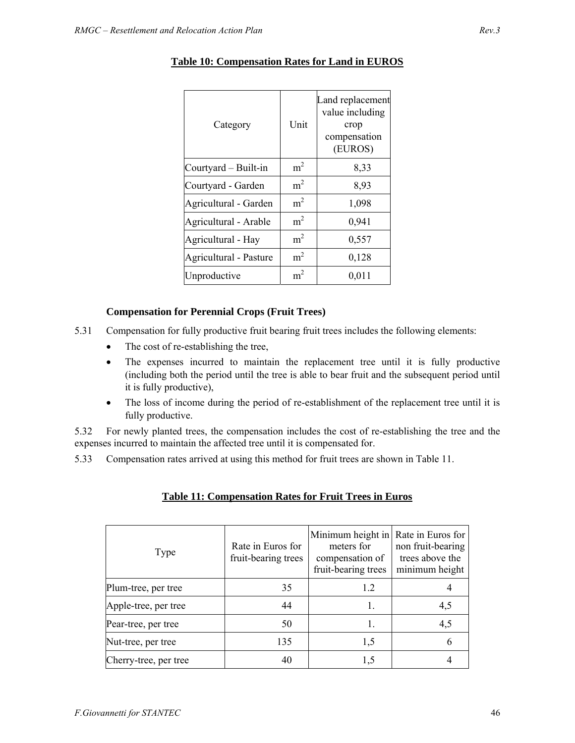**Table 10: Compensation Rates for Land in EUROS**

| Category | Unit | Land replacement value including crop compensation (EUROS) |
|---|---|---|
| Courtyard – Built-in | $m^2$ | 8,33 |
| Courtyard - Garden | $m^2$ | 8,93 |
| Agricultural - Garden | $m^2$ | 1,098 |
| Agricultural - Arable | $m^2$ | 0,941 |
| Agricultural - Hay | $m^2$ | 0,557 |
| Agricultural - Pasture | $m^2$ | 0,128 |
| Unproductive | $m^2$ | 0,011 |

**Compensation for Perennial Crops (Fruit Trees)**

5.31 Compensation for fully productive fruit bearing fruit trees includes the following elements:

- The cost of re-establishing the tree,
- The expenses incurred to maintain the replacement tree until it is fully productive (including both the period until the tree is able to bear fruit and the subsequent period until it is fully productive),
- The loss of income during the period of re-establishment of the replacement tree until it is fully productive.

5.32 For newly planted trees, the compensation includes the cost of re-establishing the tree and the expenses incurred to maintain the affected tree until it is compensated for.

5.33 Compensation rates arrived at using this method for fruit trees are shown in Table 11.

**Table 11: Compensation Rates for Fruit Trees in Euros**

| Type | Rate in Euros for fruit-bearing trees | Minimum height in meters for compensation of fruit-bearing trees | Rate in Euros for non fruit-bearing trees above the minimum height |
|---|---|---|---|
| Plum-tree, per tree | 35 | 1.2 | 4 |
| Apple-tree, per tree | 44 | 1. | 4,5 |
| Pear-tree, per tree | 50 | 1. | 4,5 |
| Nut-tree, per tree | 135 | 1,5 | 6 |
| Cherry-tree, per tree | 40 | 1,5 | 4 |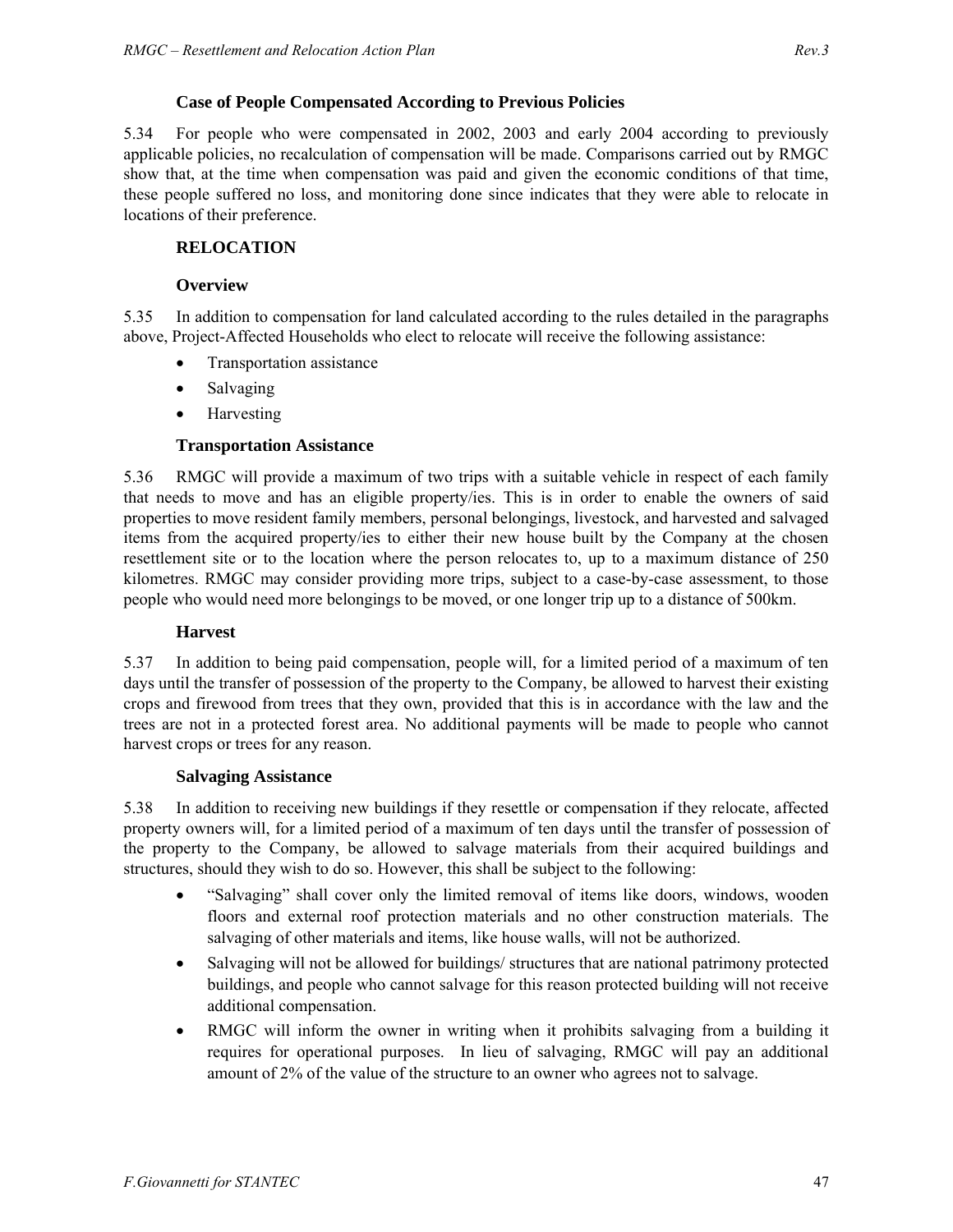### Case of People Compensated According to Previous Policies

5.34 For people who were compensated in 2002, 2003 and early 2004 according to previously applicable policies, no recalculation of compensation will be made. Comparisons carried out by RMGC show that, at the time when compensation was paid and given the economic conditions of that time, these people suffered no loss, and monitoring done since indicates that they were able to relocate in locations of their preference.

## RELOCATION

### Overview

5.35 In addition to compensation for land calculated according to the rules detailed in the paragraphs above, Project-Affected Households who elect to relocate will receive the following assistance:

- Transportation assistance
- Salvaging
- Harvesting

### Transportation Assistance

5.36 RMGC will provide a maximum of two trips with a suitable vehicle in respect of each family that needs to move and has an eligible property/ies. This is in order to enable the owners of said properties to move resident family members, personal belongings, livestock, and harvested and salvaged items from the acquired property/ies to either their new house built by the Company at the chosen resettlement site or to the location where the person relocates to, up to a maximum distance of 250 kilometres. RMGC may consider providing more trips, subject to a case-by-case assessment, to those people who would need more belongings to be moved, or one longer trip up to a distance of 500km.

### Harvest

5.37 In addition to being paid compensation, people will, for a limited period of a maximum of ten days until the transfer of possession of the property to the Company, be allowed to harvest their existing crops and firewood from trees that they own, provided that this is in accordance with the law and the trees are not in a protected forest area. No additional payments will be made to people who cannot harvest crops or trees for any reason.

### Salvaging Assistance

5.38 In addition to receiving new buildings if they resettle or compensation if they relocate, affected property owners will, for a limited period of a maximum of ten days until the transfer of possession of the property to the Company, be allowed to salvage materials from their acquired buildings and structures, should they wish to do so. However, this shall be subject to the following:

- "Salvaging" shall cover only the limited removal of items like doors, windows, wooden floors and external roof protection materials and no other construction materials. The salvaging of other materials and items, like house walls, will not be authorized.
- Salvaging will not be allowed for buildings/ structures that are national patrimony protected buildings, and people who cannot salvage for this reason protected building will not receive additional compensation.
- RMGC will inform the owner in writing when it prohibits salvaging from a building it requires for operational purposes. In lieu of salvaging, RMGC will pay an additional amount of 2% of the value of the structure to an owner who agrees not to salvage.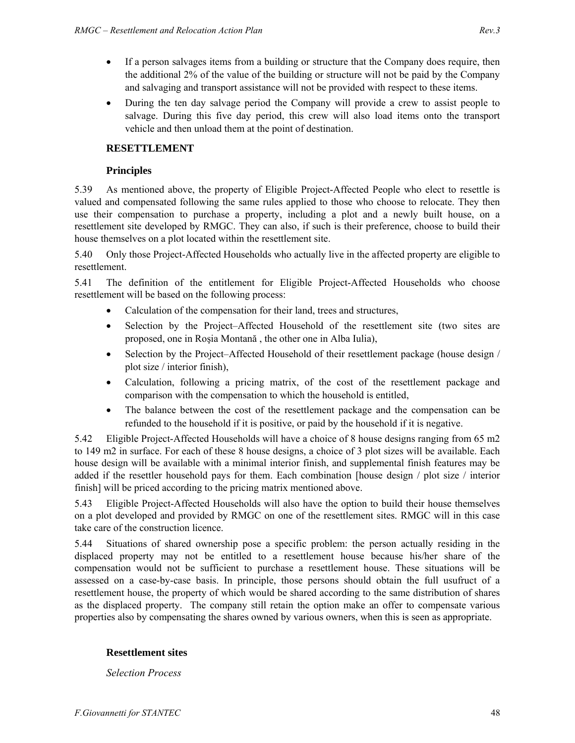- If a person salvages items from a building or structure that the Company does require, then the additional 2% of the value of the building or structure will not be paid by the Company and salvaging and transport assistance will not be provided with respect to these items.
- During the ten day salvage period the Company will provide a crew to assist people to salvage. During this five day period, this crew will also load items onto the transport vehicle and then unload them at the point of destination.

## RESETTLEMENT

### Principles

5.39 As mentioned above, the property of Eligible Project-Affected People who elect to resettle is valued and compensated following the same rules applied to those who choose to relocate. They then use their compensation to purchase a property, including a plot and a newly built house, on a resettlement site developed by RMGC. They can also, if such is their preference, choose to build their house themselves on a plot located within the resettlement site.

5.40 Only those Project-Affected Households who actually live in the affected property are eligible to resettlement.

5.41 The definition of the entitlement for Eligible Project-Affected Households who choose resettlement will be based on the following process:

- Calculation of the compensation for their land, trees and structures,
- Selection by the Project–Affected Household of the resettlement site (two sites are proposed, one in Roşia Montană , the other one in Alba Iulia),
- Selection by the Project–Affected Household of their resettlement package (house design / plot size / interior finish),
- Calculation, following a pricing matrix, of the cost of the resettlement package and comparison with the compensation to which the household is entitled,
- The balance between the cost of the resettlement package and the compensation can be refunded to the household if it is positive, or paid by the household if it is negative.

5.42 Eligible Project-Affected Households will have a choice of 8 house designs ranging from 65 m2 to 149 m2 in surface. For each of these 8 house designs, a choice of 3 plot sizes will be available. Each house design will be available with a minimal interior finish, and supplemental finish features may be added if the resettler household pays for them. Each combination [house design / plot size / interior finish] will be priced according to the pricing matrix mentioned above.

5.43 Eligible Project-Affected Households will also have the option to build their house themselves on a plot developed and provided by RMGC on one of the resettlement sites. RMGC will in this case take care of the construction licence.

5.44 Situations of shared ownership pose a specific problem: the person actually residing in the displaced property may not be entitled to a resettlement house because his/her share of the compensation would not be sufficient to purchase a resettlement house. These situations will be assessed on a case-by-case basis. In principle, those persons should obtain the full usufruct of a resettlement house, the property of which would be shared according to the same distribution of shares as the displaced property. The company still retain the option make an offer to compensate various properties also by compensating the shares owned by various owners, when this is seen as appropriate.

### Resettlement sites

*Selection Process*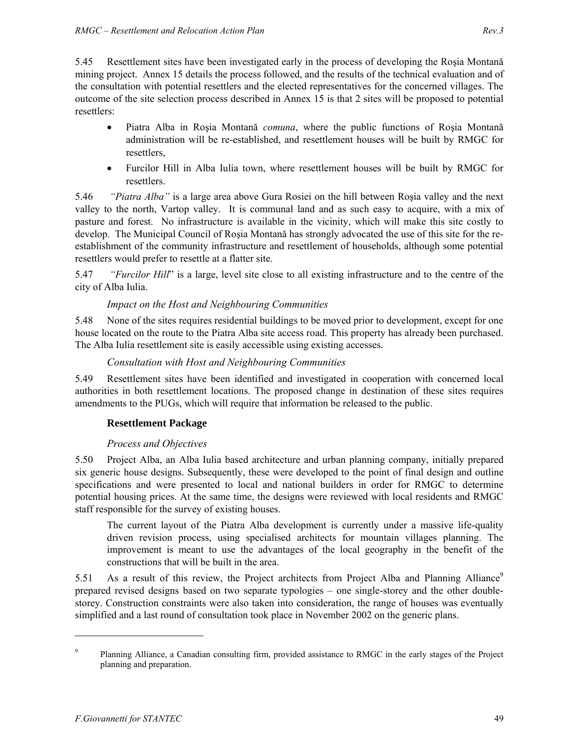5.45 Resettlement sites have been investigated early in the process of developing the Roşia Montană mining project. Annex 15 details the process followed, and the results of the technical evaluation and of the consultation with potential resettlers and the elected representatives for the concerned villages. The outcome of the site selection process described in Annex 15 is that 2 sites will be proposed to potential resettlers:

- Piatra Alba in Roşia Montană *comuna*, where the public functions of Roşia Montană administration will be re-established, and resettlement houses will be built by RMGC for resettlers,
- Furcilor Hill in Alba Iulia town, where resettlement houses will be built by RMGC for resettlers.

5.46 *"Piatra Alba"* is a large area above Gura Rosiei on the hill between Roşia valley and the next valley to the north, Vartop valley. It is communal land and as such easy to acquire, with a mix of pasture and forest. No infrastructure is available in the vicinity, which will make this site costly to develop. The Municipal Council of Roşia Montană has strongly advocated the use of this site for the re-establishment of the community infrastructure and resettlement of households, although some potential resettlers would prefer to resettle at a flatter site.

5.47 *"Furcilor Hill*" is a large, level site close to all existing infrastructure and to the centre of the city of Alba Iulia.

*Impact on the Host and Neighbouring Communities*

5.48 None of the sites requires residential buildings to be moved prior to development, except for one house located on the route to the Piatra Alba site access road. This property has already been purchased. The Alba Iulia resettlement site is easily accessible using existing accesses.

*Consultation with Host and Neighbouring Communities*

5.49 Resettlement sites have been identified and investigated in cooperation with concerned local authorities in both resettlement locations. The proposed change in destination of these sites requires amendments to the PUGs, which will require that information be released to the public.

### Resettlement Package

*Process and Objectives*

5.50 Project Alba, an Alba Iulia based architecture and urban planning company, initially prepared six generic house designs. Subsequently, these were developed to the point of final design and outline specifications and were presented to local and national builders in order for RMGC to determine potential housing prices. At the same time, the designs were reviewed with local residents and RMGC staff responsible for the survey of existing houses.

The current layout of the Piatra Alba development is currently under a massive life-quality driven revision process, using specialised architects for mountain villages planning. The improvement is meant to use the advantages of the local geography in the benefit of the constructions that will be built in the area.

5.51 As a result of this review, the Project architects from Project Alba and Planning Alliance[9] prepared revised designs based on two separate typologies – one single-storey and the other double-storey. Construction constraints were also taken into consideration, the range of houses was eventually simplified and a last round of consultation took place in November 2002 on the generic plans.

---

[9] Planning Alliance, a Canadian consulting firm, provided assistance to RMGC in the early stages of the Project planning and preparation.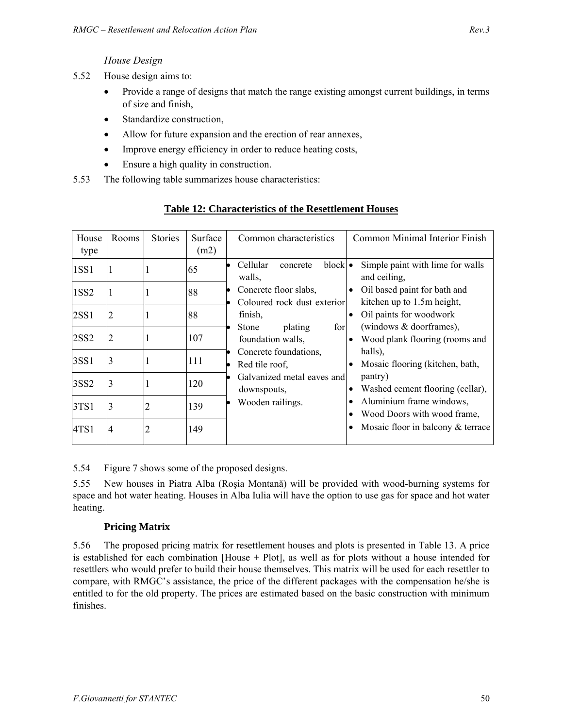*House Design*

5.52 House design aims to:

- Provide a range of designs that match the range existing amongst current buildings, in terms of size and finish,
- Standardize construction,
- Allow for future expansion and the erection of rear annexes,
- Improve energy efficiency in order to reduce heating costs,
- Ensure a high quality in construction.

5.53 The following table summarizes house characteristics:

**Table 12: Characteristics of the Resettlement Houses**

| House type | Rooms | Stories | Surface (m2) | Common characteristics | Common Minimal Interior Finish |
|---|---|---|---|---|---|
| 1SS1 | 1 | 1 | 65 | • Cellular concrete block walls,<br>• Concrete floor slabs,<br>• Coloured rock dust exterior finish,<br>• Stone plating for foundation walls,<br>• Concrete foundations,<br>• Red tile roof,<br>• Galvanized metal eaves and downspouts,<br>• Wooden railings. | • Simple paint with lime for walls and ceiling,<br>• Oil based paint for bath and kitchen up to 1.5m height,<br>• Oil paints for woodwork (windows & doorframes),<br>• Wood plank flooring (rooms and halls),<br>• Mosaic flooring (kitchen, bath, pantry)<br>• Washed cement flooring (cellar),<br>• Aluminium frame windows,<br>• Wood Doors with wood frame,<br>• Mosaic floor in balcony & terrace |
| 1SS2 | 1 | 1 | 88 | | |
| 2SS1 | 2 | 1 | 88 | | |
| 2SS2 | 2 | 1 | 107 | | |
| 3SS1 | 3 | 1 | 111 | | |
| 3SS2 | 3 | 1 | 120 | | |
| 3TS1 | 3 | 2 | 139 | | |
| 4TS1 | 4 | 2 | 149 | | |

5.54 Figure 7 shows some of the proposed designs.

5.55 New houses in Piatra Alba (Roşia Montană) will be provided with wood-burning systems for space and hot water heating. Houses in Alba Iulia will have the option to use gas for space and hot water heating.

### Pricing Matrix

5.56 The proposed pricing matrix for resettlement houses and plots is presented in Table 13. A price is established for each combination [House + Plot], as well as for plots without a house intended for resettlers who would prefer to build their house themselves. This matrix will be used for each resettler to compare, with RMGC's assistance, the price of the different packages with the compensation he/she is entitled to for the old property. The prices are estimated based on the basic construction with minimum finishes.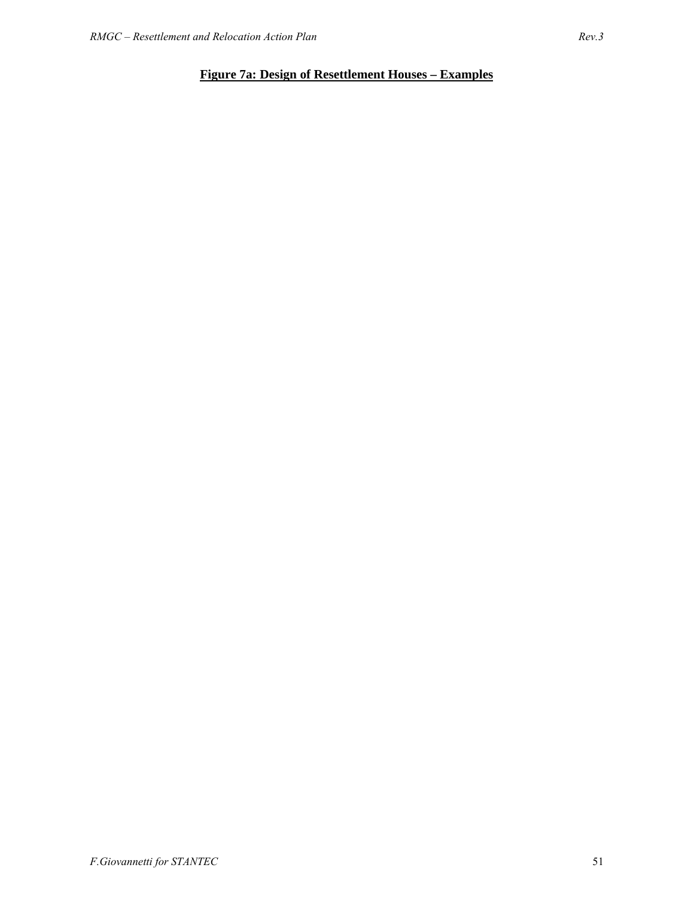**Figure 7a: Design of Resettlement Houses – Examples**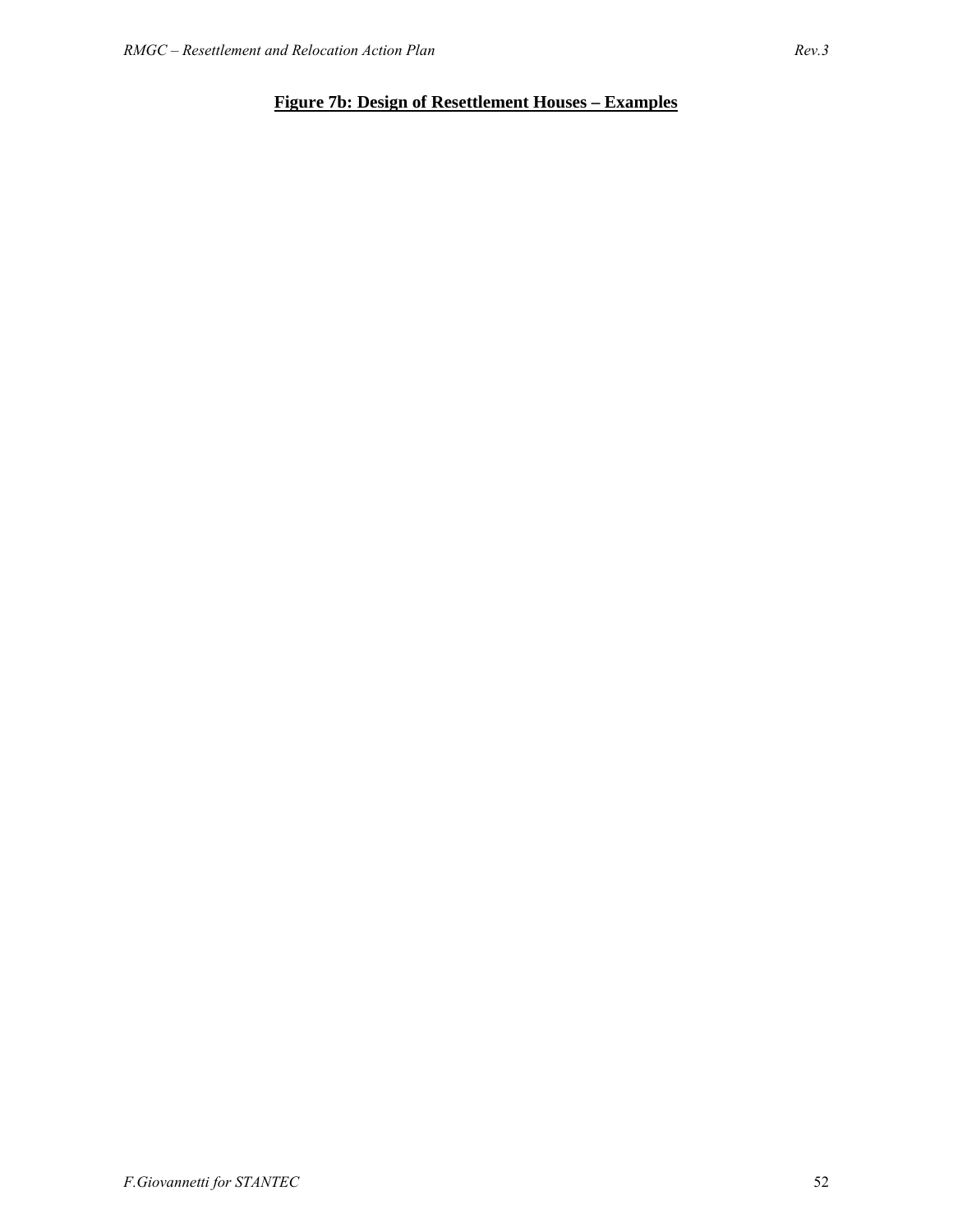**Figure 7b: Design of Resettlement Houses – Examples**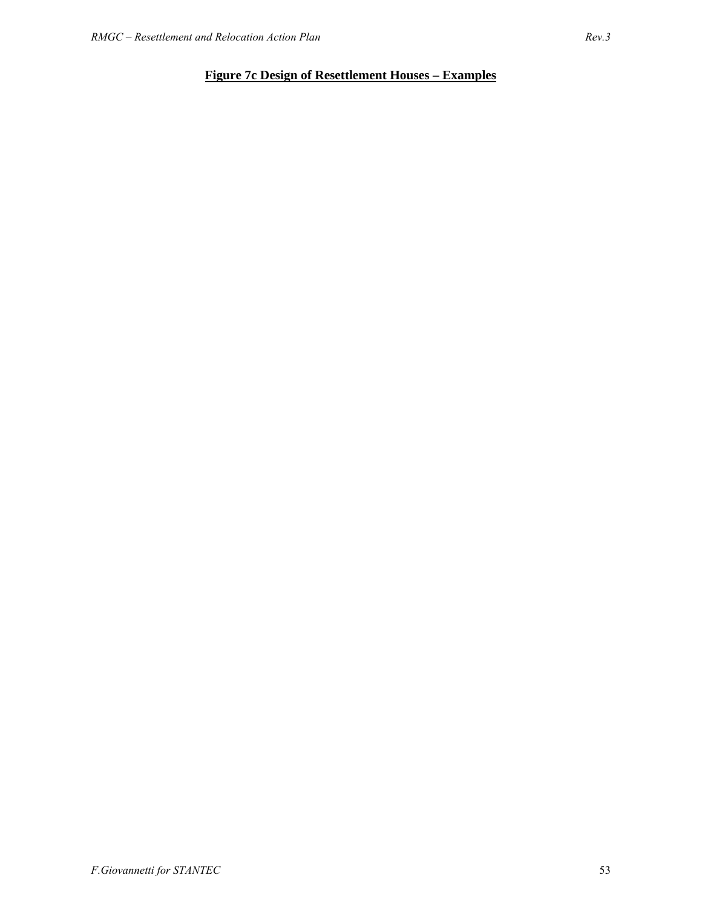**Figure 7c Design of Resettlement Houses – Examples**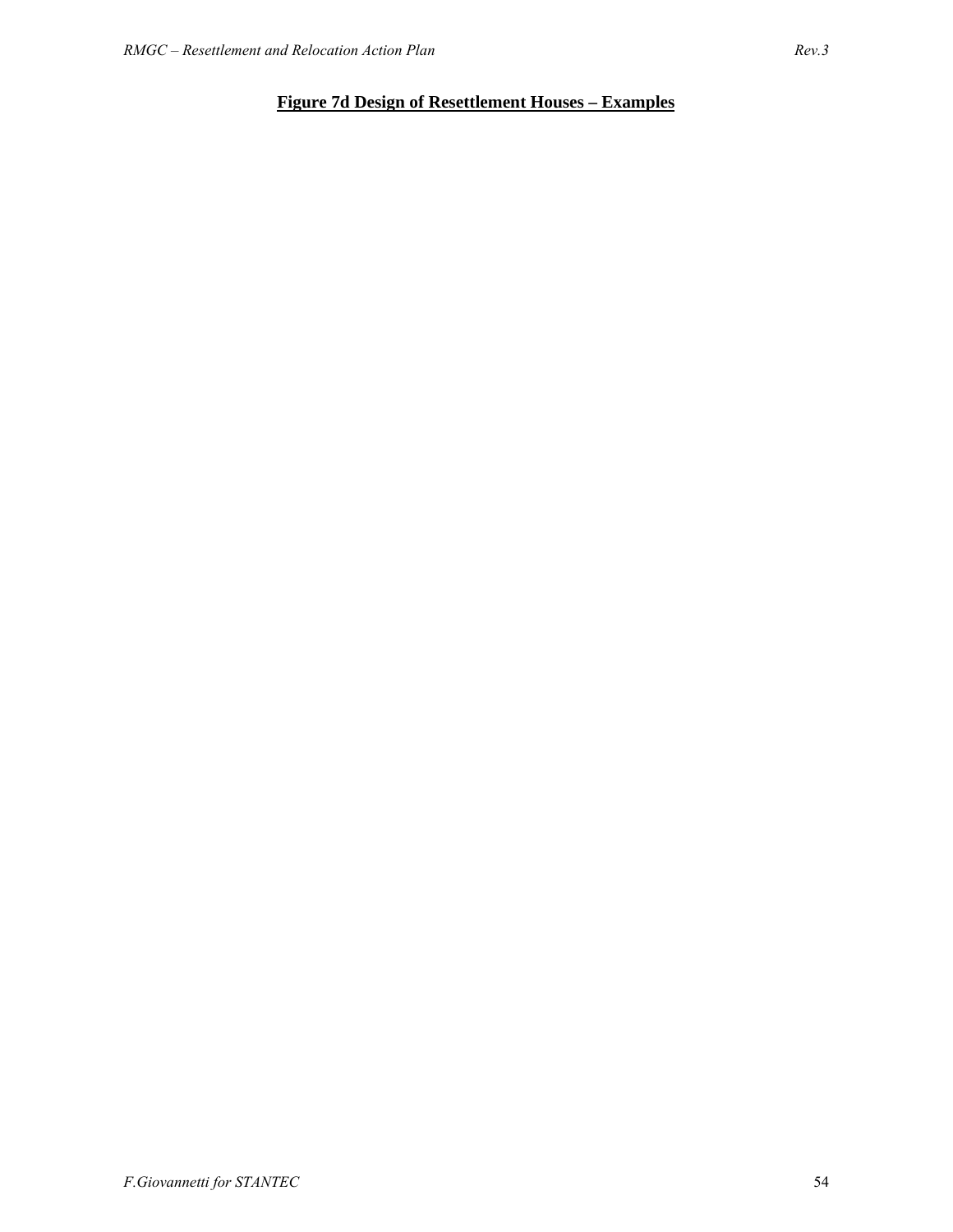**Figure 7d Design of Resettlement Houses – Examples**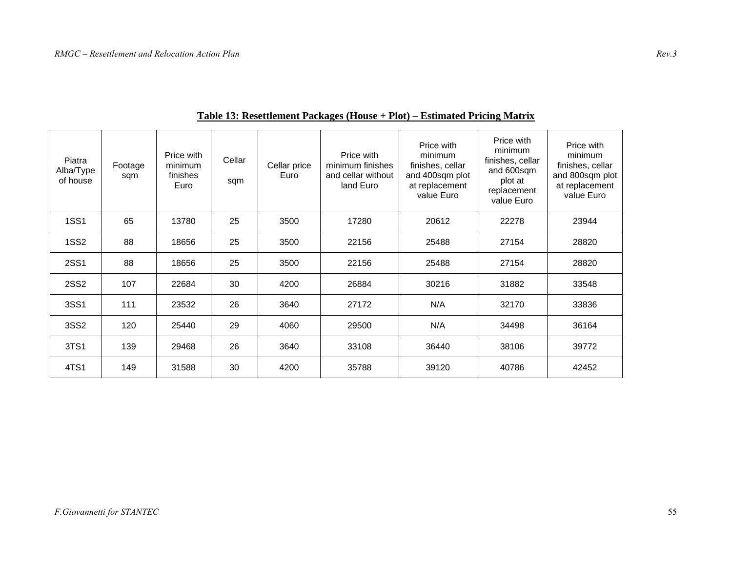**Table 13: Resettlement Packages (House + Plot) – Estimated Pricing Matrix**

| Piatra Alba/Type of house | Footage sqm | Price with minimum finishes Euro | Cellar sqm | Cellar price Euro | Price with minimum finishes and cellar without land Euro | Price with minimum finishes, cellar and 400sqm plot at replacement value Euro | Price with minimum finishes, cellar and 600sqm plot at replacement value Euro | Price with minimum finishes, cellar and 800sqm plot at replacement value Euro |
|---|---|---|---|---|---|---|---|---|
| 1SS1 | 65 | 13780 | 25 | 3500 | 17280 | 20612 | 22278 | 23944 |
| 1SS2 | 88 | 18656 | 25 | 3500 | 22156 | 25488 | 27154 | 28820 |
| 2SS1 | 88 | 18656 | 25 | 3500 | 22156 | 25488 | 27154 | 28820 |
| 2SS2 | 107 | 22684 | 30 | 4200 | 26884 | 30216 | 31882 | 33548 |
| 3SS1 | 111 | 23532 | 26 | 3640 | 27172 | N/A | 32170 | 33836 |
| 3SS2 | 120 | 25440 | 29 | 4060 | 29500 | N/A | 34498 | 36164 |
| 3TS1 | 139 | 29468 | 26 | 3640 | 33108 | 36440 | 38106 | 39772 |
| 4TS1 | 149 | 31588 | 30 | 4200 | 35788 | 39120 | 40786 | 42452 |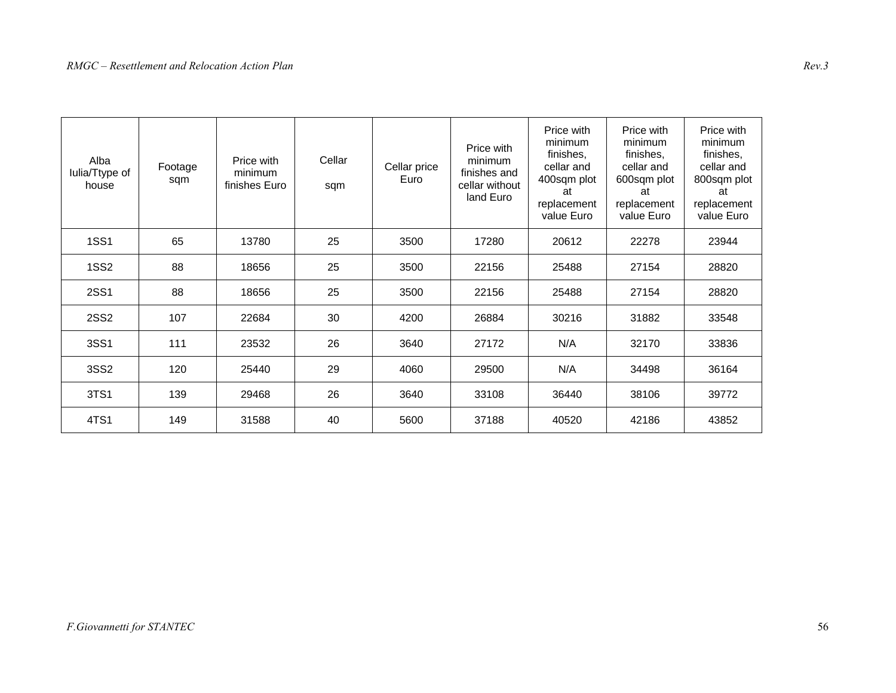| Alba Iulia/Ttype of house | Footage sqm | Price with minimum finishes Euro | Cellar sqm | Cellar price Euro | Price with minimum finishes and cellar without land Euro | Price with minimum finishes, cellar and 400sqm plot at replacement value Euro | Price with minimum finishes, cellar and 600sqm plot at replacement value Euro | Price with minimum finishes, cellar and 800sqm plot at replacement value Euro |
|---|---|---|---|---|---|---|---|---|
| 1SS1 | 65 | 13780 | 25 | 3500 | 17280 | 20612 | 22278 | 23944 |
| 1SS2 | 88 | 18656 | 25 | 3500 | 22156 | 25488 | 27154 | 28820 |
| 2SS1 | 88 | 18656 | 25 | 3500 | 22156 | 25488 | 27154 | 28820 |
| 2SS2 | 107 | 22684 | 30 | 4200 | 26884 | 30216 | 31882 | 33548 |
| 3SS1 | 111 | 23532 | 26 | 3640 | 27172 | N/A | 32170 | 33836 |
| 3SS2 | 120 | 25440 | 29 | 4060 | 29500 | N/A | 34498 | 36164 |
| 3TS1 | 139 | 29468 | 26 | 3640 | 33108 | 36440 | 38106 | 39772 |
| 4TS1 | 149 | 31588 | 40 | 5600 | 37188 | 40520 | 42186 | 43852 |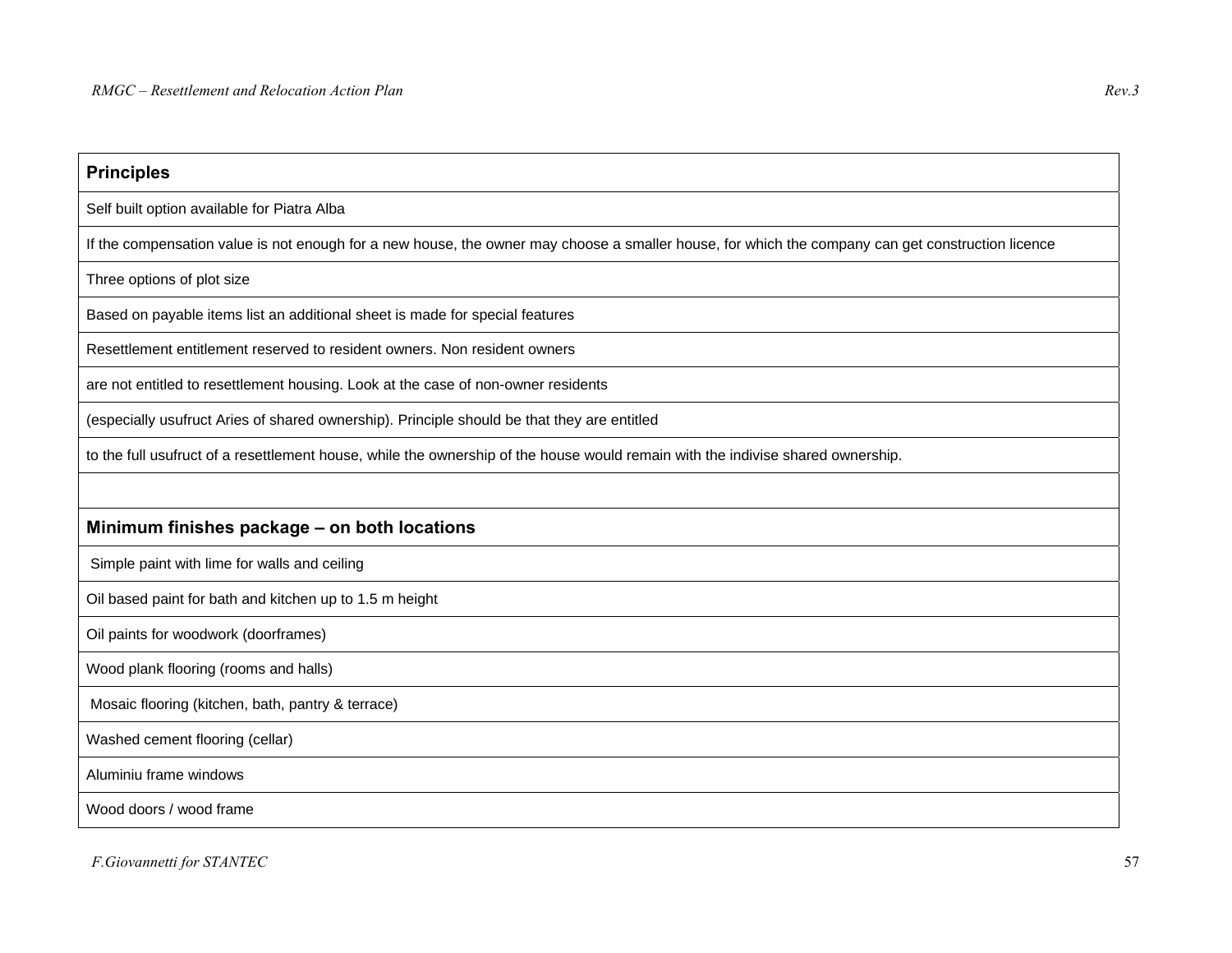| **Principles** |
| --- |
| Self built option available for Piatra Alba |
| If the compensation value is not enough for a new house, the owner may choose a smaller house, for which the company can get construction licence |
| Three options of plot size |
| Based on payable items list an additional sheet is made for special features |
| Resettlement entitlement reserved to resident owners. Non resident owners |
| are not entitled to resettlement housing. Look at the case of non-owner residents |
| (especially usufruct Aries of shared ownership). Principle should be that they are entitled |
| to the full usufruct of a resettlement house, while the ownership of the house would remain with the indivise shared ownership. |
| |
| **Minimum finishes package – on both locations** |
| Simple paint with lime for walls and ceiling |
| Oil based paint for bath and kitchen up to 1.5 m height |
| Oil paints for woodwork (doorframes) |
| Wood plank flooring (rooms and halls) |
| Mosaic flooring (kitchen, bath, pantry & terrace) |
| Washed cement flooring (cellar) |
| Aluminiu frame windows |
| Wood doors / wood frame |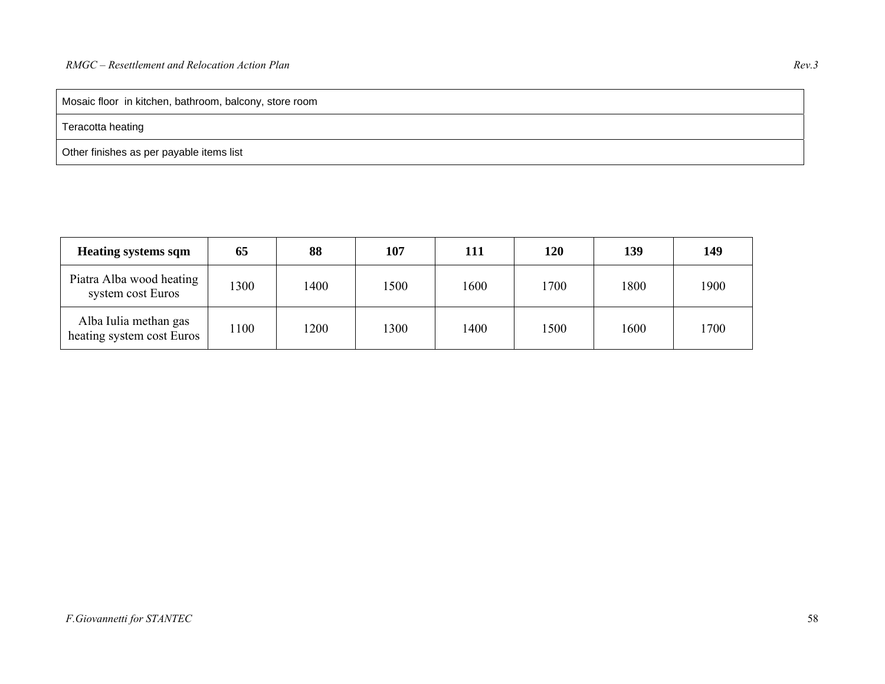| Mosaic floor in kitchen, bathroom, balcony, store room |
|---|
| Teracotta heating |
| Other finishes as per payable items list |

| Heating systems sqm | 65 | 88 | 107 | 111 | 120 | 139 | 149 |
|---|---|---|---|---|---|---|---|
| Piatra Alba wood heating system cost Euros | 1300 | 1400 | 1500 | 1600 | 1700 | 1800 | 1900 |
| Alba Iulia methan gas heating system cost Euros | 1100 | 1200 | 1300 | 1400 | 1500 | 1600 | 1700 |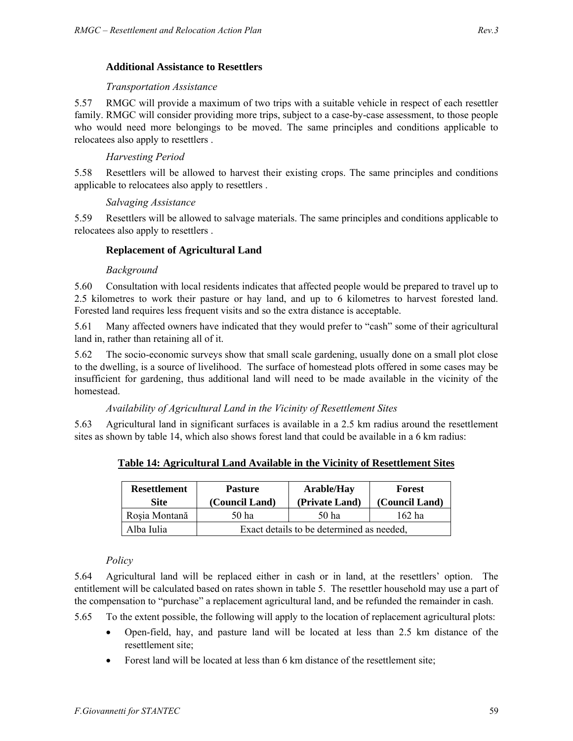### Additional Assistance to Resettlers

*Transportation Assistance*

5.57 RMGC will provide a maximum of two trips with a suitable vehicle in respect of each resettler family. RMGC will consider providing more trips, subject to a case-by-case assessment, to those people who would need more belongings to be moved. The same principles and conditions applicable to relocatees also apply to resettlers .

*Harvesting Period*

5.58 Resettlers will be allowed to harvest their existing crops. The same principles and conditions applicable to relocatees also apply to resettlers .

*Salvaging Assistance*

5.59 Resettlers will be allowed to salvage materials. The same principles and conditions applicable to relocatees also apply to resettlers .

### Replacement of Agricultural Land

*Background*

5.60 Consultation with local residents indicates that affected people would be prepared to travel up to 2.5 kilometres to work their pasture or hay land, and up to 6 kilometres to harvest forested land. Forested land requires less frequent visits and so the extra distance is acceptable.

5.61 Many affected owners have indicated that they would prefer to "cash" some of their agricultural land in, rather than retaining all of it.

5.62 The socio-economic surveys show that small scale gardening, usually done on a small plot close to the dwelling, is a source of livelihood. The surface of homestead plots offered in some cases may be insufficient for gardening, thus additional land will need to be made available in the vicinity of the homestead.

*Availability of Agricultural Land in the Vicinity of Resettlement Sites*

5.63 Agricultural land in significant surfaces is available in a 2.5 km radius around the resettlement sites as shown by table 14, which also shows forest land that could be available in a 6 km radius:

**Table 14: Agricultural Land Available in the Vicinity of Resettlement Sites**

| Resettlement Site | Pasture (Council Land) | Arable/Hay (Private Land) | Forest (Council Land) |
|---|---|---|---|
| Roşia Montană | 50 ha | 50 ha | 162 ha |
| Alba Iulia | Exact details to be determined as needed, | | |

*Policy*

5.64 Agricultural land will be replaced either in cash or in land, at the resettlers' option. The entitlement will be calculated based on rates shown in table 5. The resettler household may use a part of the compensation to "purchase" a replacement agricultural land, and be refunded the remainder in cash.

5.65 To the extent possible, the following will apply to the location of replacement agricultural plots:

- Open-field, hay, and pasture land will be located at less than 2.5 km distance of the resettlement site;
- Forest land will be located at less than 6 km distance of the resettlement site;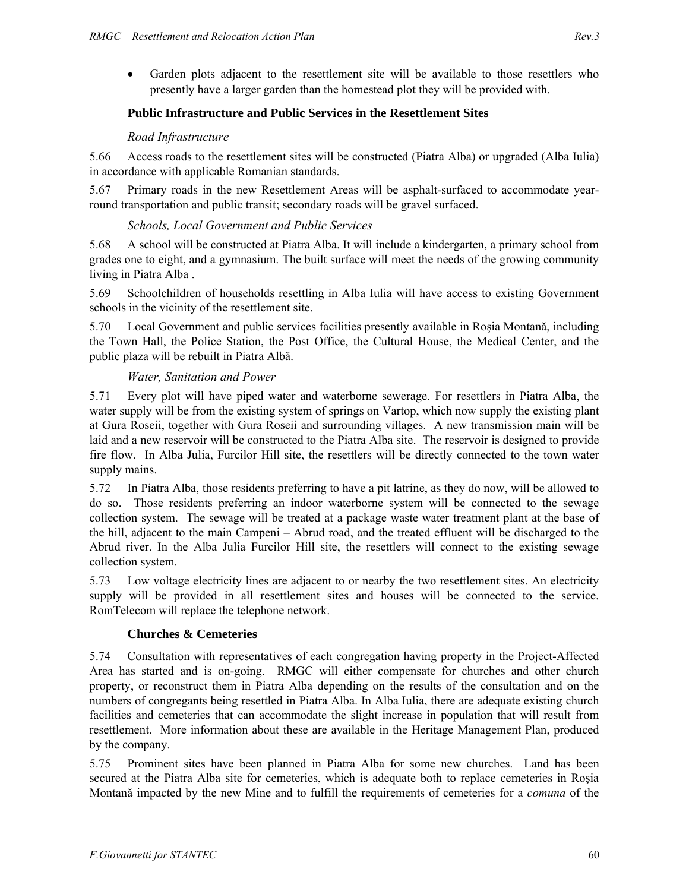- Garden plots adjacent to the resettlement site will be available to those resettlers who presently have a larger garden than the homestead plot they will be provided with.

### Public Infrastructure and Public Services in the Resettlement Sites

*Road Infrastructure*

5.66 Access roads to the resettlement sites will be constructed (Piatra Alba) or upgraded (Alba Iulia) in accordance with applicable Romanian standards.

5.67 Primary roads in the new Resettlement Areas will be asphalt-surfaced to accommodate year-round transportation and public transit; secondary roads will be gravel surfaced.

*Schools, Local Government and Public Services*

5.68 A school will be constructed at Piatra Alba. It will include a kindergarten, a primary school from grades one to eight, and a gymnasium. The built surface will meet the needs of the growing community living in Piatra Alba .

5.69 Schoolchildren of households resettling in Alba Iulia will have access to existing Government schools in the vicinity of the resettlement site.

5.70 Local Government and public services facilities presently available in Roşia Montană, including the Town Hall, the Police Station, the Post Office, the Cultural House, the Medical Center, and the public plaza will be rebuilt in Piatra Albă.

*Water, Sanitation and Power*

5.71 Every plot will have piped water and waterborne sewerage. For resettlers in Piatra Alba, the water supply will be from the existing system of springs on Vartop, which now supply the existing plant at Gura Roseii, together with Gura Roseii and surrounding villages. A new transmission main will be laid and a new reservoir will be constructed to the Piatra Alba site. The reservoir is designed to provide fire flow. In Alba Julia, Furcilor Hill site, the resettlers will be directly connected to the town water supply mains.

5.72 In Piatra Alba, those residents preferring to have a pit latrine, as they do now, will be allowed to do so. Those residents preferring an indoor waterborne system will be connected to the sewage collection system. The sewage will be treated at a package waste water treatment plant at the base of the hill, adjacent to the main Campeni – Abrud road, and the treated effluent will be discharged to the Abrud river. In the Alba Julia Furcilor Hill site, the resettlers will connect to the existing sewage collection system.

5.73 Low voltage electricity lines are adjacent to or nearby the two resettlement sites. An electricity supply will be provided in all resettlement sites and houses will be connected to the service. RomTelecom will replace the telephone network.

### Churches & Cemeteries

5.74 Consultation with representatives of each congregation having property in the Project-Affected Area has started and is on-going. RMGC will either compensate for churches and other church property, or reconstruct them in Piatra Alba depending on the results of the consultation and on the numbers of congregants being resettled in Piatra Alba. In Alba Iulia, there are adequate existing church facilities and cemeteries that can accommodate the slight increase in population that will result from resettlement. More information about these are available in the Heritage Management Plan, produced by the company.

5.75 Prominent sites have been planned in Piatra Alba for some new churches. Land has been secured at the Piatra Alba site for cemeteries, which is adequate both to replace cemeteries in Roşia Montană impacted by the new Mine and to fulfill the requirements of cemeteries for a *comuna* of the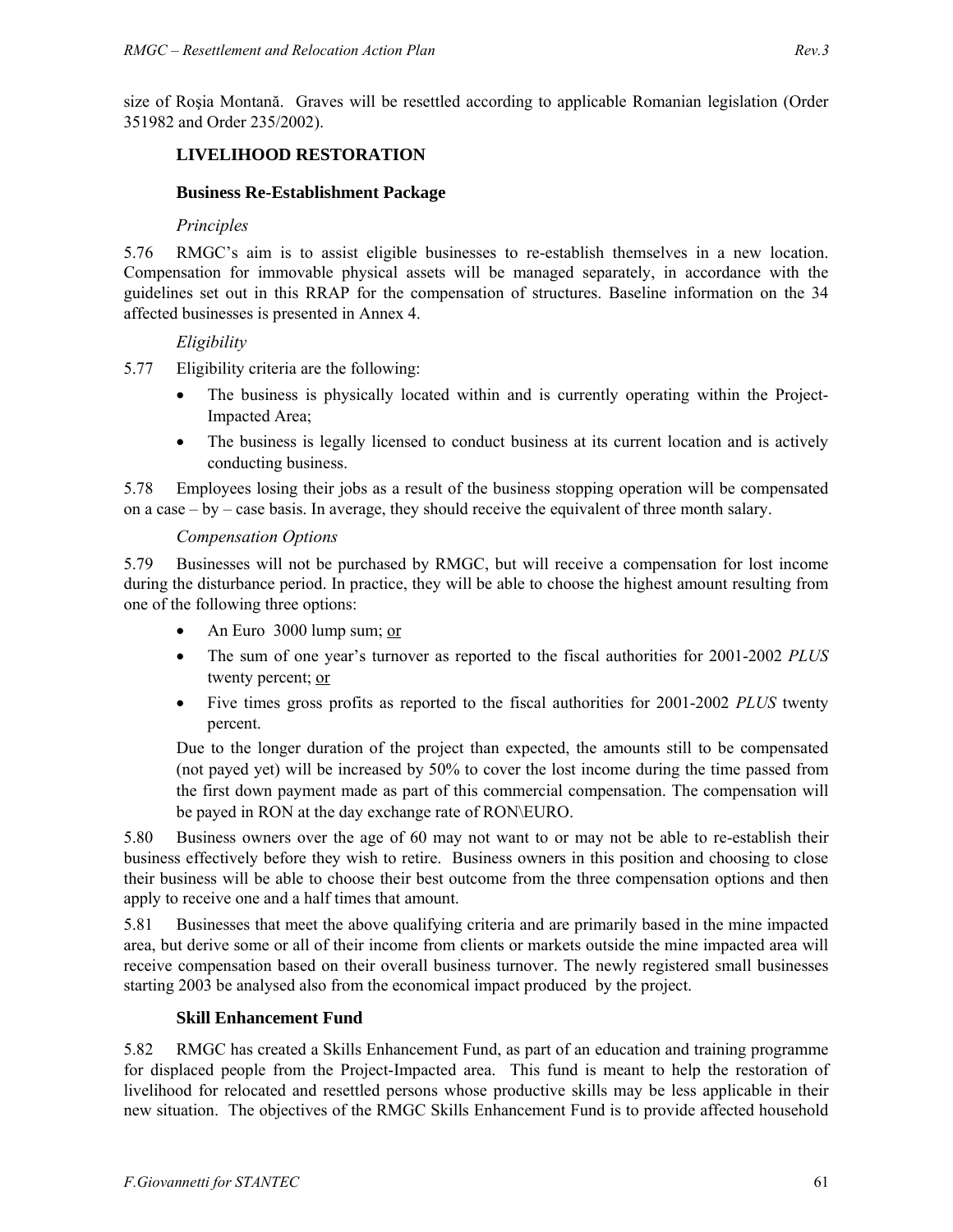size of Roşia Montană. Graves will be resettled according to applicable Romanian legislation (Order 351982 and Order 235/2002).

## LIVELIHOOD RESTORATION

### Business Re-Establishment Package

*Principles*

5.76 RMGC's aim is to assist eligible businesses to re-establish themselves in a new location. Compensation for immovable physical assets will be managed separately, in accordance with the guidelines set out in this RRAP for the compensation of structures. Baseline information on the 34 affected businesses is presented in Annex 4.

*Eligibility*

5.77 Eligibility criteria are the following:

- The business is physically located within and is currently operating within the Project-Impacted Area;
- The business is legally licensed to conduct business at its current location and is actively conducting business.

5.78 Employees losing their jobs as a result of the business stopping operation will be compensated on a case – by – case basis. In average, they should receive the equivalent of three month salary.

*Compensation Options*

5.79 Businesses will not be purchased by RMGC, but will receive a compensation for lost income during the disturbance period. In practice, they will be able to choose the highest amount resulting from one of the following three options:

- An Euro 3000 lump sum; <u>or</u>
- The sum of one year's turnover as reported to the fiscal authorities for 2001-2002 *PLUS* twenty percent; <u>or</u>
- Five times gross profits as reported to the fiscal authorities for 2001-2002 *PLUS* twenty percent.

Due to the longer duration of the project than expected, the amounts still to be compensated (not payed yet) will be increased by 50% to cover the lost income during the time passed from the first down payment made as part of this commercial compensation. The compensation will be payed in RON at the day exchange rate of RON\EURO.

5.80 Business owners over the age of 60 may not want to or may not be able to re-establish their business effectively before they wish to retire. Business owners in this position and choosing to close their business will be able to choose their best outcome from the three compensation options and then apply to receive one and a half times that amount.

5.81 Businesses that meet the above qualifying criteria and are primarily based in the mine impacted area, but derive some or all of their income from clients or markets outside the mine impacted area will receive compensation based on their overall business turnover. The newly registered small businesses starting 2003 be analysed also from the economical impact produced by the project.

### Skill Enhancement Fund

5.82 RMGC has created a Skills Enhancement Fund, as part of an education and training programme for displaced people from the Project-Impacted area. This fund is meant to help the restoration of livelihood for relocated and resettled persons whose productive skills may be less applicable in their new situation. The objectives of the RMGC Skills Enhancement Fund is to provide affected household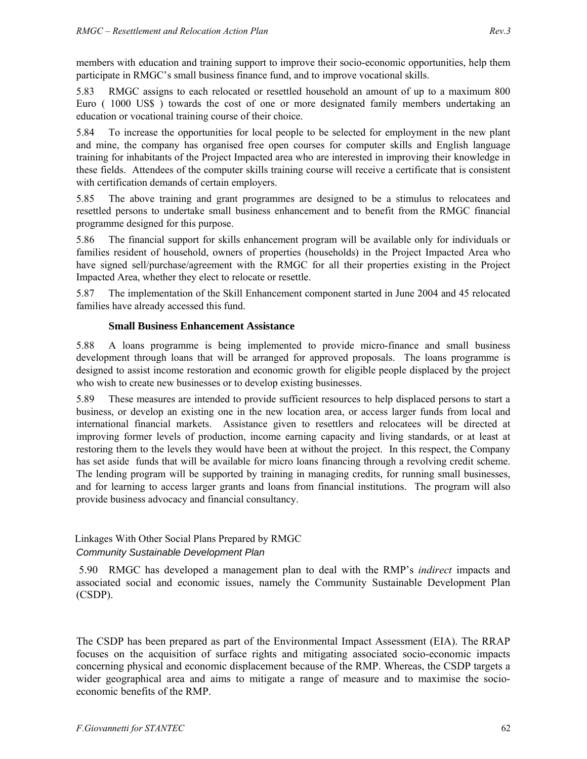members with education and training support to improve their socio-economic opportunities, help them participate in RMGC's small business finance fund, and to improve vocational skills.

5.83 RMGC assigns to each relocated or resettled household an amount of up to a maximum 800 Euro ( 1000 US$ ) towards the cost of one or more designated family members undertaking an education or vocational training course of their choice.

5.84 To increase the opportunities for local people to be selected for employment in the new plant and mine, the company has organised free open courses for computer skills and English language training for inhabitants of the Project Impacted area who are interested in improving their knowledge in these fields. Attendees of the computer skills training course will receive a certificate that is consistent with certification demands of certain employers.

5.85 The above training and grant programmes are designed to be a stimulus to relocatees and resettled persons to undertake small business enhancement and to benefit from the RMGC financial programme designed for this purpose.

5.86 The financial support for skills enhancement program will be available only for individuals or families resident of household, owners of properties (households) in the Project Impacted Area who have signed sell/purchase/agreement with the RMGC for all their properties existing in the Project Impacted Area, whether they elect to relocate or resettle.

5.87 The implementation of the Skill Enhancement component started in June 2004 and 45 relocated families have already accessed this fund.

### Small Business Enhancement Assistance

5.88 A loans programme is being implemented to provide micro-finance and small business development through loans that will be arranged for approved proposals. The loans programme is designed to assist income restoration and economic growth for eligible people displaced by the project who wish to create new businesses or to develop existing businesses.

5.89 These measures are intended to provide sufficient resources to help displaced persons to start a business, or develop an existing one in the new location area, or access larger funds from local and international financial markets. Assistance given to resettlers and relocatees will be directed at improving former levels of production, income earning capacity and living standards, or at least at restoring them to the levels they would have been at without the project. In this respect, the Company has set aside funds that will be available for micro loans financing through a revolving credit scheme. The lending program will be supported by training in managing credits, for running small businesses, and for learning to access larger grants and loans from financial institutions. The program will also provide business advocacy and financial consultancy.

## Linkages With Other Social Plans Prepared by RMGC

### *Community Sustainable Development Plan*

5.90 RMGC has developed a management plan to deal with the RMP's *indirect* impacts and associated social and economic issues, namely the Community Sustainable Development Plan (CSDP).

The CSDP has been prepared as part of the Environmental Impact Assessment (EIA). The RRAP focuses on the acquisition of surface rights and mitigating associated socio-economic impacts concerning physical and economic displacement because of the RMP. Whereas, the CSDP targets a wider geographical area and aims to mitigate a range of measure and to maximise the socio-economic benefits of the RMP.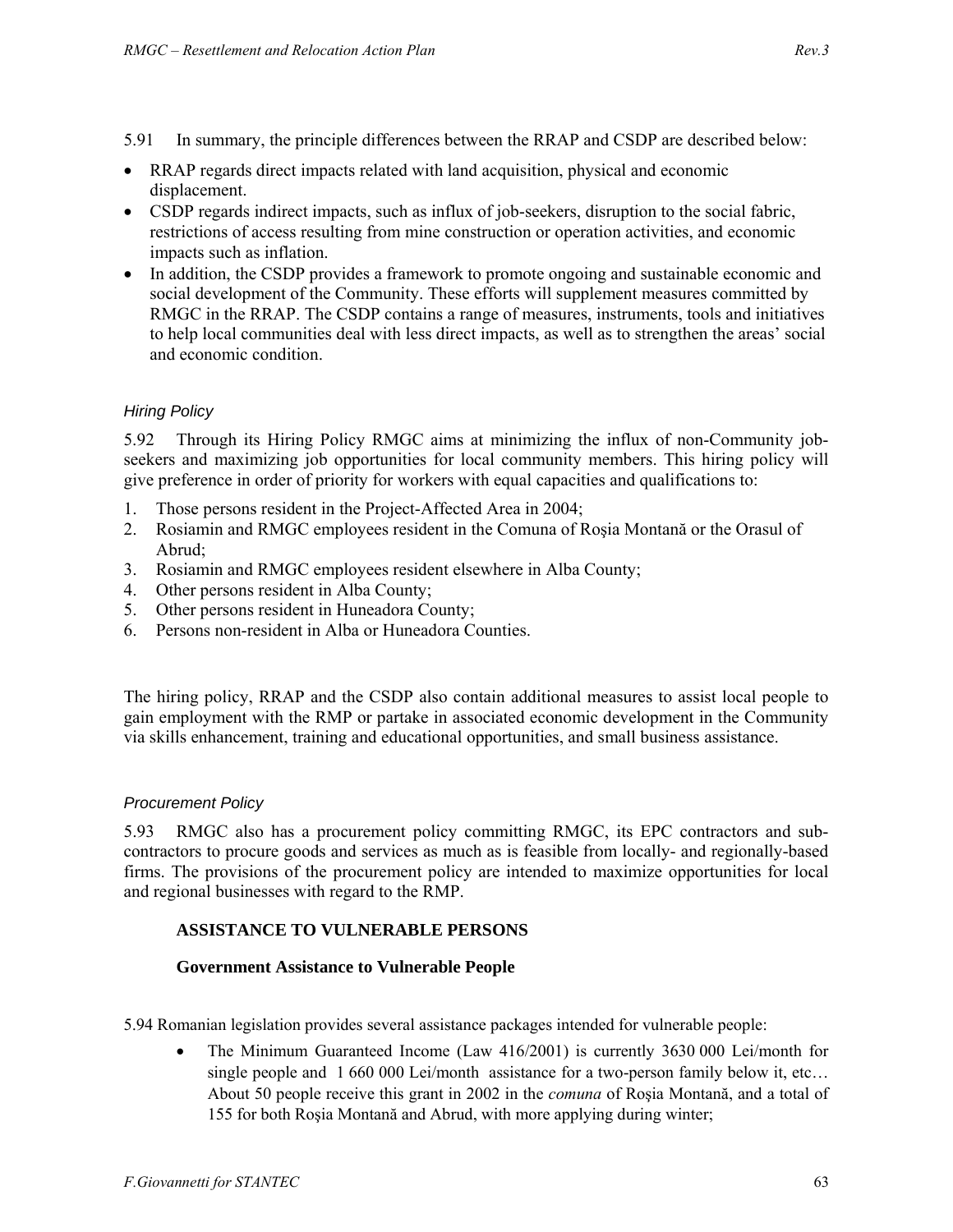5.91 In summary, the principle differences between the RRAP and CSDP are described below:

- RRAP regards direct impacts related with land acquisition, physical and economic displacement.
- CSDP regards indirect impacts, such as influx of job-seekers, disruption to the social fabric, restrictions of access resulting from mine construction or operation activities, and economic impacts such as inflation.
- In addition, the CSDP provides a framework to promote ongoing and sustainable economic and social development of the Community. These efforts will supplement measures committed by RMGC in the RRAP. The CSDP contains a range of measures, instruments, tools and initiatives to help local communities deal with less direct impacts, as well as to strengthen the areas' social and economic condition.

*Hiring Policy*

5.92 Through its Hiring Policy RMGC aims at minimizing the influx of non-Community job-seekers and maximizing job opportunities for local community members. This hiring policy will give preference in order of priority for workers with equal capacities and qualifications to:

1. Those persons resident in the Project-Affected Area in 2004;
2. Rosiamin and RMGC employees resident in the Comuna of Roşia Montană or the Orasul of Abrud;
3. Rosiamin and RMGC employees resident elsewhere in Alba County;
4. Other persons resident in Alba County;
5. Other persons resident in Huneadora County;
6. Persons non-resident in Alba or Huneadora Counties.

The hiring policy, RRAP and the CSDP also contain additional measures to assist local people to gain employment with the RMP or partake in associated economic development in the Community via skills enhancement, training and educational opportunities, and small business assistance.

*Procurement Policy*

5.93 RMGC also has a procurement policy committing RMGC, its EPC contractors and sub-contractors to procure goods and services as much as is feasible from locally- and regionally-based firms. The provisions of the procurement policy are intended to maximize opportunities for local and regional businesses with regard to the RMP.

## ASSISTANCE TO VULNERABLE PERSONS

### Government Assistance to Vulnerable People

5.94 Romanian legislation provides several assistance packages intended for vulnerable people:

- The Minimum Guaranteed Income (Law 416/2001) is currently 3630 000 Lei/month for single people and 1 660 000 Lei/month assistance for a two-person family below it, etc… About 50 people receive this grant in 2002 in the *comuna* of Roşia Montană, and a total of 155 for both Roşia Montană and Abrud, with more applying during winter;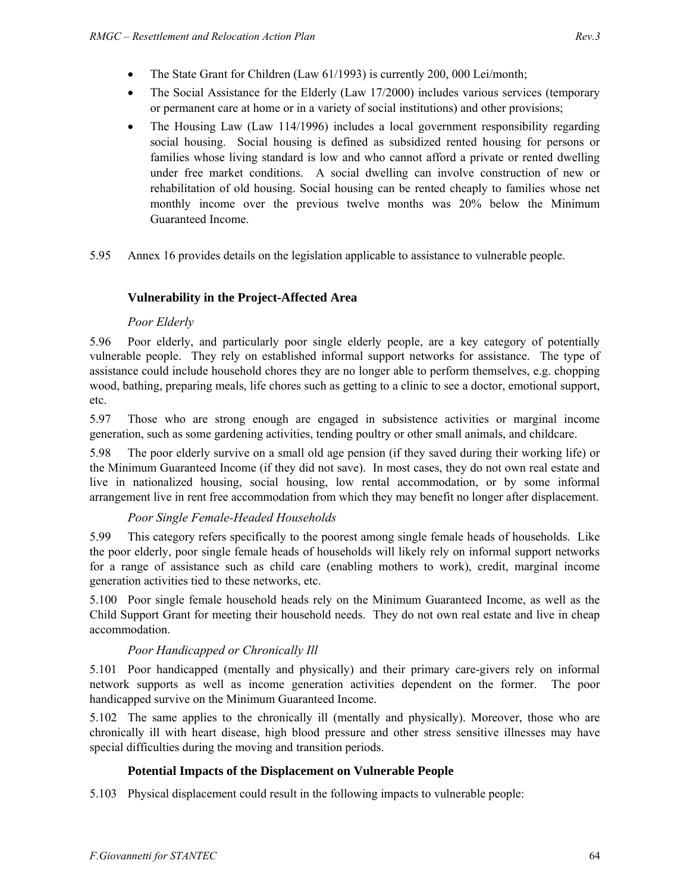- The State Grant for Children (Law 61/1993) is currently 200, 000 Lei/month;
- The Social Assistance for the Elderly (Law 17/2000) includes various services (temporary or permanent care at home or in a variety of social institutions) and other provisions;
- The Housing Law (Law 114/1996) includes a local government responsibility regarding social housing. Social housing is defined as subsidized rented housing for persons or families whose living standard is low and who cannot afford a private or rented dwelling under free market conditions. A social dwelling can involve construction of new or rehabilitation of old housing. Social housing can be rented cheaply to families whose net monthly income over the previous twelve months was 20% below the Minimum Guaranteed Income.

5.95 Annex 16 provides details on the legislation applicable to assistance to vulnerable people.

### Vulnerability in the Project-Affected Area

*Poor Elderly*

5.96 Poor elderly, and particularly poor single elderly people, are a key category of potentially vulnerable people. They rely on established informal support networks for assistance. The type of assistance could include household chores they are no longer able to perform themselves, e.g. chopping wood, bathing, preparing meals, life chores such as getting to a clinic to see a doctor, emotional support, etc.

5.97 Those who are strong enough are engaged in subsistence activities or marginal income generation, such as some gardening activities, tending poultry or other small animals, and childcare.

5.98 The poor elderly survive on a small old age pension (if they saved during their working life) or the Minimum Guaranteed Income (if they did not save). In most cases, they do not own real estate and live in nationalized housing, social housing, low rental accommodation, or by some informal arrangement live in rent free accommodation from which they may benefit no longer after displacement.

*Poor Single Female-Headed Households*

5.99 This category refers specifically to the poorest among single female heads of households. Like the poor elderly, poor single female heads of households will likely rely on informal support networks for a range of assistance such as child care (enabling mothers to work), credit, marginal income generation activities tied to these networks, etc.

5.100 Poor single female household heads rely on the Minimum Guaranteed Income, as well as the Child Support Grant for meeting their household needs. They do not own real estate and live in cheap accommodation.

*Poor Handicapped or Chronically Ill*

5.101 Poor handicapped (mentally and physically) and their primary care-givers rely on informal network supports as well as income generation activities dependent on the former. The poor handicapped survive on the Minimum Guaranteed Income.

5.102 The same applies to the chronically ill (mentally and physically). Moreover, those who are chronically ill with heart disease, high blood pressure and other stress sensitive illnesses may have special difficulties during the moving and transition periods.

### Potential Impacts of the Displacement on Vulnerable People

5.103 Physical displacement could result in the following impacts to vulnerable people: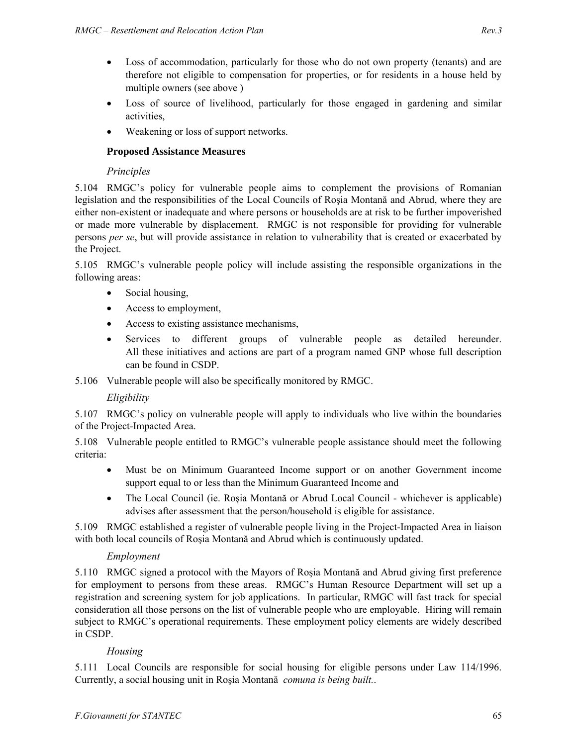- Loss of accommodation, particularly for those who do not own property (tenants) and are therefore not eligible to compensation for properties, or for residents in a house held by multiple owners (see above )
- Loss of source of livelihood, particularly for those engaged in gardening and similar activities,
- Weakening or loss of support networks.

### Proposed Assistance Measures

*Principles*

5.104 RMGC's policy for vulnerable people aims to complement the provisions of Romanian legislation and the responsibilities of the Local Councils of Roşia Montană and Abrud, where they are either non-existent or inadequate and where persons or households are at risk to be further impoverished or made more vulnerable by displacement. RMGC is not responsible for providing for vulnerable persons *per se*, but will provide assistance in relation to vulnerability that is created or exacerbated by the Project.

5.105 RMGC's vulnerable people policy will include assisting the responsible organizations in the following areas:

- Social housing,
- Access to employment,
- Access to existing assistance mechanisms,
- Services to different groups of vulnerable people as detailed hereunder. All these initiatives and actions are part of a program named GNP whose full description can be found in CSDP.

5.106 Vulnerable people will also be specifically monitored by RMGC.

*Eligibility*

5.107 RMGC's policy on vulnerable people will apply to individuals who live within the boundaries of the Project-Impacted Area.

5.108 Vulnerable people entitled to RMGC's vulnerable people assistance should meet the following criteria:

- Must be on Minimum Guaranteed Income support or on another Government income support equal to or less than the Minimum Guaranteed Income and
- The Local Council (ie. Roşia Montană or Abrud Local Council - whichever is applicable) advises after assessment that the person/household is eligible for assistance.

5.109 RMGC established a register of vulnerable people living in the Project-Impacted Area in liaison with both local councils of Roşia Montană and Abrud which is continuously updated.

*Employment*

5.110 RMGC signed a protocol with the Mayors of Roşia Montană and Abrud giving first preference for employment to persons from these areas. RMGC's Human Resource Department will set up a registration and screening system for job applications. In particular, RMGC will fast track for special consideration all those persons on the list of vulnerable people who are employable. Hiring will remain subject to RMGC's operational requirements. These employment policy elements are widely described in CSDP.

*Housing*

5.111 Local Councils are responsible for social housing for eligible persons under Law 114/1996. Currently, a social housing unit in Roşia Montană *comuna is being built.*.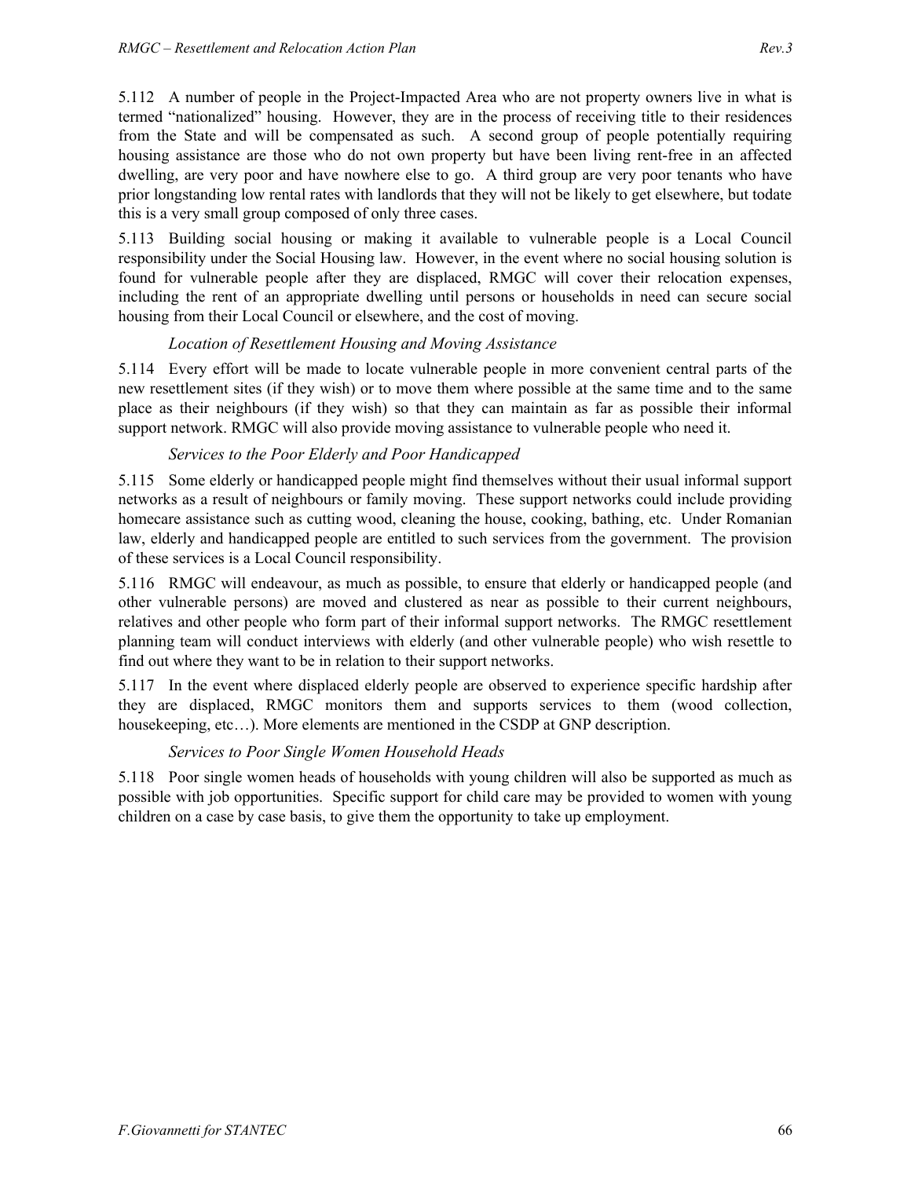5.112 A number of people in the Project-Impacted Area who are not property owners live in what is termed "nationalized" housing. However, they are in the process of receiving title to their residences from the State and will be compensated as such. A second group of people potentially requiring housing assistance are those who do not own property but have been living rent-free in an affected dwelling, are very poor and have nowhere else to go. A third group are very poor tenants who have prior longstanding low rental rates with landlords that they will not be likely to get elsewhere, but todate this is a very small group composed of only three cases.

5.113 Building social housing or making it available to vulnerable people is a Local Council responsibility under the Social Housing law. However, in the event where no social housing solution is found for vulnerable people after they are displaced, RMGC will cover their relocation expenses, including the rent of an appropriate dwelling until persons or households in need can secure social housing from their Local Council or elsewhere, and the cost of moving.

*Location of Resettlement Housing and Moving Assistance*

5.114 Every effort will be made to locate vulnerable people in more convenient central parts of the new resettlement sites (if they wish) or to move them where possible at the same time and to the same place as their neighbours (if they wish) so that they can maintain as far as possible their informal support network. RMGC will also provide moving assistance to vulnerable people who need it.

*Services to the Poor Elderly and Poor Handicapped*

5.115 Some elderly or handicapped people might find themselves without their usual informal support networks as a result of neighbours or family moving. These support networks could include providing homecare assistance such as cutting wood, cleaning the house, cooking, bathing, etc. Under Romanian law, elderly and handicapped people are entitled to such services from the government. The provision of these services is a Local Council responsibility.

5.116 RMGC will endeavour, as much as possible, to ensure that elderly or handicapped people (and other vulnerable persons) are moved and clustered as near as possible to their current neighbours, relatives and other people who form part of their informal support networks. The RMGC resettlement planning team will conduct interviews with elderly (and other vulnerable people) who wish resettle to find out where they want to be in relation to their support networks.

5.117 In the event where displaced elderly people are observed to experience specific hardship after they are displaced, RMGC monitors them and supports services to them (wood collection, housekeeping, etc…). More elements are mentioned in the CSDP at GNP description.

*Services to Poor Single Women Household Heads*

5.118 Poor single women heads of households with young children will also be supported as much as possible with job opportunities. Specific support for child care may be provided to women with young children on a case by case basis, to give them the opportunity to take up employment.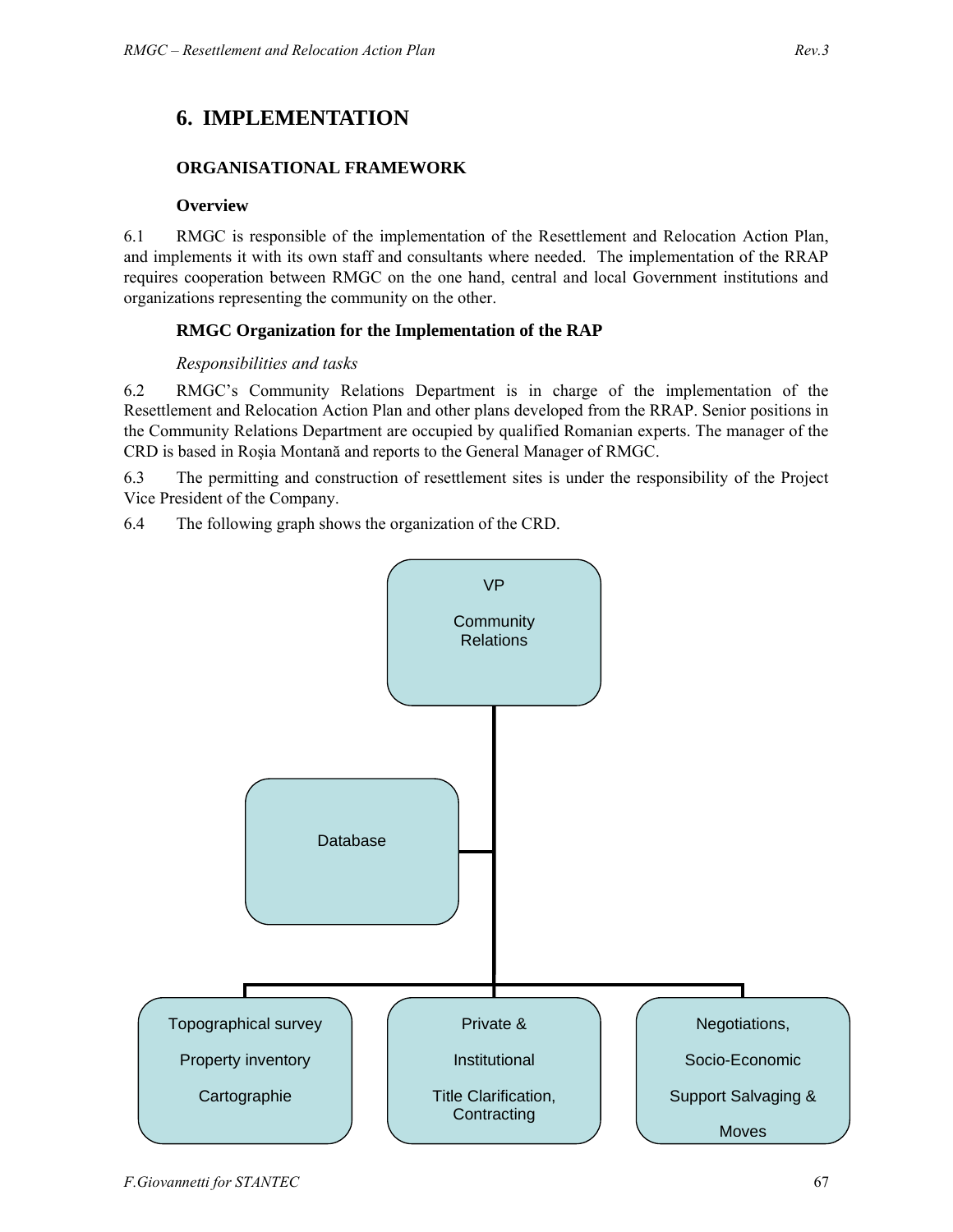# 6. IMPLEMENTATION

## ORGANISATIONAL FRAMEWORK

### Overview

6.1 RMGC is responsible of the implementation of the Resettlement and Relocation Action Plan, and implements it with its own staff and consultants where needed. The implementation of the RRAP requires cooperation between RMGC on the one hand, central and local Government institutions and organizations representing the community on the other.

### RMGC Organization for the Implementation of the RAP

*Responsibilities and tasks*

6.2 RMGC's Community Relations Department is in charge of the implementation of the Resettlement and Relocation Action Plan and other plans developed from the RRAP. Senior positions in the Community Relations Department are occupied by qualified Romanian experts. The manager of the CRD is based in Roşia Montană and reports to the General Manager of RMGC.

6.3 The permitting and construction of resettlement sites is under the responsibility of the Project Vice President of the Company.

6.4 The following graph shows the organization of the CRD.

VP

Community Relations

Database

Topographical survey

Property inventory

Cartographie

Private &

Institutional

Title Clarification, Contracting

Negotiations,

Socio-Economic

Support Salvaging &

Moves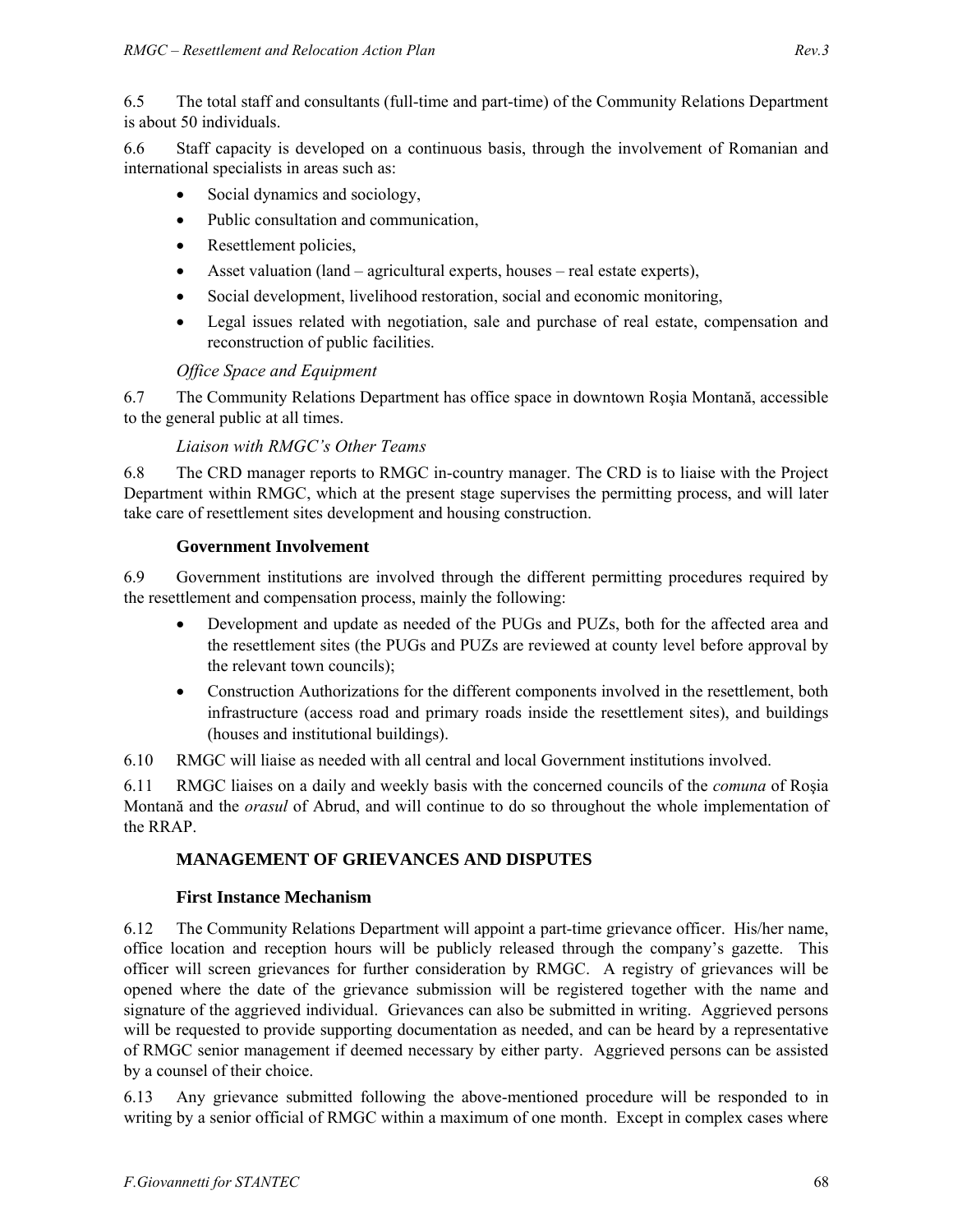6.5 The total staff and consultants (full-time and part-time) of the Community Relations Department is about 50 individuals.

6.6 Staff capacity is developed on a continuous basis, through the involvement of Romanian and international specialists in areas such as:

- Social dynamics and sociology,
- Public consultation and communication,
- Resettlement policies,
- Asset valuation (land – agricultural experts, houses – real estate experts),
- Social development, livelihood restoration, social and economic monitoring,
- Legal issues related with negotiation, sale and purchase of real estate, compensation and reconstruction of public facilities.

*Office Space and Equipment*

6.7 The Community Relations Department has office space in downtown Roşia Montană, accessible to the general public at all times.

*Liaison with RMGC's Other Teams*

6.8 The CRD manager reports to RMGC in-country manager. The CRD is to liaise with the Project Department within RMGC, which at the present stage supervises the permitting process, and will later take care of resettlement sites development and housing construction.

### Government Involvement

6.9 Government institutions are involved through the different permitting procedures required by the resettlement and compensation process, mainly the following:

- Development and update as needed of the PUGs and PUZs, both for the affected area and the resettlement sites (the PUGs and PUZs are reviewed at county level before approval by the relevant town councils);
- Construction Authorizations for the different components involved in the resettlement, both infrastructure (access road and primary roads inside the resettlement sites), and buildings (houses and institutional buildings).

6.10 RMGC will liaise as needed with all central and local Government institutions involved.

6.11 RMGC liaises on a daily and weekly basis with the concerned councils of the *comuna* of Roşia Montană and the *orasul* of Abrud, and will continue to do so throughout the whole implementation of the RRAP.

## MANAGEMENT OF GRIEVANCES AND DISPUTES

### First Instance Mechanism

6.12 The Community Relations Department will appoint a part-time grievance officer. His/her name, office location and reception hours will be publicly released through the company's gazette. This officer will screen grievances for further consideration by RMGC. A registry of grievances will be opened where the date of the grievance submission will be registered together with the name and signature of the aggrieved individual. Grievances can also be submitted in writing. Aggrieved persons will be requested to provide supporting documentation as needed, and can be heard by a representative of RMGC senior management if deemed necessary by either party. Aggrieved persons can be assisted by a counsel of their choice.

6.13 Any grievance submitted following the above-mentioned procedure will be responded to in writing by a senior official of RMGC within a maximum of one month. Except in complex cases where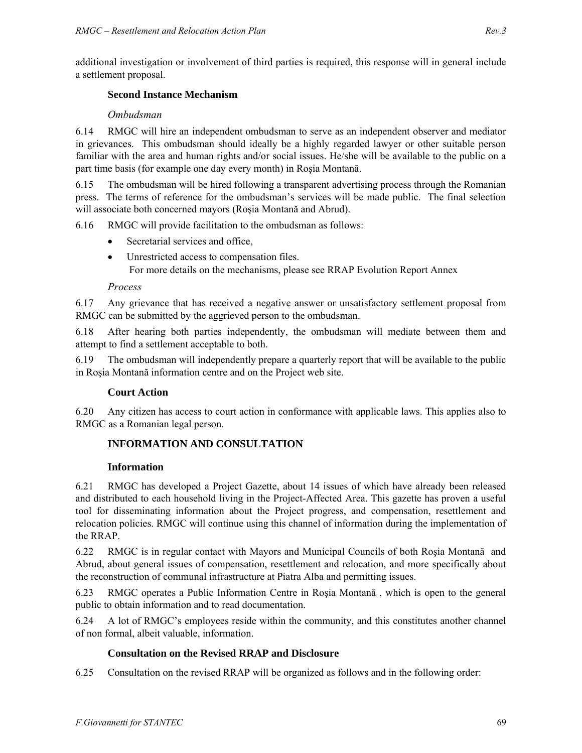additional investigation or involvement of third parties is required, this response will in general include a settlement proposal.

### Second Instance Mechanism

*Ombudsman*

6.14 RMGC will hire an independent ombudsman to serve as an independent observer and mediator in grievances. This ombudsman should ideally be a highly regarded lawyer or other suitable person familiar with the area and human rights and/or social issues. He/she will be available to the public on a part time basis (for example one day every month) in Roşia Montană.

6.15 The ombudsman will be hired following a transparent advertising process through the Romanian press. The terms of reference for the ombudsman's services will be made public. The final selection will associate both concerned mayors (Roşia Montană and Abrud).

6.16 RMGC will provide facilitation to the ombudsman as follows:

- Secretarial services and office,
- Unrestricted access to compensation files.
  For more details on the mechanisms, please see RRAP Evolution Report Annex

*Process*

6.17 Any grievance that has received a negative answer or unsatisfactory settlement proposal from RMGC can be submitted by the aggrieved person to the ombudsman.

6.18 After hearing both parties independently, the ombudsman will mediate between them and attempt to find a settlement acceptable to both.

6.19 The ombudsman will independently prepare a quarterly report that will be available to the public in Roşia Montană information centre and on the Project web site.

### Court Action

6.20 Any citizen has access to court action in conformance with applicable laws. This applies also to RMGC as a Romanian legal person.

## INFORMATION AND CONSULTATION

### Information

6.21 RMGC has developed a Project Gazette, about 14 issues of which have already been released and distributed to each household living in the Project-Affected Area. This gazette has proven a useful tool for disseminating information about the Project progress, and compensation, resettlement and relocation policies. RMGC will continue using this channel of information during the implementation of the RRAP.

6.22 RMGC is in regular contact with Mayors and Municipal Councils of both Roşia Montană and Abrud, about general issues of compensation, resettlement and relocation, and more specifically about the reconstruction of communal infrastructure at Piatra Alba and permitting issues.

6.23 RMGC operates a Public Information Centre in Roşia Montană , which is open to the general public to obtain information and to read documentation.

6.24 A lot of RMGC's employees reside within the community, and this constitutes another channel of non formal, albeit valuable, information.

### Consultation on the Revised RRAP and Disclosure

6.25 Consultation on the revised RRAP will be organized as follows and in the following order: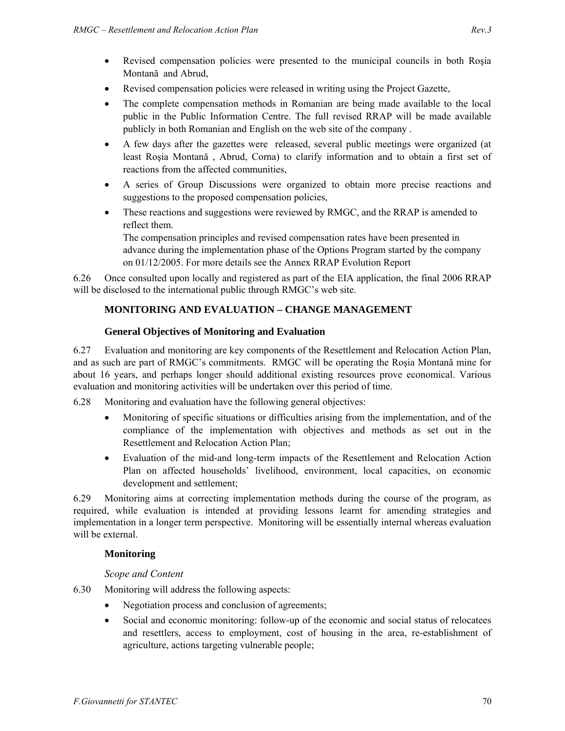- Revised compensation policies were presented to the municipal councils in both Roşia Montană and Abrud,
- Revised compensation policies were released in writing using the Project Gazette,
- The complete compensation methods in Romanian are being made available to the local public in the Public Information Centre. The full revised RRAP will be made available publicly in both Romanian and English on the web site of the company .
- A few days after the gazettes were released, several public meetings were organized (at least Roşia Montană , Abrud, Corna) to clarify information and to obtain a first set of reactions from the affected communities,
- A series of Group Discussions were organized to obtain more precise reactions and suggestions to the proposed compensation policies,
- These reactions and suggestions were reviewed by RMGC, and the RRAP is amended to reflect them.

  The compensation principles and revised compensation rates have been presented in advance during the implementation phase of the Options Program started by the company on 01/12/2005. For more details see the Annex RRAP Evolution Report

6.26 Once consulted upon locally and registered as part of the EIA application, the final 2006 RRAP will be disclosed to the international public through RMGC's web site.

## MONITORING AND EVALUATION – CHANGE MANAGEMENT

### General Objectives of Monitoring and Evaluation

6.27 Evaluation and monitoring are key components of the Resettlement and Relocation Action Plan, and as such are part of RMGC's commitments. RMGC will be operating the Roşia Montană mine for about 16 years, and perhaps longer should additional existing resources prove economical. Various evaluation and monitoring activities will be undertaken over this period of time.

6.28 Monitoring and evaluation have the following general objectives:

- Monitoring of specific situations or difficulties arising from the implementation, and of the compliance of the implementation with objectives and methods as set out in the Resettlement and Relocation Action Plan;
- Evaluation of the mid-and long-term impacts of the Resettlement and Relocation Action Plan on affected households' livelihood, environment, local capacities, on economic development and settlement;

6.29 Monitoring aims at correcting implementation methods during the course of the program, as required, while evaluation is intended at providing lessons learnt for amending strategies and implementation in a longer term perspective. Monitoring will be essentially internal whereas evaluation will be external.

### Monitoring

*Scope and Content*

6.30 Monitoring will address the following aspects:

- Negotiation process and conclusion of agreements;
- Social and economic monitoring: follow-up of the economic and social status of relocatees and resettlers, access to employment, cost of housing in the area, re-establishment of agriculture, actions targeting vulnerable people;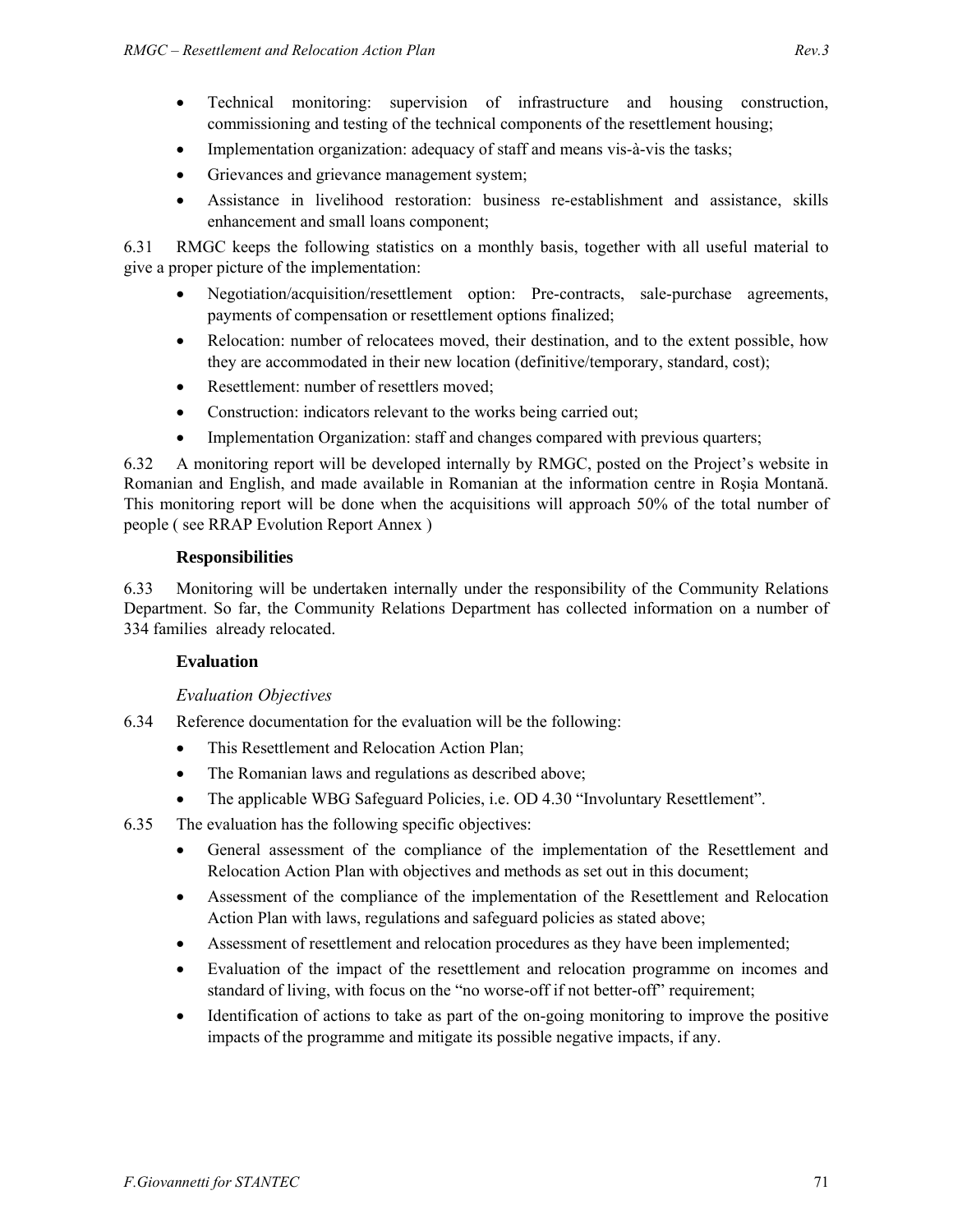- Technical monitoring: supervision of infrastructure and housing construction, commissioning and testing of the technical components of the resettlement housing;
- Implementation organization: adequacy of staff and means vis-à-vis the tasks;
- Grievances and grievance management system;
- Assistance in livelihood restoration: business re-establishment and assistance, skills enhancement and small loans component;

6.31 RMGC keeps the following statistics on a monthly basis, together with all useful material to give a proper picture of the implementation:

- Negotiation/acquisition/resettlement option: Pre-contracts, sale-purchase agreements, payments of compensation or resettlement options finalized;
- Relocation: number of relocatees moved, their destination, and to the extent possible, how they are accommodated in their new location (definitive/temporary, standard, cost);
- Resettlement: number of resettlers moved;
- Construction: indicators relevant to the works being carried out;
- Implementation Organization: staff and changes compared with previous quarters;

6.32 A monitoring report will be developed internally by RMGC, posted on the Project's website in Romanian and English, and made available in Romanian at the information centre in Roşia Montană. This monitoring report will be done when the acquisitions will approach 50% of the total number of people ( see RRAP Evolution Report Annex )

### Responsibilities

6.33 Monitoring will be undertaken internally under the responsibility of the Community Relations Department. So far, the Community Relations Department has collected information on a number of 334 families already relocated.

### Evaluation

*Evaluation Objectives*

6.34 Reference documentation for the evaluation will be the following:

- This Resettlement and Relocation Action Plan;
- The Romanian laws and regulations as described above;
- The applicable WBG Safeguard Policies, i.e. OD 4.30 "Involuntary Resettlement".

6.35 The evaluation has the following specific objectives:

- General assessment of the compliance of the implementation of the Resettlement and Relocation Action Plan with objectives and methods as set out in this document;
- Assessment of the compliance of the implementation of the Resettlement and Relocation Action Plan with laws, regulations and safeguard policies as stated above;
- Assessment of resettlement and relocation procedures as they have been implemented;
- Evaluation of the impact of the resettlement and relocation programme on incomes and standard of living, with focus on the "no worse-off if not better-off" requirement;
- Identification of actions to take as part of the on-going monitoring to improve the positive impacts of the programme and mitigate its possible negative impacts, if any.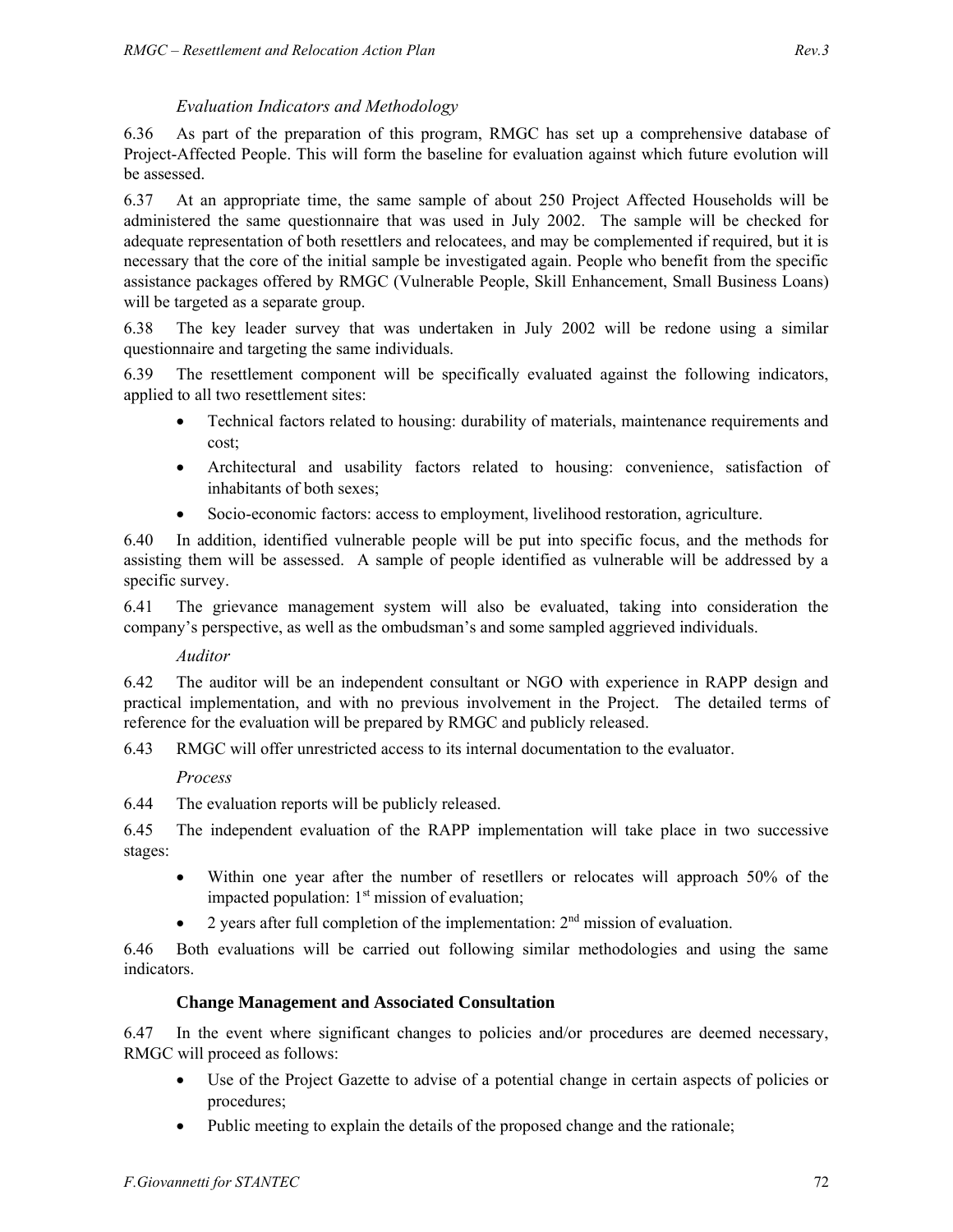*Evaluation Indicators and Methodology*

6.36 As part of the preparation of this program, RMGC has set up a comprehensive database of Project-Affected People. This will form the baseline for evaluation against which future evolution will be assessed.

6.37 At an appropriate time, the same sample of about 250 Project Affected Households will be administered the same questionnaire that was used in July 2002. The sample will be checked for adequate representation of both resettlers and relocatees, and may be complemented if required, but it is necessary that the core of the initial sample be investigated again. People who benefit from the specific assistance packages offered by RMGC (Vulnerable People, Skill Enhancement, Small Business Loans) will be targeted as a separate group.

6.38 The key leader survey that was undertaken in July 2002 will be redone using a similar questionnaire and targeting the same individuals.

6.39 The resettlement component will be specifically evaluated against the following indicators, applied to all two resettlement sites:

- Technical factors related to housing: durability of materials, maintenance requirements and cost;
- Architectural and usability factors related to housing: convenience, satisfaction of inhabitants of both sexes;
- Socio-economic factors: access to employment, livelihood restoration, agriculture.

6.40 In addition, identified vulnerable people will be put into specific focus, and the methods for assisting them will be assessed. A sample of people identified as vulnerable will be addressed by a specific survey.

6.41 The grievance management system will also be evaluated, taking into consideration the company's perspective, as well as the ombudsman's and some sampled aggrieved individuals.

*Auditor*

6.42 The auditor will be an independent consultant or NGO with experience in RAPP design and practical implementation, and with no previous involvement in the Project. The detailed terms of reference for the evaluation will be prepared by RMGC and publicly released.

6.43 RMGC will offer unrestricted access to its internal documentation to the evaluator.

*Process*

6.44 The evaluation reports will be publicly released.

6.45 The independent evaluation of the RAPP implementation will take place in two successive stages:

- Within one year after the number of resetllers or relocates will approach 50% of the impacted population: 1st mission of evaluation;
- 2 years after full completion of the implementation: 2nd mission of evaluation.

6.46 Both evaluations will be carried out following similar methodologies and using the same indicators.

### Change Management and Associated Consultation

6.47 In the event where significant changes to policies and/or procedures are deemed necessary, RMGC will proceed as follows:

- Use of the Project Gazette to advise of a potential change in certain aspects of policies or procedures;
- Public meeting to explain the details of the proposed change and the rationale;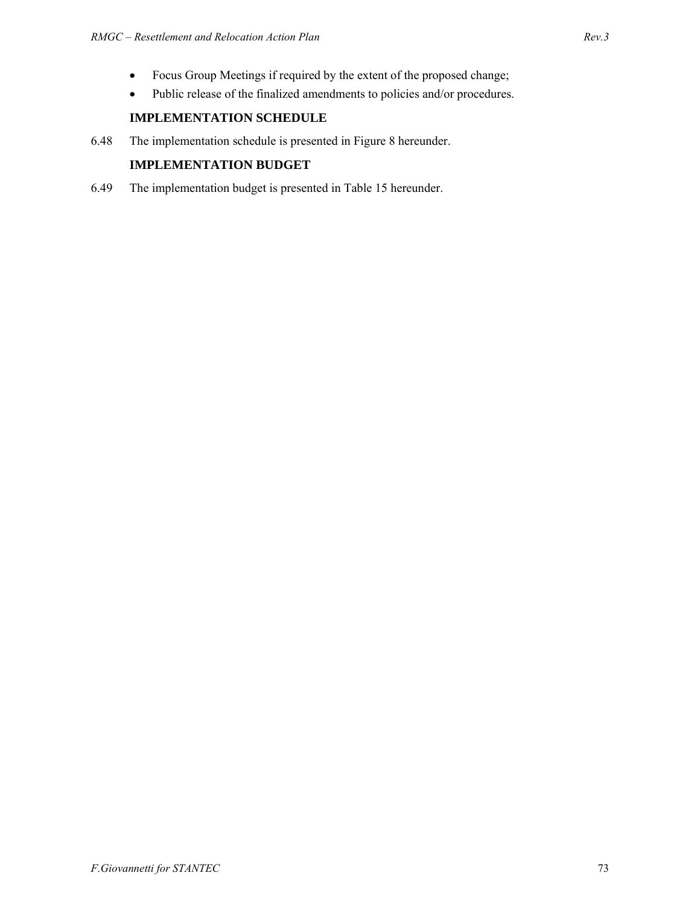- Focus Group Meetings if required by the extent of the proposed change;
- Public release of the finalized amendments to policies and/or procedures.

### IMPLEMENTATION SCHEDULE

6.48 The implementation schedule is presented in Figure 8 hereunder.

### IMPLEMENTATION BUDGET

6.49 The implementation budget is presented in Table 15 hereunder.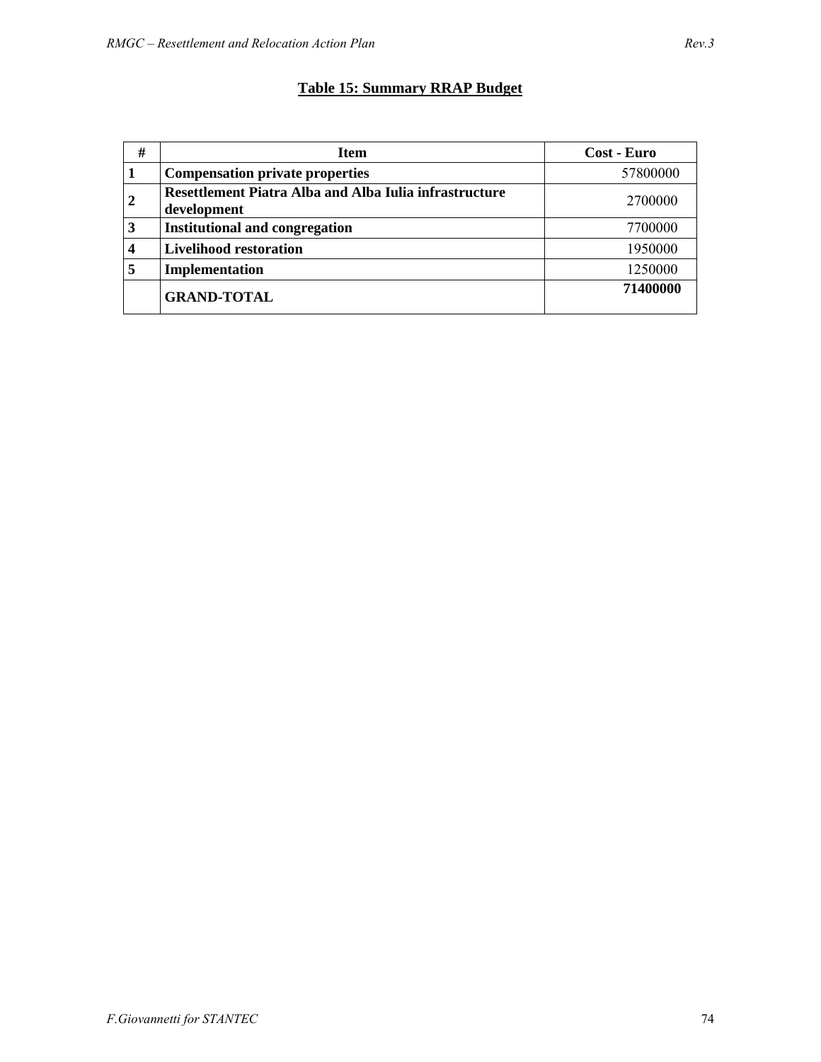**Table 15: Summary RRAP Budget**

| # | Item | Cost - Euro |
|---|---|---|
| **1** | **Compensation private properties** | 57800000 |
| **2** | **Resettlement Piatra Alba and Alba Iulia infrastructure development** | 2700000 |
| **3** | **Institutional and congregation** | 7700000 |
| **4** | **Livelihood restoration** | 1950000 |
| **5** | **Implementation** | 1250000 |
| | **GRAND-TOTAL** | **71400000** |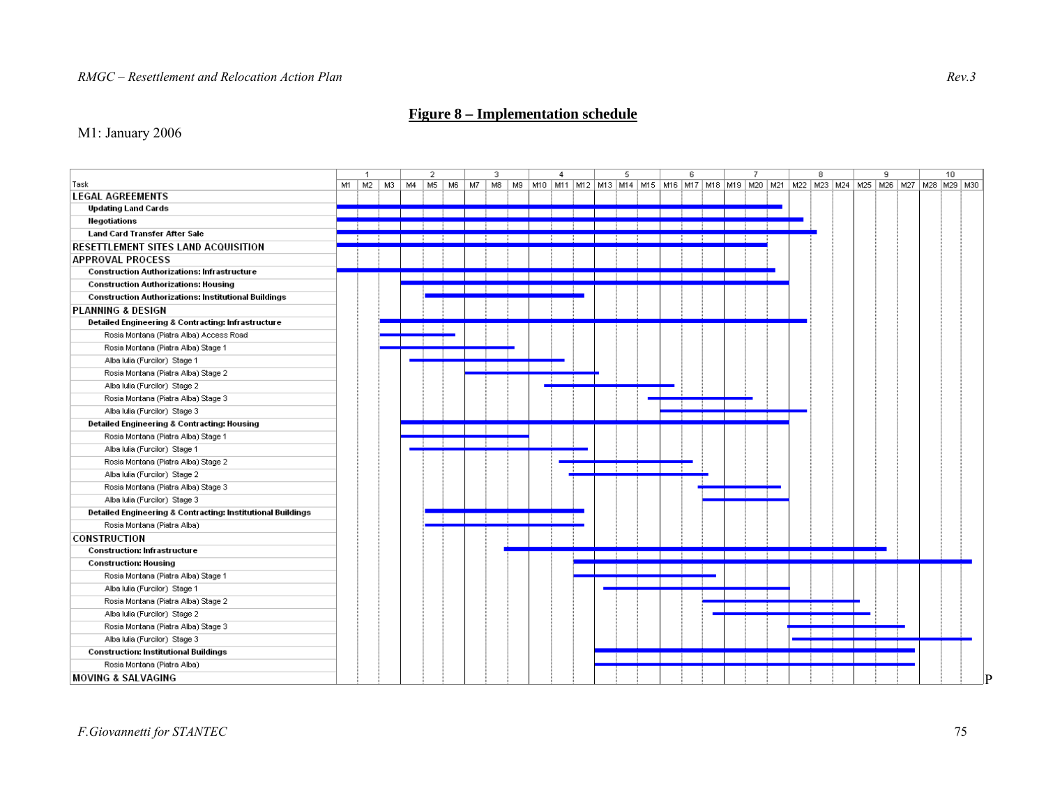# Figure 8 – Implementation schedule

M1: January 2006

Task

1 2 3 4 5 6 7 8 9 10

M1 M2 M3 M4 M5 M6 M7 M8 M9 M10 M11 M12 M13 M14 M15 M16 M17 M18 M19 M20 M21 M22 M23 M24 M25 M26 M27 M28 M29 M30

LEGAL AGREEMENTS

Updating Land Cards

Negotiations

Land Card Transfer After Sale

RESETTLEMENT SITES LAND ACQUISITION

APPROVAL PROCESS

Construction Authorizations: Infrastructure

Construction Authorizations: Housing

Construction Authorizations: Institutional Buildings

PLANNING & DESIGN

Detailed Engineering & Contracting: Infrastructure

Rosia Montana (Piatra Alba) Access Road

Rosia Montana (Piatra Alba) Stage 1

Alba Iulia (Furcilor) Stage 1

Rosia Montana (Piatra Alba) Stage 2

Alba Iulia (Furcilor) Stage 2

Rosia Montana (Piatra Alba) Stage 3

Alba Iulia (Furcilor) Stage 3

Detailed Engineering & Contracting: Housing

Rosia Montana (Piatra Alba) Stage 1

Alba Iulia (Furcilor) Stage 1

Rosia Montana (Piatra Alba) Stage 2

Alba Iulia (Furcilor) Stage 2

Rosia Montana (Piatra Alba) Stage 3

Alba Iulia (Furcilor) Stage 3

Detailed Engineering & Contracting: Institutional Buildings

Rosia Montana (Piatra Alba)

CONSTRUCTION

Construction: Infrastructure

Construction: Housing

Rosia Montana (Piatra Alba) Stage 1

Alba Iulia (Furcilor) Stage 1

Rosia Montana (Piatra Alba) Stage 2

Alba Iulia (Furcilor) Stage 2

Rosia Montana (Piatra Alba) Stage 3

Alba Iulia (Furcilor) Stage 3

Construction: Institutional Buildings

Rosia Montana (Piatra Alba)

MOVING & SALVAGING